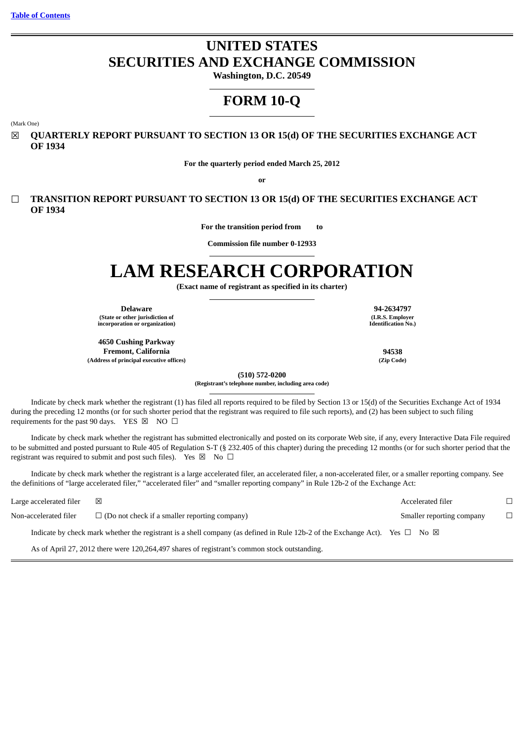Table of Contents

# UNITED STATES
# SECURITIES AND EXCHANGE COMMISSION

**Washington, D.C. 20549**

# FORM 10-Q

(Mark One)

☒ **QUARTERLY REPORT PURSUANT TO SECTION 13 OR 15(d) OF THE SECURITIES EXCHANGE ACT OF 1934**

**For the quarterly period ended March 25, 2012**

**or**

☐ **TRANSITION REPORT PURSUANT TO SECTION 13 OR 15(d) OF THE SECURITIES EXCHANGE ACT OF 1934**

**For the transition period from to**

**Commission file number 0-12933**

# LAM RESEARCH CORPORATION

**(Exact name of registrant as specified in its charter)**

| | |
|---|---|
| **Delaware**<br>**(State or other jurisdiction of incorporation or organization)** | **94-2634797**<br>**(I.R.S. Employer Identification No.)** |
| **4650 Cushing Parkway**<br>**Fremont, California**<br>**(Address of principal executive offices)** | **94538**<br>**(Zip Code)** |

**(510) 572-0200**
**(Registrant's telephone number, including area code)**

Indicate by check mark whether the registrant (1) has filed all reports required to be filed by Section 13 or 15(d) of the Securities Exchange Act of 1934 during the preceding 12 months (or for such shorter period that the registrant was required to file such reports), and (2) has been subject to such filing requirements for the past 90 days. YES ☒ NO ☐

Indicate by check mark whether the registrant has submitted electronically and posted on its corporate Web site, if any, every Interactive Data File required to be submitted and posted pursuant to Rule 405 of Regulation S-T (§ 232.405 of this chapter) during the preceding 12 months (or for such shorter period that the registrant was required to submit and post such files). Yes ☒ No ☐

Indicate by check mark whether the registrant is a large accelerated filer, an accelerated filer, a non-accelerated filer, or a smaller reporting company. See the definitions of "large accelerated filer," "accelerated filer" and "smaller reporting company" in Rule 12b-2 of the Exchange Act:

| | | | |
|---|---|---|---|
| Large accelerated filer | ☒ | Accelerated filer | ☐ |
| Non-accelerated filer | ☐ (Do not check if a smaller reporting company) | Smaller reporting company | ☐ |

Indicate by check mark whether the registrant is a shell company (as defined in Rule 12b-2 of the Exchange Act). Yes ☐ No ☒

As of April 27, 2012 there were 120,264,497 shares of registrant's common stock outstanding.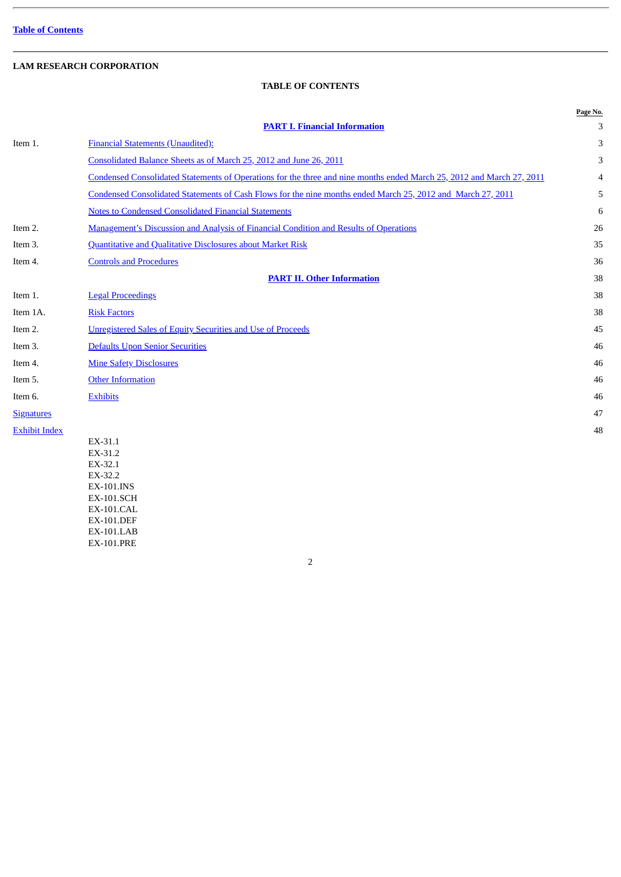Table of Contents

**LAM RESEARCH CORPORATION**

**TABLE OF CONTENTS**

| | | Page No. |
|---|---|---|
| | **PART I. Financial Information** | 3 |
| Item 1. | Financial Statements (Unaudited): | 3 |
| | Consolidated Balance Sheets as of March 25, 2012 and June 26, 2011 | 3 |
| | Condensed Consolidated Statements of Operations for the three and nine months ended March 25, 2012 and March 27, 2011 | 4 |
| | Condensed Consolidated Statements of Cash Flows for the nine months ended March 25, 2012 and March 27, 2011 | 5 |
| | Notes to Condensed Consolidated Financial Statements | 6 |
| Item 2. | Management's Discussion and Analysis of Financial Condition and Results of Operations | 26 |
| Item 3. | Quantitative and Qualitative Disclosures about Market Risk | 35 |
| Item 4. | Controls and Procedures | 36 |
| | **PART II. Other Information** | 38 |
| Item 1. | Legal Proceedings | 38 |
| Item 1A. | Risk Factors | 38 |
| Item 2. | Unregistered Sales of Equity Securities and Use of Proceeds | 45 |
| Item 3. | Defaults Upon Senior Securities | 46 |
| Item 4. | Mine Safety Disclosures | 46 |
| Item 5. | Other Information | 46 |
| Item 6. | Exhibits | 46 |
| Signatures | | 47 |
| Exhibit Index | | 48 |
| | EX-31.1<br>EX-31.2<br>EX-32.1<br>EX-32.2<br>EX-101.INS<br>EX-101.SCH<br>EX-101.CAL<br>EX-101.DEF<br>EX-101.LAB<br>EX-101.PRE | |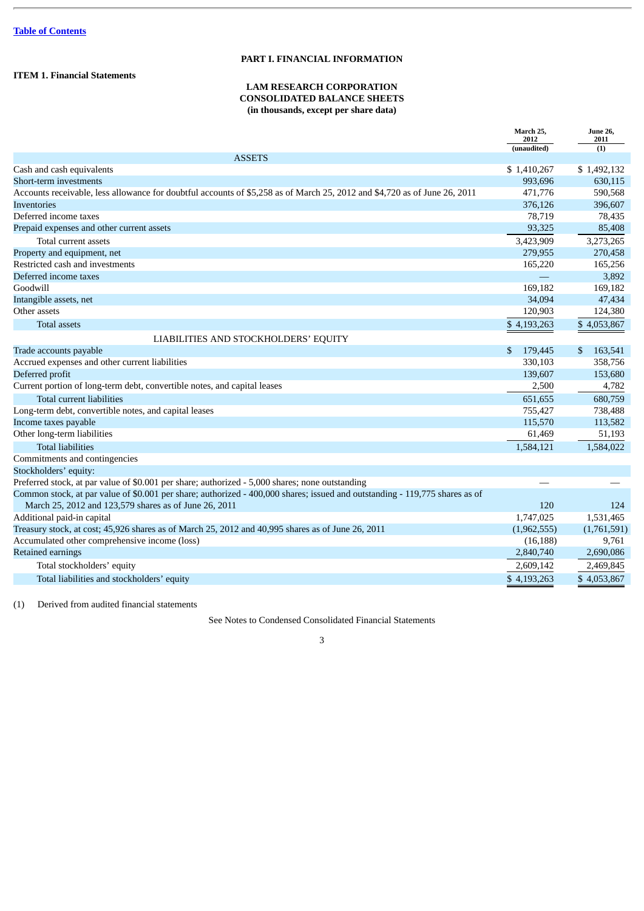[Table of Contents](#)

# PART I. FINANCIAL INFORMATION

## ITEM 1. Financial Statements

### LAM RESEARCH CORPORATION
### CONSOLIDATED BALANCE SHEETS
### (in thousands, except per share data)

| | March 25, 2012 (unaudited) | June 26, 2011 (1) |
|---|---|---|
| **ASSETS** | | |
| Cash and cash equivalents | $ 1,410,267 | $ 1,492,132 |
| Short-term investments | 993,696 | 630,115 |
| Accounts receivable, less allowance for doubtful accounts of $5,258 as of March 25, 2012 and $4,720 as of June 26, 2011 | 471,776 | 590,568 |
| Inventories | 376,126 | 396,607 |
| Deferred income taxes | 78,719 | 78,435 |
| Prepaid expenses and other current assets | 93,325 | 85,408 |
| Total current assets | 3,423,909 | 3,273,265 |
| Property and equipment, net | 279,955 | 270,458 |
| Restricted cash and investments | 165,220 | 165,256 |
| Deferred income taxes | — | 3,892 |
| Goodwill | 169,182 | 169,182 |
| Intangible assets, net | 34,094 | 47,434 |
| Other assets | 120,903 | 124,380 |
| Total assets | $ 4,193,263 | $ 4,053,867 |
| **LIABILITIES AND STOCKHOLDERS' EQUITY** | | |
| Trade accounts payable | $ 179,445 | $ 163,541 |
| Accrued expenses and other current liabilities | 330,103 | 358,756 |
| Deferred profit | 139,607 | 153,680 |
| Current portion of long-term debt, convertible notes, and capital leases | 2,500 | 4,782 |
| Total current liabilities | 651,655 | 680,759 |
| Long-term debt, convertible notes, and capital leases | 755,427 | 738,488 |
| Income taxes payable | 115,570 | 113,582 |
| Other long-term liabilities | 61,469 | 51,193 |
| Total liabilities | 1,584,121 | 1,584,022 |
| Commitments and contingencies | | |
| Stockholders' equity: | | |
| Preferred stock, at par value of $0.001 per share; authorized - 5,000 shares; none outstanding | — | — |
| Common stock, at par value of $0.001 per share; authorized - 400,000 shares; issued and outstanding - 119,775 shares as of March 25, 2012 and 123,579 shares as of June 26, 2011 | 120 | 124 |
| Additional paid-in capital | 1,747,025 | 1,531,465 |
| Treasury stock, at cost; 45,926 shares as of March 25, 2012 and 40,995 shares as of June 26, 2011 | (1,962,555) | (1,761,591) |
| Accumulated other comprehensive income (loss) | (16,188) | 9,761 |
| Retained earnings | 2,840,740 | 2,690,086 |
| Total stockholders' equity | 2,609,142 | 2,469,845 |
| Total liabilities and stockholders' equity | $ 4,193,263 | $ 4,053,867 |

(1) Derived from audited financial statements

See Notes to Condensed Consolidated Financial Statements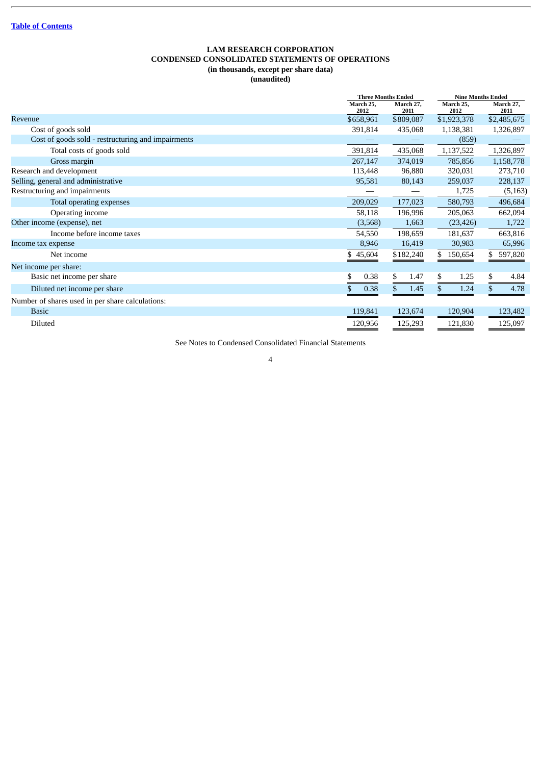[Table of Contents](#)

# LAM RESEARCH CORPORATION
## CONDENSED CONSOLIDATED STATEMENTS OF OPERATIONS
**(in thousands, except per share data)**
**(unaudited)**

| | Three Months Ended | | Nine Months Ended | |
|---|---|---|---|---|
| | March 25, 2012 | March 27, 2011 | March 25, 2012 | March 27, 2011 |
| Revenue | $658,961 | $809,087 | $1,923,378 | $2,485,675 |
| Cost of goods sold | 391,814 | 435,068 | 1,138,381 | 1,326,897 |
| Cost of goods sold - restructuring and impairments | — | — | (859) | — |
| Total costs of goods sold | 391,814 | 435,068 | 1,137,522 | 1,326,897 |
| Gross margin | 267,147 | 374,019 | 785,856 | 1,158,778 |
| Research and development | 113,448 | 96,880 | 320,031 | 273,710 |
| Selling, general and administrative | 95,581 | 80,143 | 259,037 | 228,137 |
| Restructuring and impairments | — | — | 1,725 | (5,163) |
| Total operating expenses | 209,029 | 177,023 | 580,793 | 496,684 |
| Operating income | 58,118 | 196,996 | 205,063 | 662,094 |
| Other income (expense), net | (3,568) | 1,663 | (23,426) | 1,722 |
| Income before income taxes | 54,550 | 198,659 | 181,637 | 663,816 |
| Income tax expense | 8,946 | 16,419 | 30,983 | 65,996 |
| Net income | $ 45,604 | $182,240 | $ 150,654 | $ 597,820 |
| Net income per share: | | | | |
| Basic net income per share | $ 0.38 | $ 1.47 | $ 1.25 | $ 4.84 |
| Diluted net income per share | $ 0.38 | $ 1.45 | $ 1.24 | $ 4.78 |
| Number of shares used in per share calculations: | | | | |
| Basic | 119,841 | 123,674 | 120,904 | 123,482 |
| Diluted | 120,956 | 125,293 | 121,830 | 125,097 |

See Notes to Condensed Consolidated Financial Statements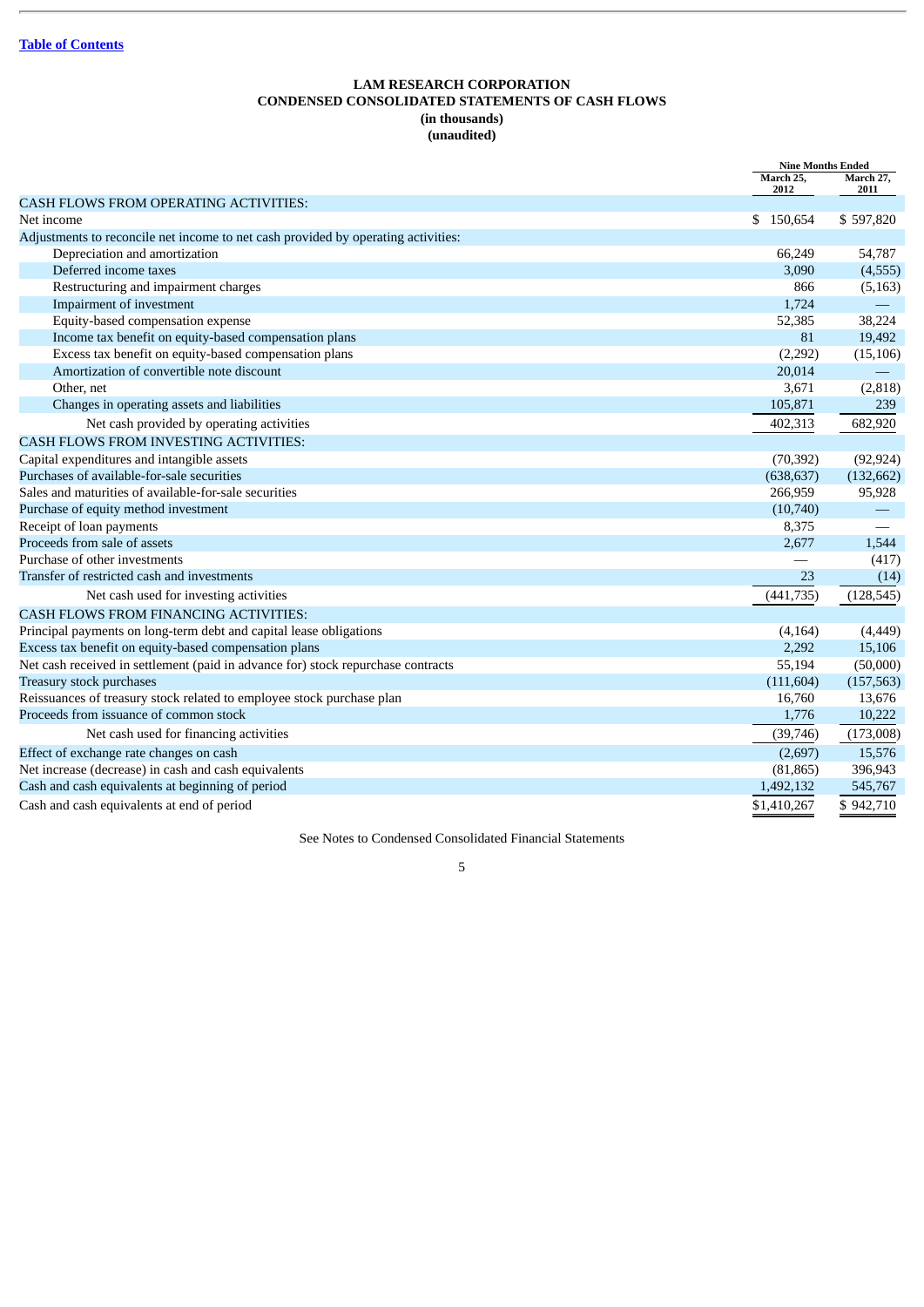[Table of Contents](#)

# LAM RESEARCH CORPORATION
## CONDENSED CONSOLIDATED STATEMENTS OF CASH FLOWS
**(in thousands)**
**(unaudited)**

| | Nine Months Ended | |
|---|---|---|
| | March 25, 2012 | March 27, 2011 |
| CASH FLOWS FROM OPERATING ACTIVITIES: | | |
| Net income | $ 150,654 | $ 597,820 |
| Adjustments to reconcile net income to net cash provided by operating activities: | | |
| Depreciation and amortization | 66,249 | 54,787 |
| Deferred income taxes | 3,090 | (4,555) |
| Restructuring and impairment charges | 866 | (5,163) |
| Impairment of investment | 1,724 | — |
| Equity-based compensation expense | 52,385 | 38,224 |
| Income tax benefit on equity-based compensation plans | 81 | 19,492 |
| Excess tax benefit on equity-based compensation plans | (2,292) | (15,106) |
| Amortization of convertible note discount | 20,014 | — |
| Other, net | 3,671 | (2,818) |
| Changes in operating assets and liabilities | 105,871 | 239 |
| Net cash provided by operating activities | 402,313 | 682,920 |
| CASH FLOWS FROM INVESTING ACTIVITIES: | | |
| Capital expenditures and intangible assets | (70,392) | (92,924) |
| Purchases of available-for-sale securities | (638,637) | (132,662) |
| Sales and maturities of available-for-sale securities | 266,959 | 95,928 |
| Purchase of equity method investment | (10,740) | — |
| Receipt of loan payments | 8,375 | — |
| Proceeds from sale of assets | 2,677 | 1,544 |
| Purchase of other investments | — | (417) |
| Transfer of restricted cash and investments | 23 | (14) |
| Net cash used for investing activities | (441,735) | (128,545) |
| CASH FLOWS FROM FINANCING ACTIVITIES: | | |
| Principal payments on long-term debt and capital lease obligations | (4,164) | (4,449) |
| Excess tax benefit on equity-based compensation plans | 2,292 | 15,106 |
| Net cash received in settlement (paid in advance for) stock repurchase contracts | 55,194 | (50,000) |
| Treasury stock purchases | (111,604) | (157,563) |
| Reissuances of treasury stock related to employee stock purchase plan | 16,760 | 13,676 |
| Proceeds from issuance of common stock | 1,776 | 10,222 |
| Net cash used for financing activities | (39,746) | (173,008) |
| Effect of exchange rate changes on cash | (2,697) | 15,576 |
| Net increase (decrease) in cash and cash equivalents | (81,865) | 396,943 |
| Cash and cash equivalents at beginning of period | 1,492,132 | 545,767 |
| Cash and cash equivalents at end of period | $1,410,267 | $ 942,710 |

See Notes to Condensed Consolidated Financial Statements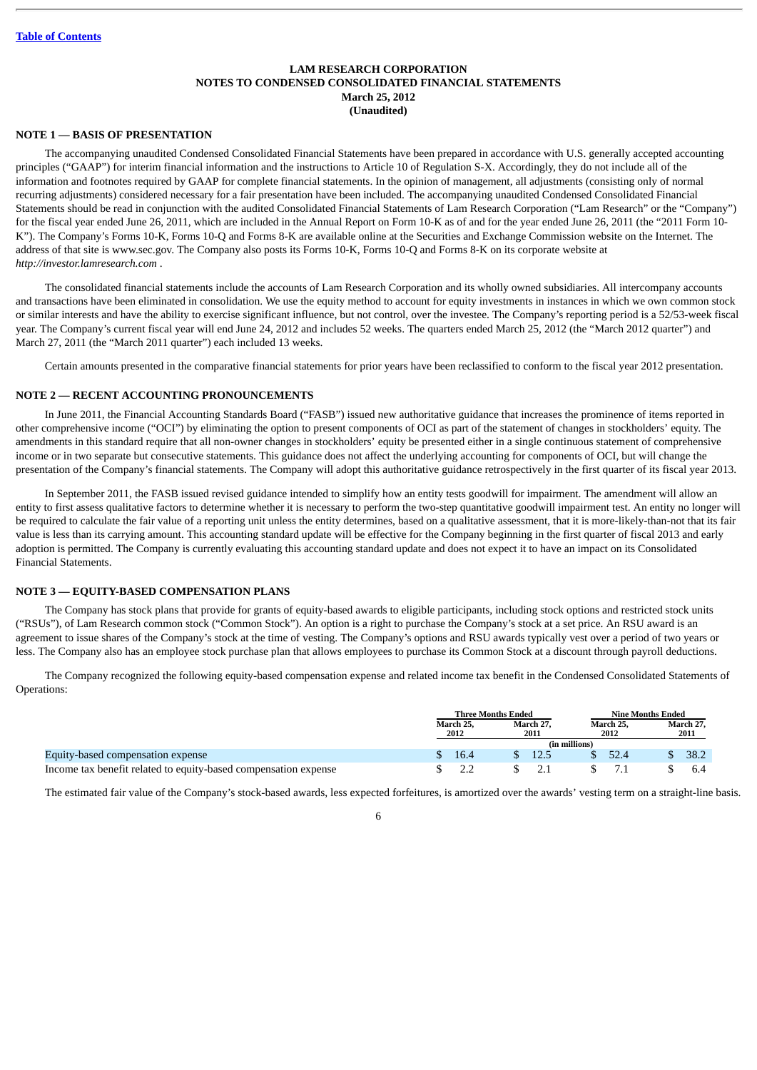[Table of Contents](#)

**LAM RESEARCH CORPORATION**
**NOTES TO CONDENSED CONSOLIDATED FINANCIAL STATEMENTS**
**March 25, 2012**
**(Unaudited)**

## NOTE 1 — BASIS OF PRESENTATION

The accompanying unaudited Condensed Consolidated Financial Statements have been prepared in accordance with U.S. generally accepted accounting principles ("GAAP") for interim financial information and the instructions to Article 10 of Regulation S-X. Accordingly, they do not include all of the information and footnotes required by GAAP for complete financial statements. In the opinion of management, all adjustments (consisting only of normal recurring adjustments) considered necessary for a fair presentation have been included. The accompanying unaudited Condensed Consolidated Financial Statements should be read in conjunction with the audited Consolidated Financial Statements of Lam Research Corporation ("Lam Research" or the "Company") for the fiscal year ended June 26, 2011, which are included in the Annual Report on Form 10-K as of and for the year ended June 26, 2011 (the "2011 Form 10-K"). The Company's Forms 10-K, Forms 10-Q and Forms 8-K are available online at the Securities and Exchange Commission website on the Internet. The address of that site is www.sec.gov. The Company also posts its Forms 10-K, Forms 10-Q and Forms 8-K on its corporate website at *http://investor.lamresearch.com* .

The consolidated financial statements include the accounts of Lam Research Corporation and its wholly owned subsidiaries. All intercompany accounts and transactions have been eliminated in consolidation. We use the equity method to account for equity investments in instances in which we own common stock or similar interests and have the ability to exercise significant influence, but not control, over the investee. The Company's reporting period is a 52/53-week fiscal year. The Company's current fiscal year will end June 24, 2012 and includes 52 weeks. The quarters ended March 25, 2012 (the "March 2012 quarter") and March 27, 2011 (the "March 2011 quarter") each included 13 weeks.

Certain amounts presented in the comparative financial statements for prior years have been reclassified to conform to the fiscal year 2012 presentation.

## NOTE 2 — RECENT ACCOUNTING PRONOUNCEMENTS

In June 2011, the Financial Accounting Standards Board ("FASB") issued new authoritative guidance that increases the prominence of items reported in other comprehensive income ("OCI") by eliminating the option to present components of OCI as part of the statement of changes in stockholders' equity. The amendments in this standard require that all non-owner changes in stockholders' equity be presented either in a single continuous statement of comprehensive income or in two separate but consecutive statements. This guidance does not affect the underlying accounting for components of OCI, but will change the presentation of the Company's financial statements. The Company will adopt this authoritative guidance retrospectively in the first quarter of its fiscal year 2013.

In September 2011, the FASB issued revised guidance intended to simplify how an entity tests goodwill for impairment. The amendment will allow an entity to first assess qualitative factors to determine whether it is necessary to perform the two-step quantitative goodwill impairment test. An entity no longer will be required to calculate the fair value of a reporting unit unless the entity determines, based on a qualitative assessment, that it is more-likely-than-not that its fair value is less than its carrying amount. This accounting standard update will be effective for the Company beginning in the first quarter of fiscal 2013 and early adoption is permitted. The Company is currently evaluating this accounting standard update and does not expect it to have an impact on its Consolidated Financial Statements.

## NOTE 3 — EQUITY-BASED COMPENSATION PLANS

The Company has stock plans that provide for grants of equity-based awards to eligible participants, including stock options and restricted stock units ("RSUs"), of Lam Research common stock ("Common Stock"). An option is a right to purchase the Company's stock at a set price. An RSU award is an agreement to issue shares of the Company's stock at the time of vesting. The Company's options and RSU awards typically vest over a period of two years or less. The Company also has an employee stock purchase plan that allows employees to purchase its Common Stock at a discount through payroll deductions.

The Company recognized the following equity-based compensation expense and related income tax benefit in the Condensed Consolidated Statements of Operations:

| | Three Months Ended | | Nine Months Ended | |
|---|---|---|---|---|
| | March 25, 2012 | March 27, 2011 | March 25, 2012 | March 27, 2011 |
| | (in millions) | | | |
| Equity-based compensation expense | $ 16.4 | $ 12.5 | $ 52.4 | $ 38.2 |
| Income tax benefit related to equity-based compensation expense | $ 2.2 | $ 2.1 | $ 7.1 | $ 6.4 |

The estimated fair value of the Company's stock-based awards, less expected forfeitures, is amortized over the awards' vesting term on a straight-line basis.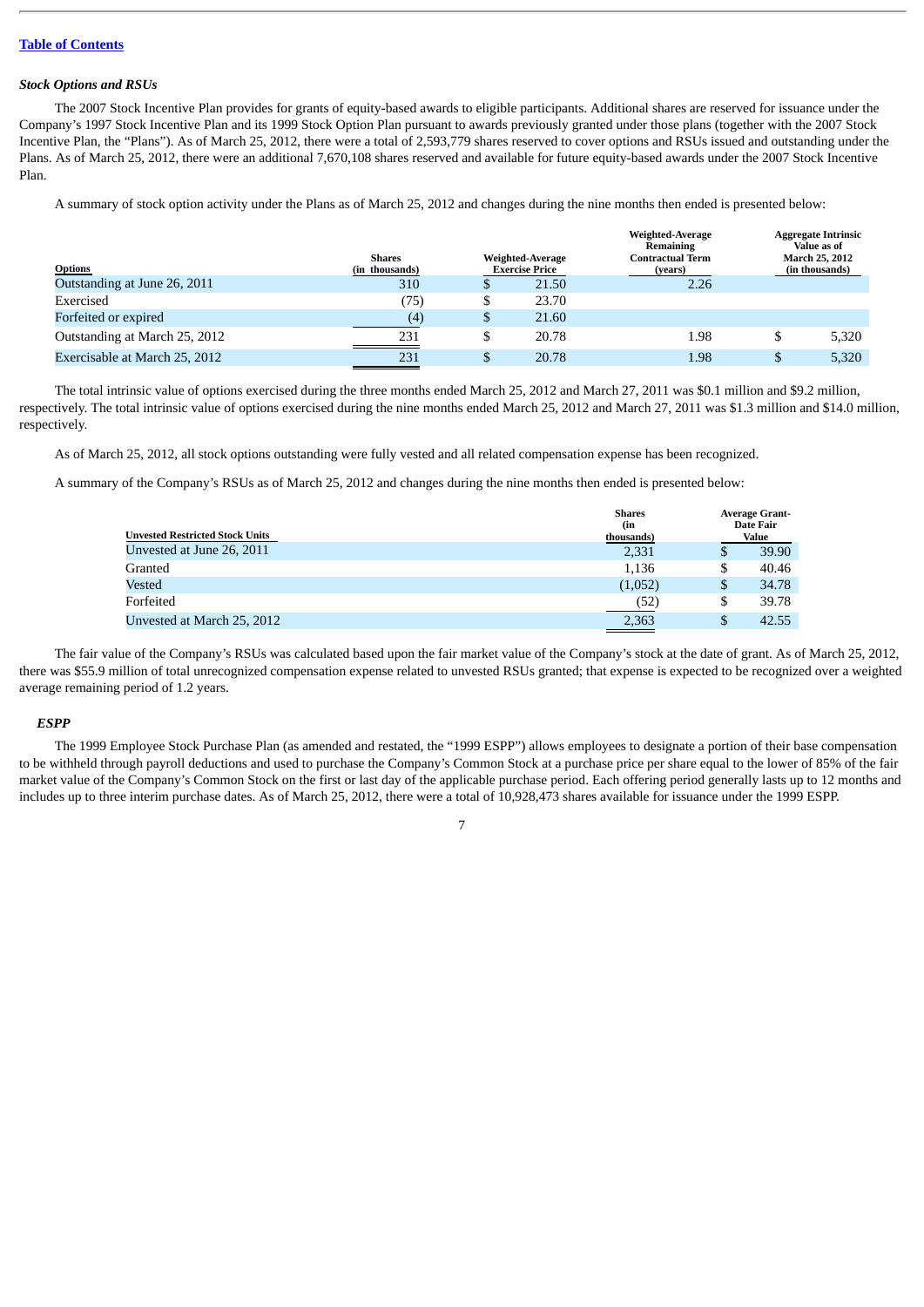*Stock Options and RSUs*

The 2007 Stock Incentive Plan provides for grants of equity-based awards to eligible participants. Additional shares are reserved for issuance under the Company's 1997 Stock Incentive Plan and its 1999 Stock Option Plan pursuant to awards previously granted under those plans (together with the 2007 Stock Incentive Plan, the "Plans"). As of March 25, 2012, there were a total of 2,593,779 shares reserved to cover options and RSUs issued and outstanding under the Plans. As of March 25, 2012, there were an additional 7,670,108 shares reserved and available for future equity-based awards under the 2007 Stock Incentive Plan.

A summary of stock option activity under the Plans as of March 25, 2012 and changes during the nine months then ended is presented below:

| Options | Shares (in thousands) | Weighted-Average Exercise Price | Weighted-Average Remaining Contractual Term (years) | Aggregate Intrinsic Value as of March 25, 2012 (in thousands) |
|---|---|---|---|---|
| Outstanding at June 26, 2011 | 310 | $ 21.50 | 2.26 | |
| Exercised | (75) | $ 23.70 | | |
| Forfeited or expired | (4) | $ 21.60 | | |
| Outstanding at March 25, 2012 | 231 | $ 20.78 | 1.98 | $ 5,320 |
| Exercisable at March 25, 2012 | 231 | $ 20.78 | 1.98 | $ 5,320 |

The total intrinsic value of options exercised during the three months ended March 25, 2012 and March 27, 2011 was $0.1 million and $9.2 million, respectively. The total intrinsic value of options exercised during the nine months ended March 25, 2012 and March 27, 2011 was $1.3 million and $14.0 million, respectively.

As of March 25, 2012, all stock options outstanding were fully vested and all related compensation expense has been recognized.

A summary of the Company's RSUs as of March 25, 2012 and changes during the nine months then ended is presented below:

| Unvested Restricted Stock Units | Shares (in thousands) | Average Grant-Date Fair Value |
|---|---|---|
| Unvested at June 26, 2011 | 2,331 | $ 39.90 |
| Granted | 1,136 | $ 40.46 |
| Vested | (1,052) | $ 34.78 |
| Forfeited | (52) | $ 39.78 |
| Unvested at March 25, 2012 | 2,363 | $ 42.55 |

The fair value of the Company's RSUs was calculated based upon the fair market value of the Company's stock at the date of grant. As of March 25, 2012, there was $55.9 million of total unrecognized compensation expense related to unvested RSUs granted; that expense is expected to be recognized over a weighted average remaining period of 1.2 years.

***ESPP***

The 1999 Employee Stock Purchase Plan (as amended and restated, the "1999 ESPP") allows employees to designate a portion of their base compensation to be withheld through payroll deductions and used to purchase the Company's Common Stock at a purchase price per share equal to the lower of 85% of the fair market value of the Company's Common Stock on the first or last day of the applicable purchase period. Each offering period generally lasts up to 12 months and includes up to three interim purchase dates. As of March 25, 2012, there were a total of 10,928,473 shares available for issuance under the 1999 ESPP.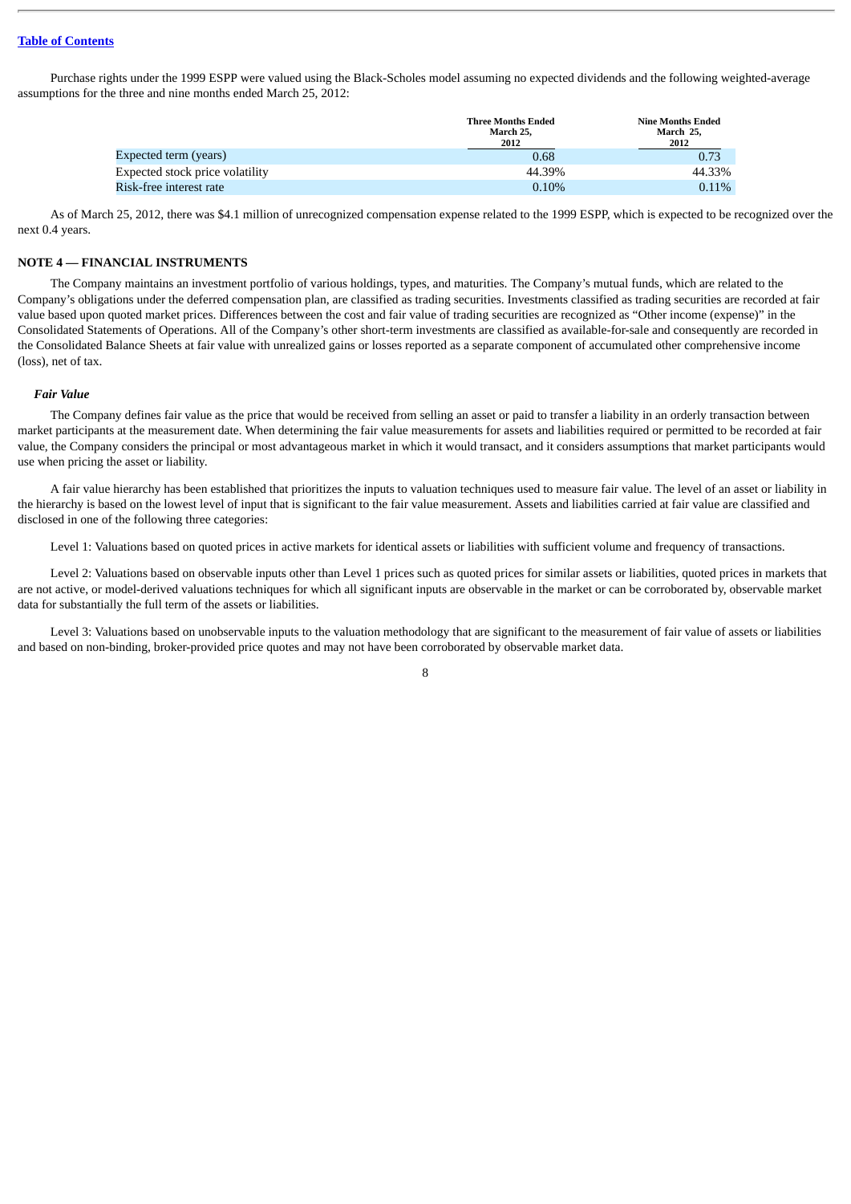Purchase rights under the 1999 ESPP were valued using the Black-Scholes model assuming no expected dividends and the following weighted-average assumptions for the three and nine months ended March 25, 2012:

| | Three Months Ended March 25, 2012 | Nine Months Ended March 25, 2012 |
|---|---|---|
| Expected term (years) | 0.68 | 0.73 |
| Expected stock price volatility | 44.39% | 44.33% |
| Risk-free interest rate | 0.10% | 0.11% |

As of March 25, 2012, there was $4.1 million of unrecognized compensation expense related to the 1999 ESPP, which is expected to be recognized over the next 0.4 years.

## NOTE 4 — FINANCIAL INSTRUMENTS

The Company maintains an investment portfolio of various holdings, types, and maturities. The Company's mutual funds, which are related to the Company's obligations under the deferred compensation plan, are classified as trading securities. Investments classified as trading securities are recorded at fair value based upon quoted market prices. Differences between the cost and fair value of trading securities are recognized as "Other income (expense)" in the Consolidated Statements of Operations. All of the Company's other short-term investments are classified as available-for-sale and consequently are recorded in the Consolidated Balance Sheets at fair value with unrealized gains or losses reported as a separate component of accumulated other comprehensive income (loss), net of tax.

### *Fair Value*

The Company defines fair value as the price that would be received from selling an asset or paid to transfer a liability in an orderly transaction between market participants at the measurement date. When determining the fair value measurements for assets and liabilities required or permitted to be recorded at fair value, the Company considers the principal or most advantageous market in which it would transact, and it considers assumptions that market participants would use when pricing the asset or liability.

A fair value hierarchy has been established that prioritizes the inputs to valuation techniques used to measure fair value. The level of an asset or liability in the hierarchy is based on the lowest level of input that is significant to the fair value measurement. Assets and liabilities carried at fair value are classified and disclosed in one of the following three categories:

Level 1: Valuations based on quoted prices in active markets for identical assets or liabilities with sufficient volume and frequency of transactions.

Level 2: Valuations based on observable inputs other than Level 1 prices such as quoted prices for similar assets or liabilities, quoted prices in markets that are not active, or model-derived valuations techniques for which all significant inputs are observable in the market or can be corroborated by, observable market data for substantially the full term of the assets or liabilities.

Level 3: Valuations based on unobservable inputs to the valuation methodology that are significant to the measurement of fair value of assets or liabilities and based on non-binding, broker-provided price quotes and may not have been corroborated by observable market data.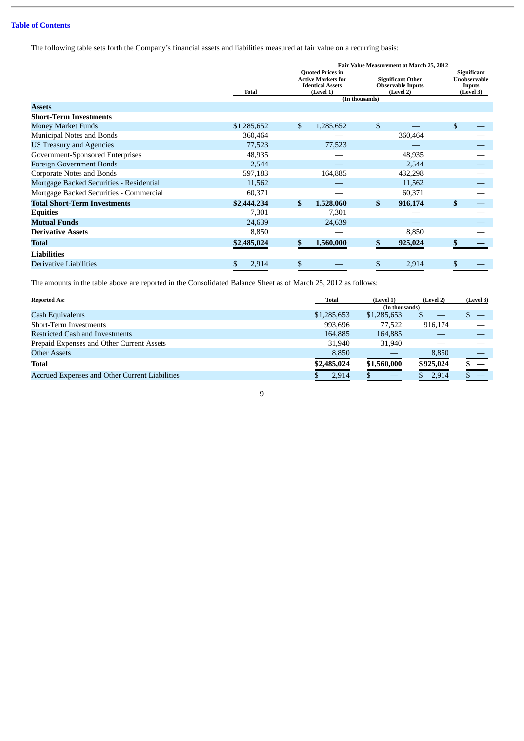Table of Contents

The following table sets forth the Company's financial assets and liabilities measured at fair value on a recurring basis:

| | | Fair Value Measurement at March 25, 2012 | | |
|---|---|---|---|---|
| | Total | Quoted Prices in Active Markets for Identical Assets (Level 1) | Significant Other Observable Inputs (Level 2) | Significant Unobservable Inputs (Level 3) |
| | | (In thousands) | | |
| **Assets** | | | | |
| **Short-Term Investments** | | | | |
| Money Market Funds | $1,285,652 | $ 1,285,652 | $ — | $ — |
| Municipal Notes and Bonds | 360,464 | — | 360,464 | — |
| US Treasury and Agencies | 77,523 | 77,523 | — | — |
| Government-Sponsored Enterprises | 48,935 | — | 48,935 | — |
| Foreign Government Bonds | 2,544 | — | 2,544 | — |
| Corporate Notes and Bonds | 597,183 | 164,885 | 432,298 | — |
| Mortgage Backed Securities - Residential | 11,562 | — | 11,562 | — |
| Mortgage Backed Securities - Commercial | 60,371 | — | 60,371 | — |
| **Total Short-Term Investments** | **$2,444,234** | **$ 1,528,060** | **$ 916,174** | **$ —** |
| **Equities** | 7,301 | 7,301 | — | — |
| **Mutual Funds** | 24,639 | 24,639 | — | — |
| **Derivative Assets** | 8,850 | — | 8,850 | — |
| **Total** | **$2,485,024** | **$ 1,560,000** | **$ 925,024** | **$ —** |
| **Liabilities** | | | | |
| Derivative Liabilities | $ 2,914 | $ — | $ 2,914 | $ — |

The amounts in the table above are reported in the Consolidated Balance Sheet as of March 25, 2012 as follows:

| Reported As: | Total | (Level 1) | (Level 2) | (Level 3) |
|---|---|---|---|---|
| | | (In thousands) | | |
| Cash Equivalents | $1,285,653 | $1,285,653 | $ — | $ — |
| Short-Term Investments | 993,696 | 77,522 | 916,174 | — |
| Restricted Cash and Investments | 164,885 | 164,885 | — | — |
| Prepaid Expenses and Other Current Assets | 31,940 | 31,940 | — | — |
| Other Assets | 8,850 | — | 8,850 | — |
| **Total** | **$2,485,024** | **$1,560,000** | **$925,024** | **$ —** |
| Accrued Expenses and Other Current Liabilities | $ 2,914 | $ — | $ 2,914 | $ — |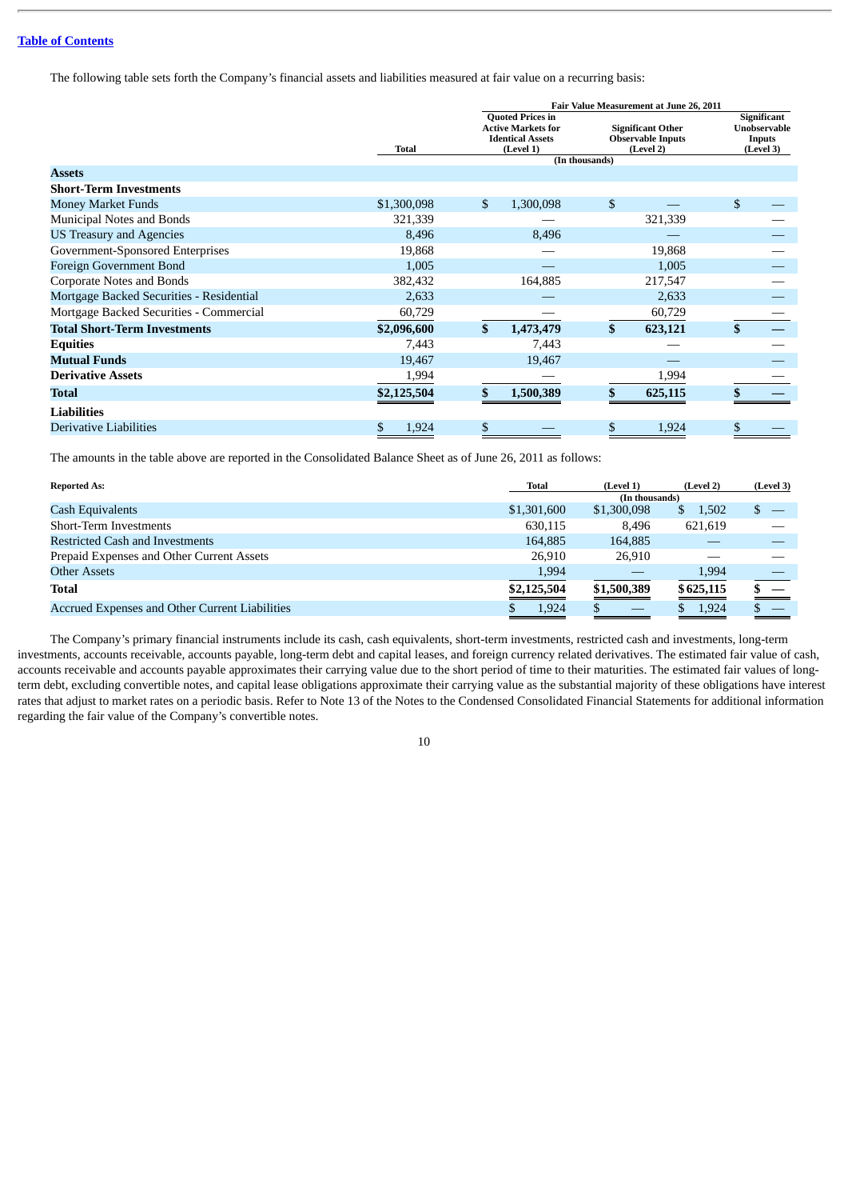[Table of Contents](#)

The following table sets forth the Company's financial assets and liabilities measured at fair value on a recurring basis:

| | | Fair Value Measurement at June 26, 2011 | | |
|---|---|---|---|---|
| | Total | Quoted Prices in Active Markets for Identical Assets (Level 1) | Significant Other Observable Inputs (Level 2) | Significant Unobservable Inputs (Level 3) |
| | | (In thousands) | | |
| **Assets** | | | | |
| **Short-Term Investments** | | | | |
| Money Market Funds | $1,300,098 | $ 1,300,098 | $ — | $ — |
| Municipal Notes and Bonds | 321,339 | — | 321,339 | — |
| US Treasury and Agencies | 8,496 | 8,496 | — | — |
| Government-Sponsored Enterprises | 19,868 | — | 19,868 | — |
| Foreign Government Bond | 1,005 | — | 1,005 | — |
| Corporate Notes and Bonds | 382,432 | 164,885 | 217,547 | — |
| Mortgage Backed Securities - Residential | 2,633 | — | 2,633 | — |
| Mortgage Backed Securities - Commercial | 60,729 | — | 60,729 | — |
| **Total Short-Term Investments** | **$2,096,600** | **$ 1,473,479** | **$ 623,121** | **$ —** |
| **Equities** | 7,443 | 7,443 | — | — |
| **Mutual Funds** | 19,467 | 19,467 | — | — |
| **Derivative Assets** | 1,994 | — | 1,994 | — |
| **Total** | **$2,125,504** | **$ 1,500,389** | **$ 625,115** | **$ —** |
| **Liabilities** | | | | |
| Derivative Liabilities | $ 1,924 | $ — | $ 1,924 | $ — |

The amounts in the table above are reported in the Consolidated Balance Sheet as of June 26, 2011 as follows:

| Reported As: | Total | (Level 1) | (Level 2) | (Level 3) |
|---|---|---|---|---|
| | | (In thousands) | | |
| Cash Equivalents | $1,301,600 | $1,300,098 | $ 1,502 | $ — |
| Short-Term Investments | 630,115 | 8,496 | 621,619 | — |
| Restricted Cash and Investments | 164,885 | 164,885 | — | — |
| Prepaid Expenses and Other Current Assets | 26,910 | 26,910 | — | — |
| Other Assets | 1,994 | — | 1,994 | — |
| **Total** | **$2,125,504** | **$1,500,389** | **$625,115** | **$ —** |
| Accrued Expenses and Other Current Liabilities | $ 1,924 | $ — | $ 1,924 | $ — |

The Company's primary financial instruments include its cash, cash equivalents, short-term investments, restricted cash and investments, long-term investments, accounts receivable, accounts payable, long-term debt and capital leases, and foreign currency related derivatives. The estimated fair value of cash, accounts receivable and accounts payable approximates their carrying value due to the short period of time to their maturities. The estimated fair values of long-term debt, excluding convertible notes, and capital lease obligations approximate their carrying value as the substantial majority of these obligations have interest rates that adjust to market rates on a periodic basis. Refer to Note 13 of the Notes to the Condensed Consolidated Financial Statements for additional information regarding the fair value of the Company's convertible notes.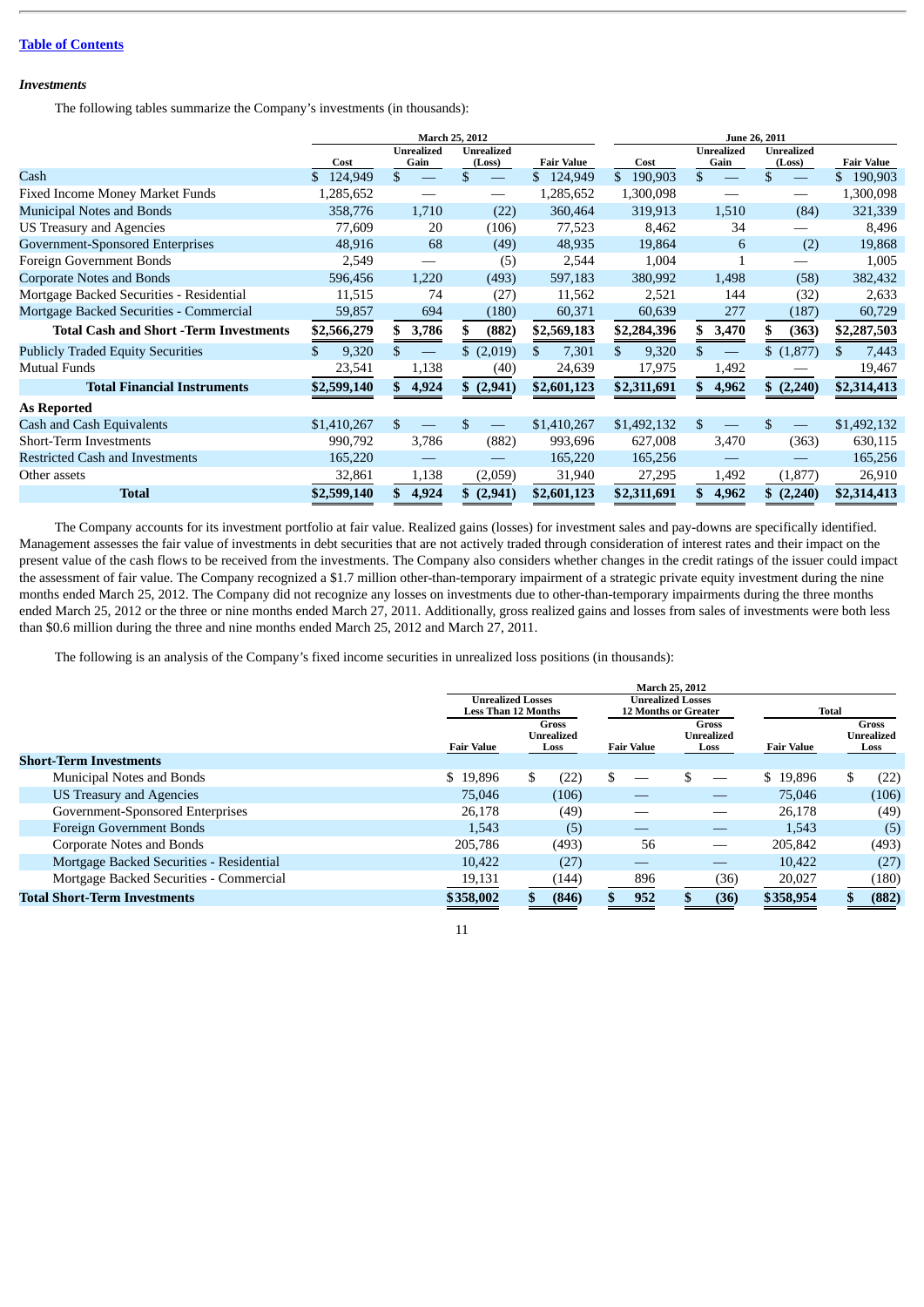[Table of Contents](#)

***Investments***

The following tables summarize the Company's investments (in thousands):

| | March 25, 2012 | | | | June 26, 2011 | | | |
|---|---|---|---|---|---|---|---|---|
| | Cost | Unrealized Gain | Unrealized (Loss) | Fair Value | Cost | Unrealized Gain | Unrealized (Loss) | Fair Value |
| Cash | $ 124,949 | $ — | $ — | $ 124,949 | $ 190,903 | $ — | $ — | $ 190,903 |
| Fixed Income Money Market Funds | 1,285,652 | — | — | 1,285,652 | 1,300,098 | — | — | 1,300,098 |
| Municipal Notes and Bonds | 358,776 | 1,710 | (22) | 360,464 | 319,913 | 1,510 | (84) | 321,339 |
| US Treasury and Agencies | 77,609 | 20 | (106) | 77,523 | 8,462 | 34 | — | 8,496 |
| Government-Sponsored Enterprises | 48,916 | 68 | (49) | 48,935 | 19,864 | 6 | (2) | 19,868 |
| Foreign Government Bonds | 2,549 | — | (5) | 2,544 | 1,004 | 1 | — | 1,005 |
| Corporate Notes and Bonds | 596,456 | 1,220 | (493) | 597,183 | 380,992 | 1,498 | (58) | 382,432 |
| Mortgage Backed Securities - Residential | 11,515 | 74 | (27) | 11,562 | 2,521 | 144 | (32) | 2,633 |
| Mortgage Backed Securities - Commercial | 59,857 | 694 | (180) | 60,371 | 60,639 | 277 | (187) | 60,729 |
| **Total Cash and Short -Term Investments** | **$2,566,279** | **$ 3,786** | **$ (882)** | **$2,569,183** | **$2,284,396** | **$ 3,470** | **$ (363)** | **$2,287,503** |
| Publicly Traded Equity Securities | $ 9,320 | $ — | $ (2,019) | $ 7,301 | $ 9,320 | $ — | $ (1,877) | $ 7,443 |
| Mutual Funds | 23,541 | 1,138 | (40) | 24,639 | 17,975 | 1,492 | — | 19,467 |
| **Total Financial Instruments** | **$2,599,140** | **$ 4,924** | **$ (2,941)** | **$2,601,123** | **$2,311,691** | **$ 4,962** | **$ (2,240)** | **$2,314,413** |
| **As Reported** | | | | | | | | |
| Cash and Cash Equivalents | $1,410,267 | $ — | $ — | $1,410,267 | $1,492,132 | $ — | $ — | $1,492,132 |
| Short-Term Investments | 990,792 | 3,786 | (882) | 993,696 | 627,008 | 3,470 | (363) | 630,115 |
| Restricted Cash and Investments | 165,220 | — | — | 165,220 | 165,256 | — | — | 165,256 |
| Other assets | 32,861 | 1,138 | (2,059) | 31,940 | 27,295 | 1,492 | (1,877) | 26,910 |
| **Total** | **$2,599,140** | **$ 4,924** | **$ (2,941)** | **$2,601,123** | **$2,311,691** | **$ 4,962** | **$ (2,240)** | **$2,314,413** |

The Company accounts for its investment portfolio at fair value. Realized gains (losses) for investment sales and pay-downs are specifically identified. Management assesses the fair value of investments in debt securities that are not actively traded through consideration of interest rates and their impact on the present value of the cash flows to be received from the investments. The Company also considers whether changes in the credit ratings of the issuer could impact the assessment of fair value. The Company recognized a $1.7 million other-than-temporary impairment of a strategic private equity investment during the nine months ended March 25, 2012. The Company did not recognize any losses on investments due to other-than-temporary impairments during the three months ended March 25, 2012 or the three or nine months ended March 27, 2011. Additionally, gross realized gains and losses from sales of investments were both less than $0.6 million during the three and nine months ended March 25, 2012 and March 27, 2011.

The following is an analysis of the Company's fixed income securities in unrealized loss positions (in thousands):

| | March 25, 2012 | | | | | |
|---|---|---|---|---|---|---|
| | Unrealized Losses Less Than 12 Months | | Unrealized Losses 12 Months or Greater | | Total | |
| | Fair Value | Gross Unrealized Loss | Fair Value | Gross Unrealized Loss | Fair Value | Gross Unrealized Loss |
| **Short-Term Investments** | | | | | | |
| Municipal Notes and Bonds | $ 19,896 | $ (22) | $ — | $ — | $ 19,896 | $ (22) |
| US Treasury and Agencies | 75,046 | (106) | — | — | 75,046 | (106) |
| Government-Sponsored Enterprises | 26,178 | (49) | — | — | 26,178 | (49) |
| Foreign Government Bonds | 1,543 | (5) | — | — | 1,543 | (5) |
| Corporate Notes and Bonds | 205,786 | (493) | 56 | — | 205,842 | (493) |
| Mortgage Backed Securities - Residential | 10,422 | (27) | — | — | 10,422 | (27) |
| Mortgage Backed Securities - Commercial | 19,131 | (144) | 896 | (36) | 20,027 | (180) |
| **Total Short-Term Investments** | **$358,002** | **$ (846)** | **$ 952** | **$ (36)** | **$358,954** | **$ (882)** |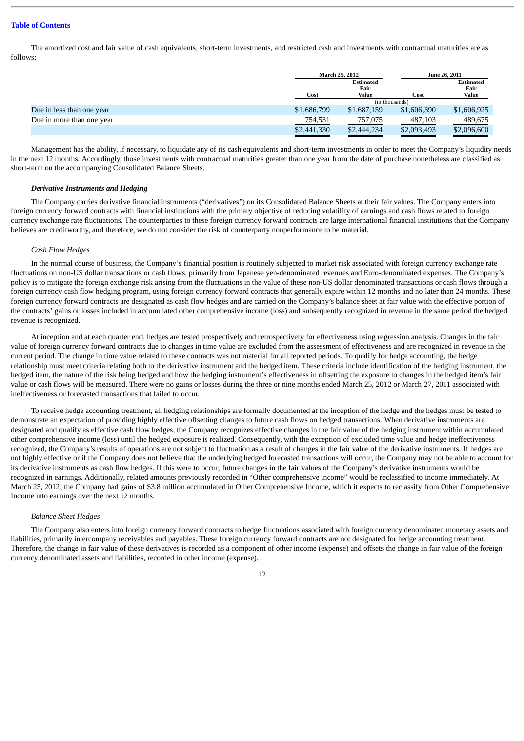[Table of Contents](#)

The amortized cost and fair value of cash equivalents, short-term investments, and restricted cash and investments with contractual maturities are as follows:

| | March 25, 2012 | | June 26, 2011 | |
|---|---|---|---|---|
| | Cost | Estimated Fair Value | Cost | Estimated Fair Value |
| | (in thousands) | | | |
| Due in less than one year | $1,686,799 | $1,687,159 | $1,606,390 | $1,606,925 |
| Due in more than one year | 754,531 | 757,075 | 487,103 | 489,675 |
| | $2,441,330 | $2,444,234 | $2,093,493 | $2,096,600 |

Management has the ability, if necessary, to liquidate any of its cash equivalents and short-term investments in order to meet the Company's liquidity needs in the next 12 months. Accordingly, those investments with contractual maturities greater than one year from the date of purchase nonetheless are classified as short-term on the accompanying Consolidated Balance Sheets.

***Derivative Instruments and Hedging***

The Company carries derivative financial instruments ("derivatives") on its Consolidated Balance Sheets at their fair values. The Company enters into foreign currency forward contracts with financial institutions with the primary objective of reducing volatility of earnings and cash flows related to foreign currency exchange rate fluctuations. The counterparties to these foreign currency forward contracts are large international financial institutions that the Company believes are creditworthy, and therefore, we do not consider the risk of counterparty nonperformance to be material.

*Cash Flow Hedges*

In the normal course of business, the Company's financial position is routinely subjected to market risk associated with foreign currency exchange rate fluctuations on non-US dollar transactions or cash flows, primarily from Japanese yen-denominated revenues and Euro-denominated expenses. The Company's policy is to mitigate the foreign exchange risk arising from the fluctuations in the value of these non-US dollar denominated transactions or cash flows through a foreign currency cash flow hedging program, using foreign currency forward contracts that generally expire within 12 months and no later than 24 months. These foreign currency forward contracts are designated as cash flow hedges and are carried on the Company's balance sheet at fair value with the effective portion of the contracts' gains or losses included in accumulated other comprehensive income (loss) and subsequently recognized in revenue in the same period the hedged revenue is recognized.

At inception and at each quarter end, hedges are tested prospectively and retrospectively for effectiveness using regression analysis. Changes in the fair value of foreign currency forward contracts due to changes in time value are excluded from the assessment of effectiveness and are recognized in revenue in the current period. The change in time value related to these contracts was not material for all reported periods. To qualify for hedge accounting, the hedge relationship must meet criteria relating both to the derivative instrument and the hedged item. These criteria include identification of the hedging instrument, the hedged item, the nature of the risk being hedged and how the hedging instrument's effectiveness in offsetting the exposure to changes in the hedged item's fair value or cash flows will be measured. There were no gains or losses during the three or nine months ended March 25, 2012 or March 27, 2011 associated with ineffectiveness or forecasted transactions that failed to occur.

To receive hedge accounting treatment, all hedging relationships are formally documented at the inception of the hedge and the hedges must be tested to demonstrate an expectation of providing highly effective offsetting changes to future cash flows on hedged transactions. When derivative instruments are designated and qualify as effective cash flow hedges, the Company recognizes effective changes in the fair value of the hedging instrument within accumulated other comprehensive income (loss) until the hedged exposure is realized. Consequently, with the exception of excluded time value and hedge ineffectiveness recognized, the Company's results of operations are not subject to fluctuation as a result of changes in the fair value of the derivative instruments. If hedges are not highly effective or if the Company does not believe that the underlying hedged forecasted transactions will occur, the Company may not be able to account for its derivative instruments as cash flow hedges. If this were to occur, future changes in the fair values of the Company's derivative instruments would be recognized in earnings. Additionally, related amounts previously recorded in "Other comprehensive income" would be reclassified to income immediately. At March 25, 2012, the Company had gains of $3.8 million accumulated in Other Comprehensive Income, which it expects to reclassify from Other Comprehensive Income into earnings over the next 12 months.

*Balance Sheet Hedges*

The Company also enters into foreign currency forward contracts to hedge fluctuations associated with foreign currency denominated monetary assets and liabilities, primarily intercompany receivables and payables. These foreign currency forward contracts are not designated for hedge accounting treatment. Therefore, the change in fair value of these derivatives is recorded as a component of other income (expense) and offsets the change in fair value of the foreign currency denominated assets and liabilities, recorded in other income (expense).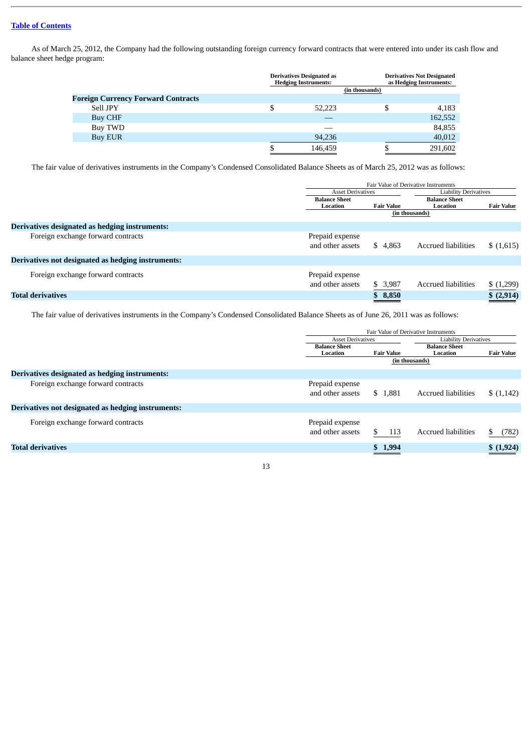Table of Contents

As of March 25, 2012, the Company had the following outstanding foreign currency forward contracts that were entered into under its cash flow and balance sheet hedge program:

| | Derivatives Designated as Hedging Instruments: | Derivatives Not Designated as Hedging Instruments: |
|---|---|---|
| | (in thousands) | |
| **Foreign Currency Forward Contracts** | | |
| Sell JPY | $ 52,223 | $ 4,183 |
| Buy CHF | — | 162,552 |
| Buy TWD | — | 84,855 |
| Buy EUR | 94,236 | 40,012 |
| | $ 146,459 | $ 291,602 |

The fair value of derivatives instruments in the Company's Condensed Consolidated Balance Sheets as of March 25, 2012 was as follows:

| | Fair Value of Derivative Instruments | | | |
|---|---|---|---|---|
| | Asset Derivatives | | Liability Derivatives | |
| | Balance Sheet Location | Fair Value | Balance Sheet Location | Fair Value |
| | | (in thousands) | | |
| **Derivatives designated as hedging instruments:** | | | | |
| Foreign exchange forward contracts | Prepaid expense and other assets | $ 4,863 | Accrued liabilities | $ (1,615) |
| **Derivatives not designated as hedging instruments:** | | | | |
| Foreign exchange forward contracts | Prepaid expense and other assets | $ 3,987 | Accrued liabilities | $ (1,299) |
| **Total derivatives** | | **$ 8,850** | | **$ (2,914)** |

The fair value of derivatives instruments in the Company's Condensed Consolidated Balance Sheets as of June 26, 2011 was as follows:

| | Fair Value of Derivative Instruments | | | |
|---|---|---|---|---|
| | Asset Derivatives | | Liability Derivatives | |
| | Balance Sheet Location | Fair Value | Balance Sheet Location | Fair Value |
| | | (in thousands) | | |
| **Derivatives designated as hedging instruments:** | | | | |
| Foreign exchange forward contracts | Prepaid expense and other assets | $ 1,881 | Accrued liabilities | $ (1,142) |
| **Derivatives not designated as hedging instruments:** | | | | |
| Foreign exchange forward contracts | Prepaid expense and other assets | $ 113 | Accrued liabilities | $ (782) |
| **Total derivatives** | | **$ 1,994** | | **$ (1,924)** |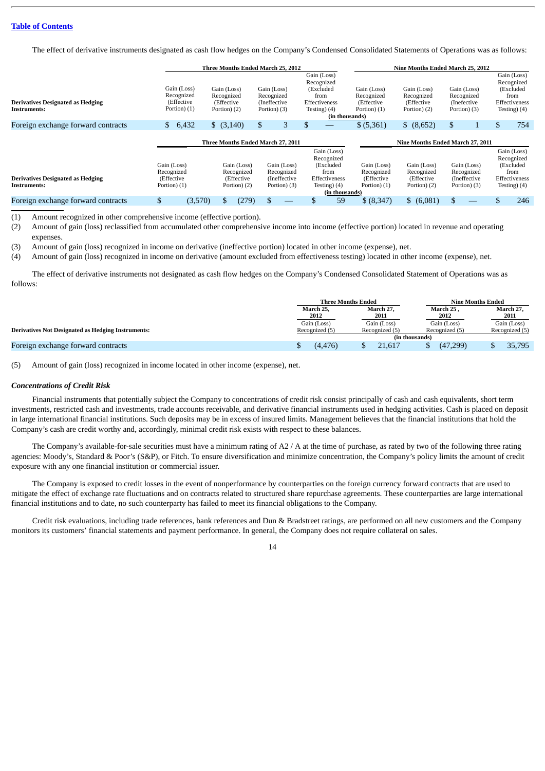Table of Contents

The effect of derivative instruments designated as cash flow hedges on the Company's Condensed Consolidated Statements of Operations was as follows:

| Derivatives Designated as Hedging Instruments: | Three Months Ended March 25, 2012 | | | | Nine Months Ended March 25, 2012 | | | |
|---|---|---|---|---|---|---|---|---|
| | Gain (Loss) Recognized (Effective Portion) (1) | Gain (Loss) Recognized (Effective Portion) (2) | Gain (Loss) Recognized (Ineffective Portion) (3) | Gain (Loss) Recognized (Excluded from Effectiveness Testing) (4) | Gain (Loss) Recognized (Effective Portion) (1) | Gain (Loss) Recognized (Effective Portion) (2) | Gain (Loss) Recognized (Inefective Portion) (3) | Gain (Loss) Recognized (Excluded from Effectiveness Testing) (4) |
| | (in thousands) | | | | | | | |
| Foreign exchange forward contracts | $ 6,432 | $ (3,140) | $ 3 | $ — | $ (5,361) | $ (8,652) | $ 1 | $ 754 |

| Derivatives Designated as Hedging Instruments: | Three Months Ended March 27, 2011 | | | | Nine Months Ended March 27, 2011 | | | |
|---|---|---|---|---|---|---|---|---|
| | Gain (Loss) Recognized (Effective Portion) (1) | Gain (Loss) Recognized (Effective Portion) (2) | Gain (Loss) Recognized (Ineffective Portion) (3) | Gain (Loss) Recognized (Excluded from Effectiveness Testing) (4) | Gain (Loss) Recognized (Effective Portion) (1) | Gain (Loss) Recognized (Effective Portion) (2) | Gain (Loss) Recognized (Ineffective Portion) (3) | Gain (Loss) Recognized (Excluded from Effectiveness Testing) (4) |
| | (in thousands) | | | | | | | |
| Foreign exchange forward contracts | $ (3,570) | $ (279) | $ — | $ 59 | $ (8,347) | $ (6,081) | $ — | $ 246 |

(1) Amount recognized in other comprehensive income (effective portion).
(2) Amount of gain (loss) reclassified from accumulated other comprehensive income into income (effective portion) located in revenue and operating expenses.
(3) Amount of gain (loss) recognized in income on derivative (ineffective portion) located in other income (expense), net.
(4) Amount of gain (loss) recognized in income on derivative (amount excluded from effectiveness testing) located in other income (expense), net.

The effect of derivative instruments not designated as cash flow hedges on the Company's Condensed Consolidated Statement of Operations was as follows:

| Derivatives Not Designated as Hedging Instruments: | Three Months Ended | | Nine Months Ended | |
|---|---|---|---|---|
| | March 25, 2012 | March 27, 2011 | March 25 , 2012 | March 27, 2011 |
| | Gain (Loss) Recognized (5) | Gain (Loss) Recognized (5) | Gain (Loss) Recognized (5) | Gain (Loss) Recognized (5) |
| | (in thousands) | | | |
| Foreign exchange forward contracts | $ (4,476) | $ 21,617 | $ (47,299) | $ 35,795 |

(5) Amount of gain (loss) recognized in income located in other income (expense), net.

### *Concentrations of Credit Risk*

Financial instruments that potentially subject the Company to concentrations of credit risk consist principally of cash and cash equivalents, short term investments, restricted cash and investments, trade accounts receivable, and derivative financial instruments used in hedging activities. Cash is placed on deposit in large international financial institutions. Such deposits may be in excess of insured limits. Management believes that the financial institutions that hold the Company's cash are credit worthy and, accordingly, minimal credit risk exists with respect to these balances.

The Company's available-for-sale securities must have a minimum rating of A2 / A at the time of purchase, as rated by two of the following three rating agencies: Moody's, Standard & Poor's (S&P), or Fitch. To ensure diversification and minimize concentration, the Company's policy limits the amount of credit exposure with any one financial institution or commercial issuer.

The Company is exposed to credit losses in the event of nonperformance by counterparties on the foreign currency forward contracts that are used to mitigate the effect of exchange rate fluctuations and on contracts related to structured share repurchase agreements. These counterparties are large international financial institutions and to date, no such counterparty has failed to meet its financial obligations to the Company.

Credit risk evaluations, including trade references, bank references and Dun & Bradstreet ratings, are performed on all new customers and the Company monitors its customers' financial statements and payment performance. In general, the Company does not require collateral on sales.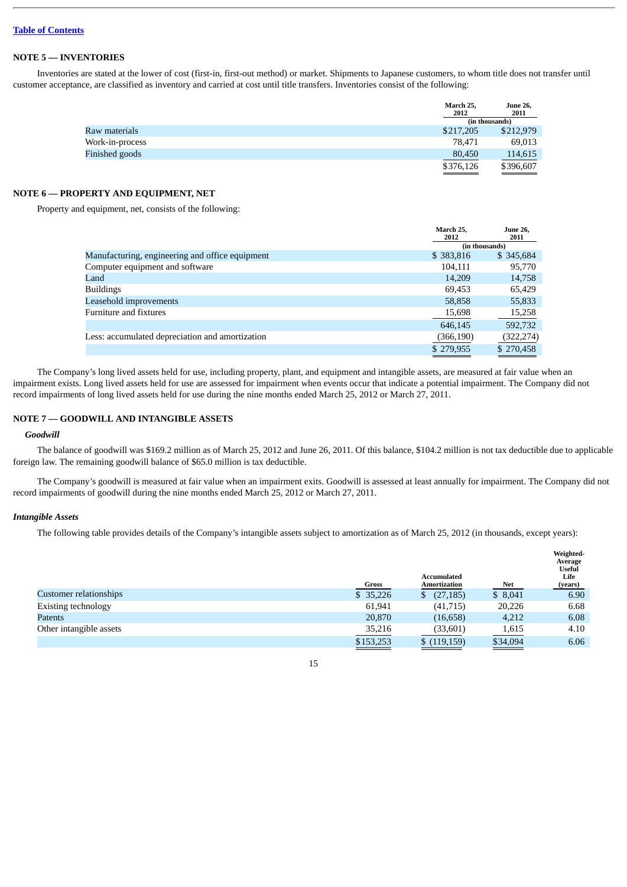Table of Contents

## NOTE 5 — INVENTORIES

Inventories are stated at the lower of cost (first-in, first-out method) or market. Shipments to Japanese customers, to whom title does not transfer until customer acceptance, are classified as inventory and carried at cost until title transfers. Inventories consist of the following:

| | March 25, 2012 | June 26, 2011 |
|---|---|---|
| | (in thousands) | |
| Raw materials | $217,205 | $212,979 |
| Work-in-process | 78,471 | 69,013 |
| Finished goods | 80,450 | 114,615 |
| | $376,126 | $396,607 |

## NOTE 6 — PROPERTY AND EQUIPMENT, NET

Property and equipment, net, consists of the following:

| | March 25, 2012 | June 26, 2011 |
|---|---|---|
| | (in thousands) | |
| Manufacturing, engineering and office equipment | $ 383,816 | $ 345,684 |
| Computer equipment and software | 104,111 | 95,770 |
| Land | 14,209 | 14,758 |
| Buildings | 69,453 | 65,429 |
| Leasehold improvements | 58,858 | 55,833 |
| Furniture and fixtures | 15,698 | 15,258 |
| | 646,145 | 592,732 |
| Less: accumulated depreciation and amortization | (366,190) | (322,274) |
| | $ 279,955 | $ 270,458 |

The Company's long lived assets held for use, including property, plant, and equipment and intangible assets, are measured at fair value when an impairment exists. Long lived assets held for use are assessed for impairment when events occur that indicate a potential impairment. The Company did not record impairments of long lived assets held for use during the nine months ended March 25, 2012 or March 27, 2011.

## NOTE 7 — GOODWILL AND INTANGIBLE ASSETS

### *Goodwill*

The balance of goodwill was $169.2 million as of March 25, 2012 and June 26, 2011. Of this balance, $104.2 million is not tax deductible due to applicable foreign law. The remaining goodwill balance of $65.0 million is tax deductible.

The Company's goodwill is measured at fair value when an impairment exits. Goodwill is assessed at least annually for impairment. The Company did not record impairments of goodwill during the nine months ended March 25, 2012 or March 27, 2011.

### *Intangible Assets*

The following table provides details of the Company's intangible assets subject to amortization as of March 25, 2012 (in thousands, except years):

| | Gross | Accumulated Amortization | Net | Weighted-Average Useful Life (years) |
|---|---|---|---|---|
| Customer relationships | $ 35,226 | $ (27,185) | $ 8,041 | 6.90 |
| Existing technology | 61,941 | (41,715) | 20,226 | 6.68 |
| Patents | 20,870 | (16,658) | 4,212 | 6.08 |
| Other intangible assets | 35,216 | (33,601) | 1,615 | 4.10 |
| | $153,253 | $ (119,159) | $34,094 | 6.06 |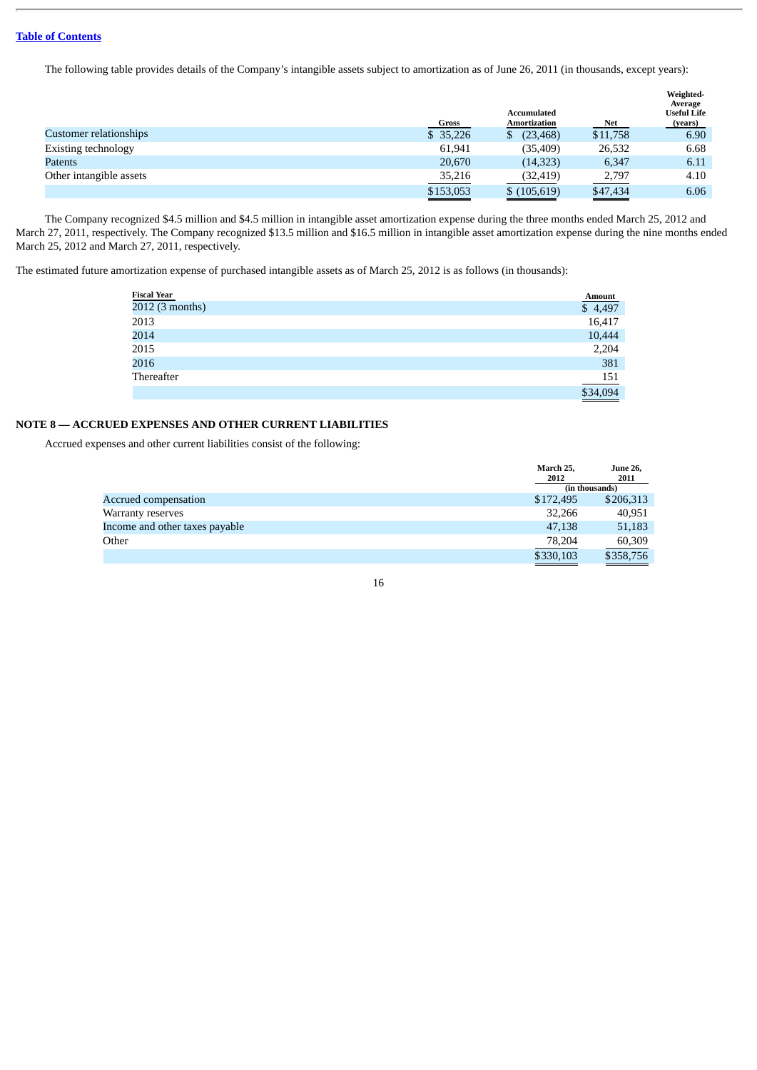Table of Contents

The following table provides details of the Company's intangible assets subject to amortization as of June 26, 2011 (in thousands, except years):

| | Gross | Accumulated Amortization | Net | Weighted-Average Useful Life (years) |
|---|---|---|---|---|
| Customer relationships | $ 35,226 | $ (23,468) | $11,758 | 6.90 |
| Existing technology | 61,941 | (35,409) | 26,532 | 6.68 |
| Patents | 20,670 | (14,323) | 6,347 | 6.11 |
| Other intangible assets | 35,216 | (32,419) | 2,797 | 4.10 |
| | $153,053 | $ (105,619) | $47,434 | 6.06 |

The Company recognized $4.5 million and $4.5 million in intangible asset amortization expense during the three months ended March 25, 2012 and March 27, 2011, respectively. The Company recognized $13.5 million and $16.5 million in intangible asset amortization expense during the nine months ended March 25, 2012 and March 27, 2011, respectively.

The estimated future amortization expense of purchased intangible assets as of March 25, 2012 is as follows (in thousands):

| Fiscal Year | Amount |
|---|---|
| 2012 (3 months) | $ 4,497 |
| 2013 | 16,417 |
| 2014 | 10,444 |
| 2015 | 2,204 |
| 2016 | 381 |
| Thereafter | 151 |
| | $34,094 |

## NOTE 8 — ACCRUED EXPENSES AND OTHER CURRENT LIABILITIES

Accrued expenses and other current liabilities consist of the following:

| | March 25, 2012 | June 26, 2011 |
|---|---|---|
| | (in thousands) | |
| Accrued compensation | $172,495 | $206,313 |
| Warranty reserves | 32,266 | 40,951 |
| Income and other taxes payable | 47,138 | 51,183 |
| Other | 78,204 | 60,309 |
| | $330,103 | $358,756 |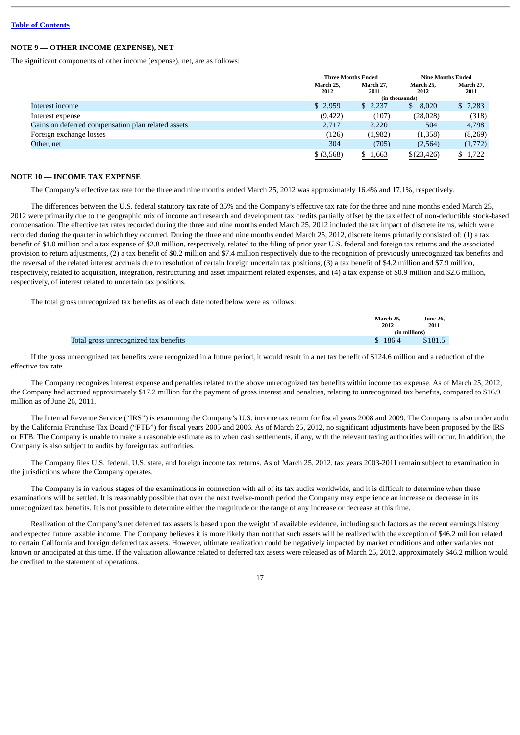Table of Contents

## NOTE 9 — OTHER INCOME (EXPENSE), NET

The significant components of other income (expense), net, are as follows:

| | Three Months Ended | | Nine Months Ended | |
|---|---|---|---|---|
| | March 25, 2012 | March 27, 2011 | March 25, 2012 | March 27, 2011 |
| | (in thousands) | | | |
| Interest income | $ 2,959 | $ 2,237 | $ 8,020 | $ 7,283 |
| Interest expense | (9,422) | (107) | (28,028) | (318) |
| Gains on deferred compensation plan related assets | 2,717 | 2,220 | 504 | 4,798 |
| Foreign exchange losses | (126) | (1,982) | (1,358) | (8,269) |
| Other, net | 304 | (705) | (2,564) | (1,772) |
| | $ (3,568) | $ 1,663 | $(23,426) | $ 1,722 |

## NOTE 10 — INCOME TAX EXPENSE

The Company's effective tax rate for the three and nine months ended March 25, 2012 was approximately 16.4% and 17.1%, respectively.

The differences between the U.S. federal statutory tax rate of 35% and the Company's effective tax rate for the three and nine months ended March 25, 2012 were primarily due to the geographic mix of income and research and development tax credits partially offset by the tax effect of non-deductible stock-based compensation. The effective tax rates recorded during the three and nine months ended March 25, 2012 included the tax impact of discrete items, which were recorded during the quarter in which they occurred. During the three and nine months ended March 25, 2012, discrete items primarily consisted of: (1) a tax benefit of $1.0 million and a tax expense of $2.8 million, respectively, related to the filing of prior year U.S. federal and foreign tax returns and the associated provision to return adjustments, (2) a tax benefit of $0.2 million and $7.4 million respectively due to the recognition of previously unrecognized tax benefits and the reversal of the related interest accruals due to resolution of certain foreign uncertain tax positions, (3) a tax benefit of $4.2 million and $7.9 million, respectively, related to acquisition, integration, restructuring and asset impairment related expenses, and (4) a tax expense of $0.9 million and $2.6 million, respectively, of interest related to uncertain tax positions.

The total gross unrecognized tax benefits as of each date noted below were as follows:

| | March 25, 2012 | June 26, 2011 |
|---|---|---|
| | (in millions) | |
| Total gross unrecognized tax benefits | $ 186.4 | $181.5 |

If the gross unrecognized tax benefits were recognized in a future period, it would result in a net tax benefit of $124.6 million and a reduction of the effective tax rate.

The Company recognizes interest expense and penalties related to the above unrecognized tax benefits within income tax expense. As of March 25, 2012, the Company had accrued approximately $17.2 million for the payment of gross interest and penalties, relating to unrecognized tax benefits, compared to $16.9 million as of June 26, 2011.

The Internal Revenue Service ("IRS") is examining the Company's U.S. income tax return for fiscal years 2008 and 2009. The Company is also under audit by the California Franchise Tax Board ("FTB") for fiscal years 2005 and 2006. As of March 25, 2012, no significant adjustments have been proposed by the IRS or FTB. The Company is unable to make a reasonable estimate as to when cash settlements, if any, with the relevant taxing authorities will occur. In addition, the Company is also subject to audits by foreign tax authorities.

The Company files U.S. federal, U.S. state, and foreign income tax returns. As of March 25, 2012, tax years 2003-2011 remain subject to examination in the jurisdictions where the Company operates.

The Company is in various stages of the examinations in connection with all of its tax audits worldwide, and it is difficult to determine when these examinations will be settled. It is reasonably possible that over the next twelve-month period the Company may experience an increase or decrease in its unrecognized tax benefits. It is not possible to determine either the magnitude or the range of any increase or decrease at this time.

Realization of the Company's net deferred tax assets is based upon the weight of available evidence, including such factors as the recent earnings history and expected future taxable income. The Company believes it is more likely than not that such assets will be realized with the exception of $46.2 million related to certain California and foreign deferred tax assets. However, ultimate realization could be negatively impacted by market conditions and other variables not known or anticipated at this time. If the valuation allowance related to deferred tax assets were released as of March 25, 2012, approximately $46.2 million would be credited to the statement of operations.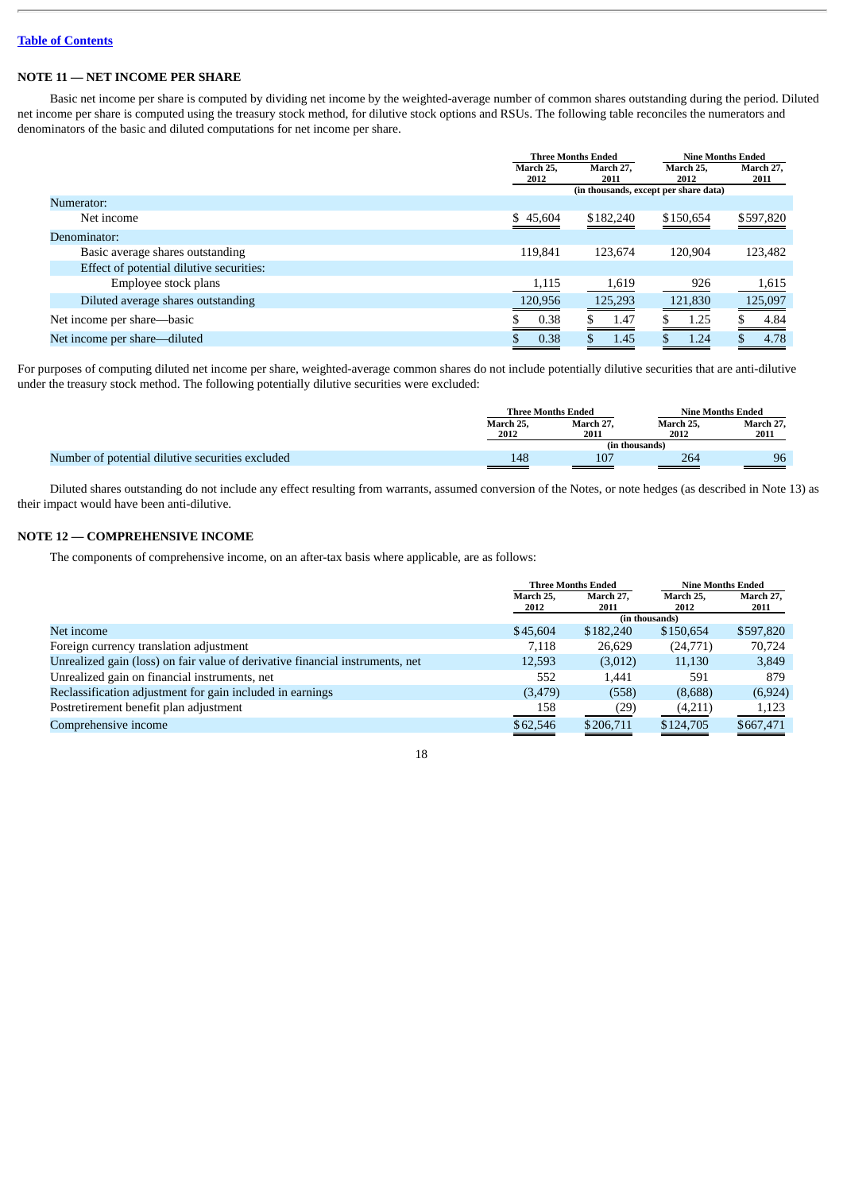Table of Contents

## NOTE 11 — NET INCOME PER SHARE

Basic net income per share is computed by dividing net income by the weighted-average number of common shares outstanding during the period. Diluted net income per share is computed using the treasury stock method, for dilutive stock options and RSUs. The following table reconciles the numerators and denominators of the basic and diluted computations for net income per share.

| | Three Months Ended | | Nine Months Ended | |
|---|---|---|---|---|
| | March 25, 2012 | March 27, 2011 | March 25, 2012 | March 27, 2011 |
| | (in thousands, except per share data) | | | |
| Numerator: | | | | |
| Net income | $ 45,604 | $182,240 | $150,654 | $597,820 |
| Denominator: | | | | |
| Basic average shares outstanding | 119,841 | 123,674 | 120,904 | 123,482 |
| Effect of potential dilutive securities: | | | | |
| Employee stock plans | 1,115 | 1,619 | 926 | 1,615 |
| Diluted average shares outstanding | 120,956 | 125,293 | 121,830 | 125,097 |
| Net income per share—basic | $ 0.38 | $ 1.47 | $ 1.25 | $ 4.84 |
| Net income per share—diluted | $ 0.38 | $ 1.45 | $ 1.24 | $ 4.78 |

For purposes of computing diluted net income per share, weighted-average common shares do not include potentially dilutive securities that are anti-dilutive under the treasury stock method. The following potentially dilutive securities were excluded:

| | Three Months Ended | | Nine Months Ended | |
|---|---|---|---|---|
| | March 25, 2012 | March 27, 2011 | March 25, 2012 | March 27, 2011 |
| | (in thousands) | | | |
| Number of potential dilutive securities excluded | 148 | 107 | 264 | 96 |

Diluted shares outstanding do not include any effect resulting from warrants, assumed conversion of the Notes, or note hedges (as described in Note 13) as their impact would have been anti-dilutive.

## NOTE 12 — COMPREHENSIVE INCOME

The components of comprehensive income, on an after-tax basis where applicable, are as follows:

| | Three Months Ended | | Nine Months Ended | |
|---|---|---|---|---|
| | March 25, 2012 | March 27, 2011 | March 25, 2012 | March 27, 2011 |
| | (in thousands) | | | |
| Net income | $45,604 | $182,240 | $150,654 | $597,820 |
| Foreign currency translation adjustment | 7,118 | 26,629 | (24,771) | 70,724 |
| Unrealized gain (loss) on fair value of derivative financial instruments, net | 12,593 | (3,012) | 11,130 | 3,849 |
| Unrealized gain on financial instruments, net | 552 | 1,441 | 591 | 879 |
| Reclassification adjustment for gain included in earnings | (3,479) | (558) | (8,688) | (6,924) |
| Postretirement benefit plan adjustment | 158 | (29) | (4,211) | 1,123 |
| Comprehensive income | $62,546 | $206,711 | $124,705 | $667,471 |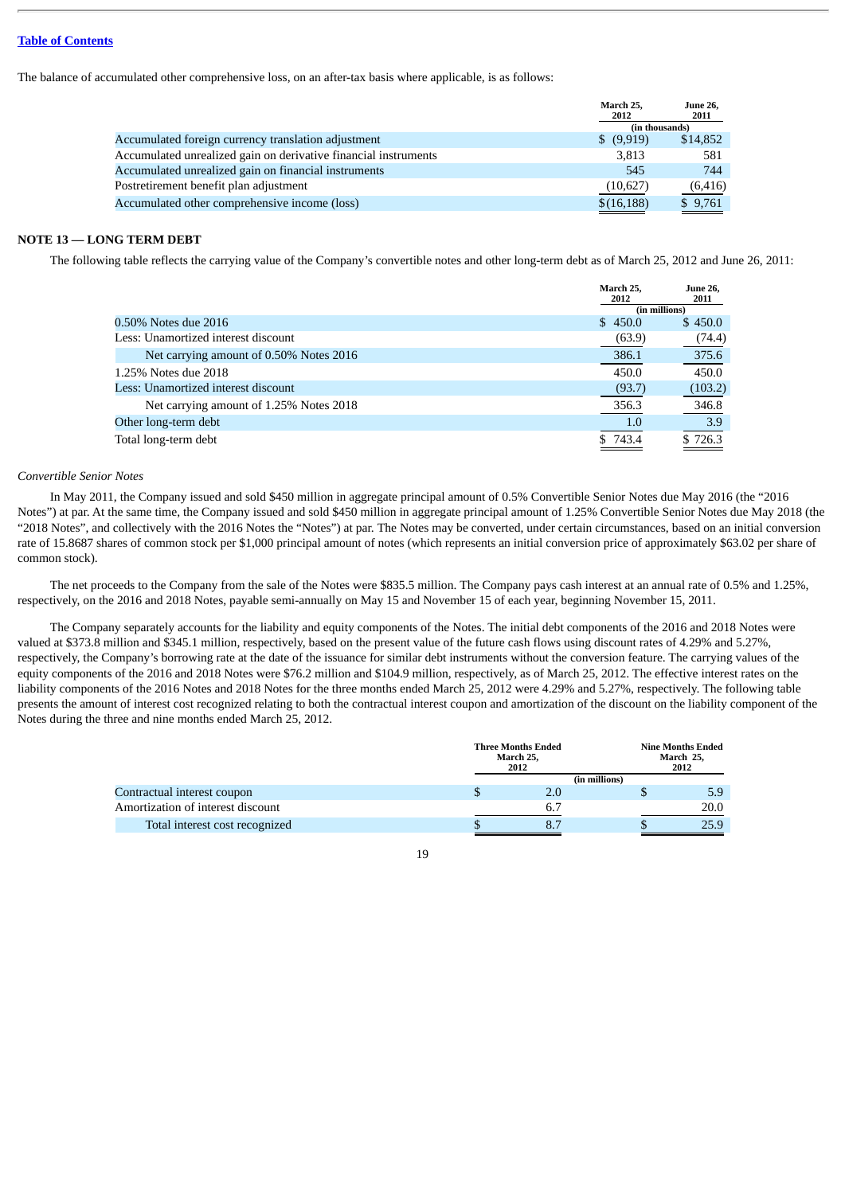[Table of Contents](#)

The balance of accumulated other comprehensive loss, on an after-tax basis where applicable, is as follows:

| | March 25, 2012 | June 26, 2011 |
|---|---|---|
| | (in thousands) | |
| Accumulated foreign currency translation adjustment | $ (9,919) | $14,852 |
| Accumulated unrealized gain on derivative financial instruments | 3,813 | 581 |
| Accumulated unrealized gain on financial instruments | 545 | 744 |
| Postretirement benefit plan adjustment | (10,627) | (6,416) |
| Accumulated other comprehensive income (loss) | $(16,188) | $ 9,761 |

## NOTE 13 — LONG TERM DEBT

The following table reflects the carrying value of the Company's convertible notes and other long-term debt as of March 25, 2012 and June 26, 2011:

| | March 25, 2012 | June 26, 2011 |
|---|---|---|
| | (in millions) | |
| 0.50% Notes due 2016 | $ 450.0 | $ 450.0 |
| Less: Unamortized interest discount | (63.9) | (74.4) |
| Net carrying amount of 0.50% Notes 2016 | 386.1 | 375.6 |
| 1.25% Notes due 2018 | 450.0 | 450.0 |
| Less: Unamortized interest discount | (93.7) | (103.2) |
| Net carrying amount of 1.25% Notes 2018 | 356.3 | 346.8 |
| Other long-term debt | 1.0 | 3.9 |
| Total long-term debt | $ 743.4 | $ 726.3 |

*Convertible Senior Notes*

In May 2011, the Company issued and sold $450 million in aggregate principal amount of 0.5% Convertible Senior Notes due May 2016 (the "2016 Notes") at par. At the same time, the Company issued and sold $450 million in aggregate principal amount of 1.25% Convertible Senior Notes due May 2018 (the "2018 Notes", and collectively with the 2016 Notes the "Notes") at par. The Notes may be converted, under certain circumstances, based on an initial conversion rate of 15.8687 shares of common stock per $1,000 principal amount of notes (which represents an initial conversion price of approximately $63.02 per share of common stock).

The net proceeds to the Company from the sale of the Notes were $835.5 million. The Company pays cash interest at an annual rate of 0.5% and 1.25%, respectively, on the 2016 and 2018 Notes, payable semi-annually on May 15 and November 15 of each year, beginning November 15, 2011.

The Company separately accounts for the liability and equity components of the Notes. The initial debt components of the 2016 and 2018 Notes were valued at $373.8 million and $345.1 million, respectively, based on the present value of the future cash flows using discount rates of 4.29% and 5.27%, respectively, the Company's borrowing rate at the date of the issuance for similar debt instruments without the conversion feature. The carrying values of the equity components of the 2016 and 2018 Notes were $76.2 million and $104.9 million, respectively, as of March 25, 2012. The effective interest rates on the liability components of the 2016 Notes and 2018 Notes for the three months ended March 25, 2012 were 4.29% and 5.27%, respectively. The following table presents the amount of interest cost recognized relating to both the contractual interest coupon and amortization of the discount on the liability component of the Notes during the three and nine months ended March 25, 2012.

| | Three Months Ended March 25, 2012 | Nine Months Ended March 25, 2012 |
|---|---|---|
| | (in millions) | |
| Contractual interest coupon | $ 2.0 | $ 5.9 |
| Amortization of interest discount | 6.7 | 20.0 |
| Total interest cost recognized | $ 8.7 | $ 25.9 |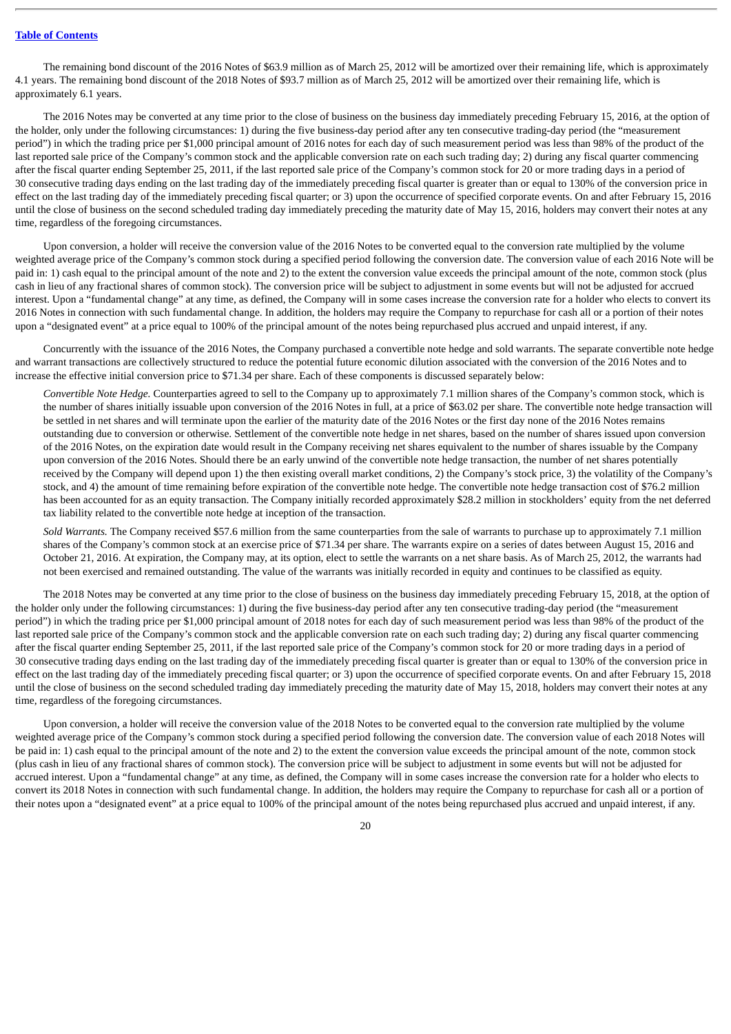The remaining bond discount of the 2016 Notes of $63.9 million as of March 25, 2012 will be amortized over their remaining life, which is approximately 4.1 years. The remaining bond discount of the 2018 Notes of $93.7 million as of March 25, 2012 will be amortized over their remaining life, which is approximately 6.1 years.

The 2016 Notes may be converted at any time prior to the close of business on the business day immediately preceding February 15, 2016, at the option of the holder, only under the following circumstances: 1) during the five business-day period after any ten consecutive trading-day period (the "measurement period") in which the trading price per $1,000 principal amount of 2016 notes for each day of such measurement period was less than 98% of the product of the last reported sale price of the Company's common stock and the applicable conversion rate on each such trading day; 2) during any fiscal quarter commencing after the fiscal quarter ending September 25, 2011, if the last reported sale price of the Company's common stock for 20 or more trading days in a period of 30 consecutive trading days ending on the last trading day of the immediately preceding fiscal quarter is greater than or equal to 130% of the conversion price in effect on the last trading day of the immediately preceding fiscal quarter; or 3) upon the occurrence of specified corporate events. On and after February 15, 2016 until the close of business on the second scheduled trading day immediately preceding the maturity date of May 15, 2016, holders may convert their notes at any time, regardless of the foregoing circumstances.

Upon conversion, a holder will receive the conversion value of the 2016 Notes to be converted equal to the conversion rate multiplied by the volume weighted average price of the Company's common stock during a specified period following the conversion date. The conversion value of each 2016 Note will be paid in: 1) cash equal to the principal amount of the note and 2) to the extent the conversion value exceeds the principal amount of the note, common stock (plus cash in lieu of any fractional shares of common stock). The conversion price will be subject to adjustment in some events but will not be adjusted for accrued interest. Upon a "fundamental change" at any time, as defined, the Company will in some cases increase the conversion rate for a holder who elects to convert its 2016 Notes in connection with such fundamental change. In addition, the holders may require the Company to repurchase for cash all or a portion of their notes upon a "designated event" at a price equal to 100% of the principal amount of the notes being repurchased plus accrued and unpaid interest, if any.

Concurrently with the issuance of the 2016 Notes, the Company purchased a convertible note hedge and sold warrants. The separate convertible note hedge and warrant transactions are collectively structured to reduce the potential future economic dilution associated with the conversion of the 2016 Notes and to increase the effective initial conversion price to $71.34 per share. Each of these components is discussed separately below:

*Convertible Note Hedge.* Counterparties agreed to sell to the Company up to approximately 7.1 million shares of the Company's common stock, which is the number of shares initially issuable upon conversion of the 2016 Notes in full, at a price of $63.02 per share. The convertible note hedge transaction will be settled in net shares and will terminate upon the earlier of the maturity date of the 2016 Notes or the first day none of the 2016 Notes remains outstanding due to conversion or otherwise. Settlement of the convertible note hedge in net shares, based on the number of shares issued upon conversion of the 2016 Notes, on the expiration date would result in the Company receiving net shares equivalent to the number of shares issuable by the Company upon conversion of the 2016 Notes. Should there be an early unwind of the convertible note hedge transaction, the number of net shares potentially received by the Company will depend upon 1) the then existing overall market conditions, 2) the Company's stock price, 3) the volatility of the Company's stock, and 4) the amount of time remaining before expiration of the convertible note hedge. The convertible note hedge transaction cost of $76.2 million has been accounted for as an equity transaction. The Company initially recorded approximately $28.2 million in stockholders' equity from the net deferred tax liability related to the convertible note hedge at inception of the transaction.

*Sold Warrants.* The Company received $57.6 million from the same counterparties from the sale of warrants to purchase up to approximately 7.1 million shares of the Company's common stock at an exercise price of $71.34 per share. The warrants expire on a series of dates between August 15, 2016 and October 21, 2016. At expiration, the Company may, at its option, elect to settle the warrants on a net share basis. As of March 25, 2012, the warrants had not been exercised and remained outstanding. The value of the warrants was initially recorded in equity and continues to be classified as equity.

The 2018 Notes may be converted at any time prior to the close of business on the business day immediately preceding February 15, 2018, at the option of the holder only under the following circumstances: 1) during the five business-day period after any ten consecutive trading-day period (the "measurement period") in which the trading price per $1,000 principal amount of 2018 notes for each day of such measurement period was less than 98% of the product of the last reported sale price of the Company's common stock and the applicable conversion rate on each such trading day; 2) during any fiscal quarter commencing after the fiscal quarter ending September 25, 2011, if the last reported sale price of the Company's common stock for 20 or more trading days in a period of 30 consecutive trading days ending on the last trading day of the immediately preceding fiscal quarter is greater than or equal to 130% of the conversion price in effect on the last trading day of the immediately preceding fiscal quarter; or 3) upon the occurrence of specified corporate events. On and after February 15, 2018 until the close of business on the second scheduled trading day immediately preceding the maturity date of May 15, 2018, holders may convert their notes at any time, regardless of the foregoing circumstances.

Upon conversion, a holder will receive the conversion value of the 2018 Notes to be converted equal to the conversion rate multiplied by the volume weighted average price of the Company's common stock during a specified period following the conversion date. The conversion value of each 2018 Notes will be paid in: 1) cash equal to the principal amount of the note and 2) to the extent the conversion value exceeds the principal amount of the note, common stock (plus cash in lieu of any fractional shares of common stock). The conversion price will be subject to adjustment in some events but will not be adjusted for accrued interest. Upon a "fundamental change" at any time, as defined, the Company will in some cases increase the conversion rate for a holder who elects to convert its 2018 Notes in connection with such fundamental change. In addition, the holders may require the Company to repurchase for cash all or a portion of their notes upon a "designated event" at a price equal to 100% of the principal amount of the notes being repurchased plus accrued and unpaid interest, if any.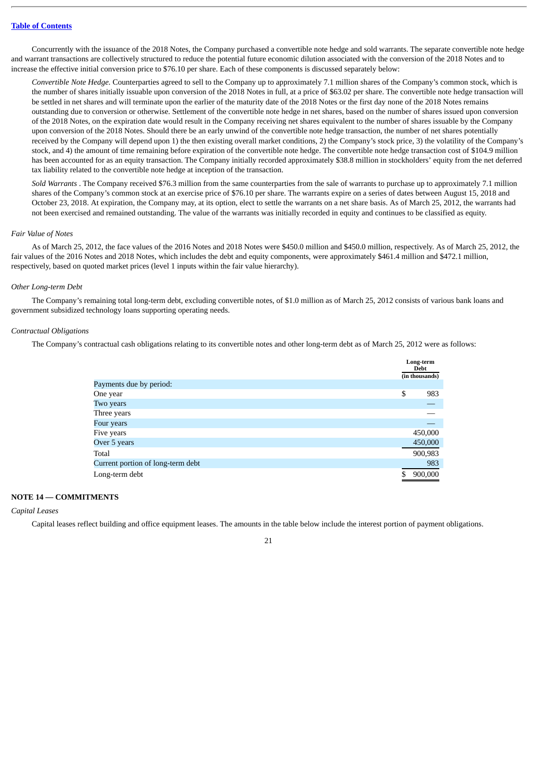Concurrently with the issuance of the 2018 Notes, the Company purchased a convertible note hedge and sold warrants. The separate convertible note hedge and warrant transactions are collectively structured to reduce the potential future economic dilution associated with the conversion of the 2018 Notes and to increase the effective initial conversion price to $76.10 per share. Each of these components is discussed separately below:

*Convertible Note Hedge.* Counterparties agreed to sell to the Company up to approximately 7.1 million shares of the Company's common stock, which is the number of shares initially issuable upon conversion of the 2018 Notes in full, at a price of $63.02 per share. The convertible note hedge transaction will be settled in net shares and will terminate upon the earlier of the maturity date of the 2018 Notes or the first day none of the 2018 Notes remains outstanding due to conversion or otherwise. Settlement of the convertible note hedge in net shares, based on the number of shares issued upon conversion of the 2018 Notes, on the expiration date would result in the Company receiving net shares equivalent to the number of shares issuable by the Company upon conversion of the 2018 Notes. Should there be an early unwind of the convertible note hedge transaction, the number of net shares potentially received by the Company will depend upon 1) the then existing overall market conditions, 2) the Company's stock price, 3) the volatility of the Company's stock, and 4) the amount of time remaining before expiration of the convertible note hedge. The convertible note hedge transaction cost of $104.9 million has been accounted for as an equity transaction. The Company initially recorded approximately $38.8 million in stockholders' equity from the net deferred tax liability related to the convertible note hedge at inception of the transaction.

*Sold Warrants* . The Company received $76.3 million from the same counterparties from the sale of warrants to purchase up to approximately 7.1 million shares of the Company's common stock at an exercise price of $76.10 per share. The warrants expire on a series of dates between August 15, 2018 and October 23, 2018. At expiration, the Company may, at its option, elect to settle the warrants on a net share basis. As of March 25, 2012, the warrants had not been exercised and remained outstanding. The value of the warrants was initially recorded in equity and continues to be classified as equity.

*Fair Value of Notes*

As of March 25, 2012, the face values of the 2016 Notes and 2018 Notes were $450.0 million and $450.0 million, respectively. As of March 25, 2012, the fair values of the 2016 Notes and 2018 Notes, which includes the debt and equity components, were approximately $461.4 million and $472.1 million, respectively, based on quoted market prices (level 1 inputs within the fair value hierarchy).

*Other Long-term Debt*

The Company's remaining total long-term debt, excluding convertible notes, of $1.0 million as of March 25, 2012 consists of various bank loans and government subsidized technology loans supporting operating needs.

*Contractual Obligations*

The Company's contractual cash obligations relating to its convertible notes and other long-term debt as of March 25, 2012 were as follows:

| | Long-term Debt (in thousands) |
|---|---|
| Payments due by period: | |
| One year | $ 983 |
| Two years | — |
| Three years | — |
| Four years | — |
| Five years | 450,000 |
| Over 5 years | 450,000 |
| Total | 900,983 |
| Current portion of long-term debt | 983 |
| Long-term debt | $ 900,000 |

## NOTE 14 — COMMITMENTS

*Capital Leases*

Capital leases reflect building and office equipment leases. The amounts in the table below include the interest portion of payment obligations.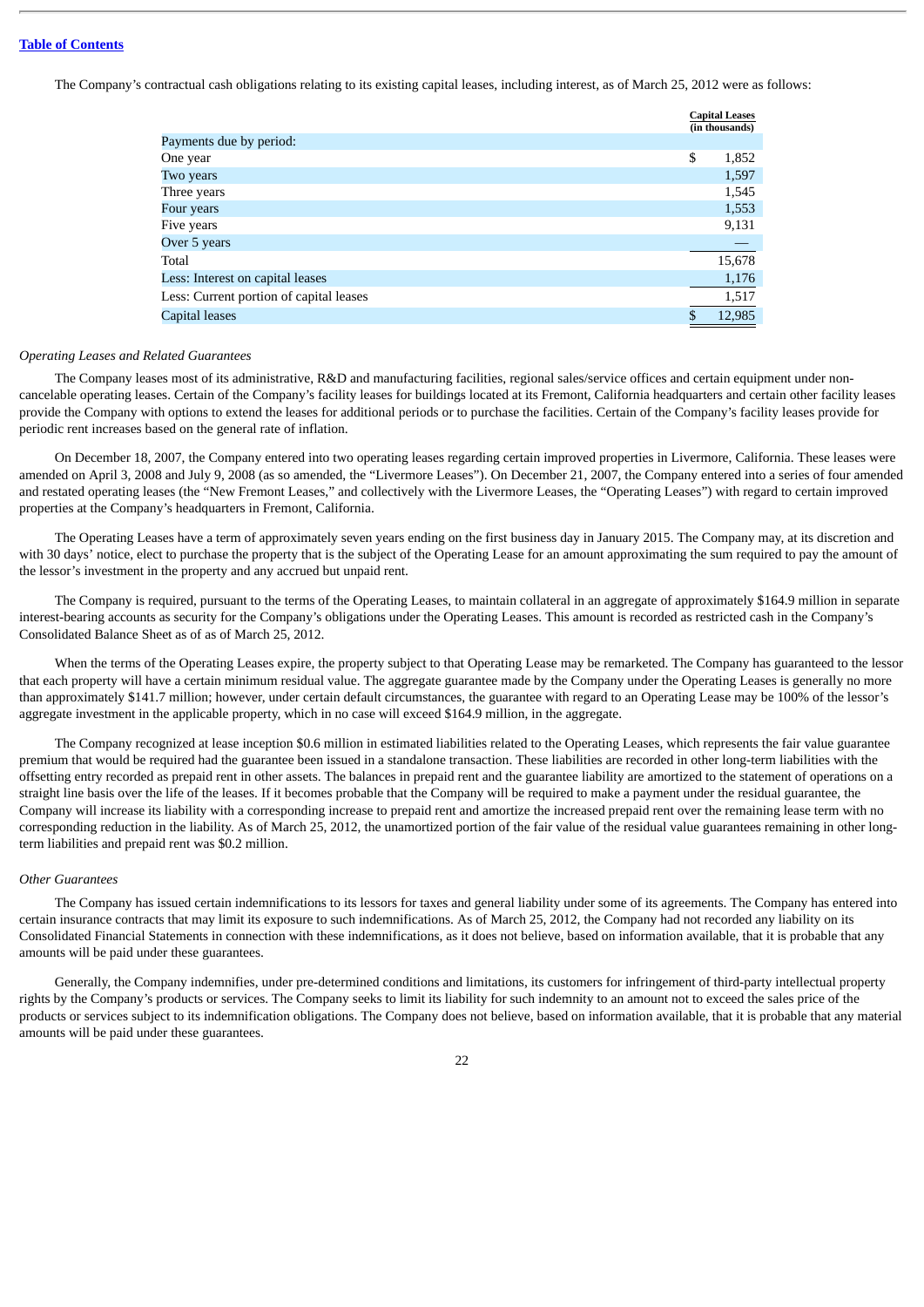The Company's contractual cash obligations relating to its existing capital leases, including interest, as of March 25, 2012 were as follows:

| | Capital Leases (in thousands) |
|---|---|
| Payments due by period: | |
| One year | $ 1,852 |
| Two years | 1,597 |
| Three years | 1,545 |
| Four years | 1,553 |
| Five years | 9,131 |
| Over 5 years | — |
| Total | 15,678 |
| Less: Interest on capital leases | 1,176 |
| Less: Current portion of capital leases | 1,517 |
| Capital leases | $ 12,985 |

*Operating Leases and Related Guarantees*

The Company leases most of its administrative, R&D and manufacturing facilities, regional sales/service offices and certain equipment under non-cancelable operating leases. Certain of the Company's facility leases for buildings located at its Fremont, California headquarters and certain other facility leases provide the Company with options to extend the leases for additional periods or to purchase the facilities. Certain of the Company's facility leases provide for periodic rent increases based on the general rate of inflation.

On December 18, 2007, the Company entered into two operating leases regarding certain improved properties in Livermore, California. These leases were amended on April 3, 2008 and July 9, 2008 (as so amended, the "Livermore Leases"). On December 21, 2007, the Company entered into a series of four amended and restated operating leases (the "New Fremont Leases," and collectively with the Livermore Leases, the "Operating Leases") with regard to certain improved properties at the Company's headquarters in Fremont, California.

The Operating Leases have a term of approximately seven years ending on the first business day in January 2015. The Company may, at its discretion and with 30 days' notice, elect to purchase the property that is the subject of the Operating Lease for an amount approximating the sum required to pay the amount of the lessor's investment in the property and any accrued but unpaid rent.

The Company is required, pursuant to the terms of the Operating Leases, to maintain collateral in an aggregate of approximately $164.9 million in separate interest-bearing accounts as security for the Company's obligations under the Operating Leases. This amount is recorded as restricted cash in the Company's Consolidated Balance Sheet as of as of March 25, 2012.

When the terms of the Operating Leases expire, the property subject to that Operating Lease may be remarketed. The Company has guaranteed to the lessor that each property will have a certain minimum residual value. The aggregate guarantee made by the Company under the Operating Leases is generally no more than approximately $141.7 million; however, under certain default circumstances, the guarantee with regard to an Operating Lease may be 100% of the lessor's aggregate investment in the applicable property, which in no case will exceed $164.9 million, in the aggregate.

The Company recognized at lease inception $0.6 million in estimated liabilities related to the Operating Leases, which represents the fair value guarantee premium that would be required had the guarantee been issued in a standalone transaction. These liabilities are recorded in other long-term liabilities with the offsetting entry recorded as prepaid rent in other assets. The balances in prepaid rent and the guarantee liability are amortized to the statement of operations on a straight line basis over the life of the leases. If it becomes probable that the Company will be required to make a payment under the residual guarantee, the Company will increase its liability with a corresponding increase to prepaid rent and amortize the increased prepaid rent over the remaining lease term with no corresponding reduction in the liability. As of March 25, 2012, the unamortized portion of the fair value of the residual value guarantees remaining in other long-term liabilities and prepaid rent was $0.2 million.

*Other Guarantees*

The Company has issued certain indemnifications to its lessors for taxes and general liability under some of its agreements. The Company has entered into certain insurance contracts that may limit its exposure to such indemnifications. As of March 25, 2012, the Company had not recorded any liability on its Consolidated Financial Statements in connection with these indemnifications, as it does not believe, based on information available, that it is probable that any amounts will be paid under these guarantees.

Generally, the Company indemnifies, under pre-determined conditions and limitations, its customers for infringement of third-party intellectual property rights by the Company's products or services. The Company seeks to limit its liability for such indemnity to an amount not to exceed the sales price of the products or services subject to its indemnification obligations. The Company does not believe, based on information available, that it is probable that any material amounts will be paid under these guarantees.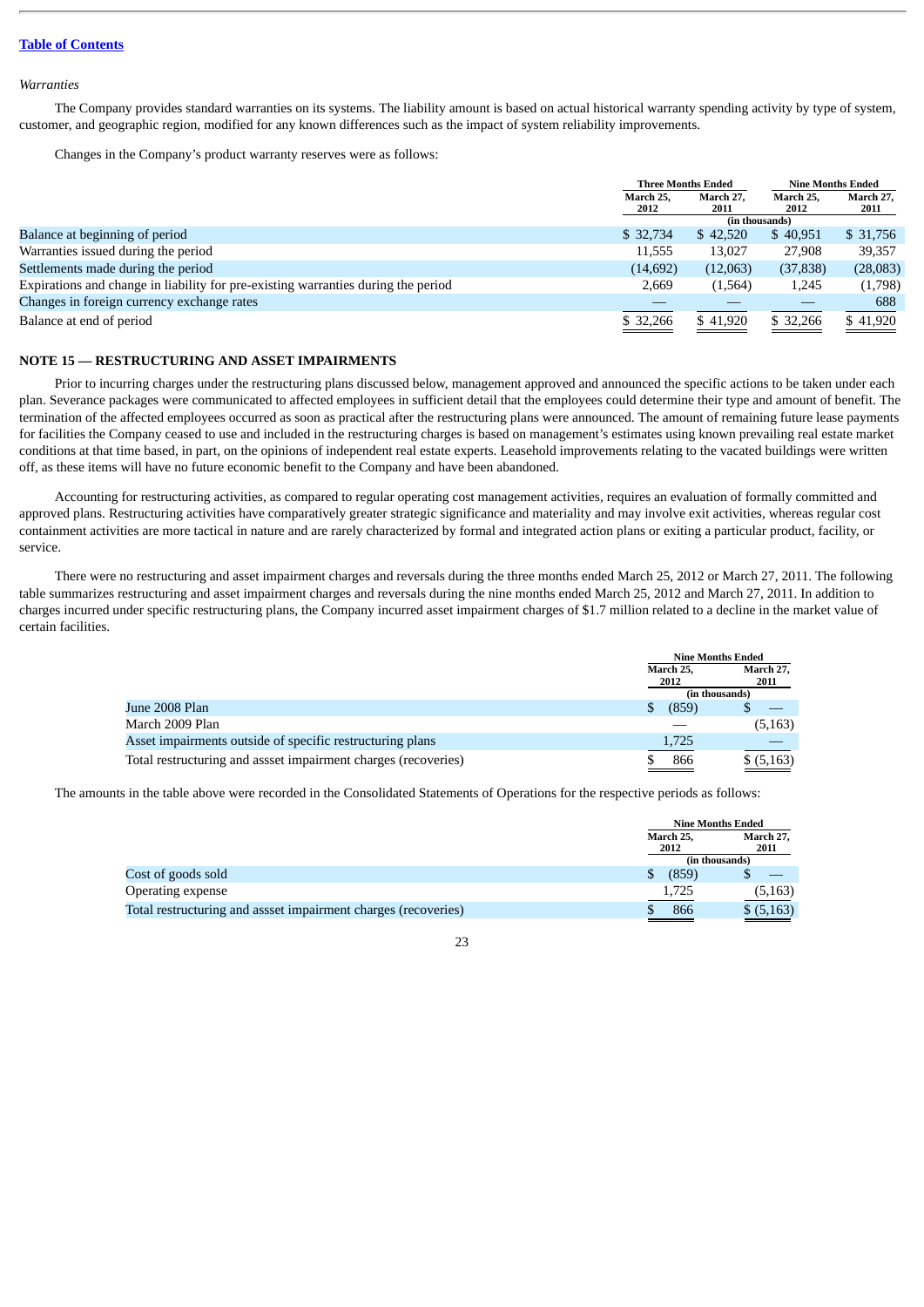[Table of Contents](#)

*Warranties*

The Company provides standard warranties on its systems. The liability amount is based on actual historical warranty spending activity by type of system, customer, and geographic region, modified for any known differences such as the impact of system reliability improvements.

Changes in the Company's product warranty reserves were as follows:

| | Three Months Ended | | Nine Months Ended | |
|---|---|---|---|---|
| | March 25, 2012 | March 27, 2011 | March 25, 2012 | March 27, 2011 |
| | (in thousands) | | | |
| Balance at beginning of period | $ 32,734 | $ 42,520 | $ 40,951 | $ 31,756 |
| Warranties issued during the period | 11,555 | 13,027 | 27,908 | 39,357 |
| Settlements made during the period | (14,692) | (12,063) | (37,838) | (28,083) |
| Expirations and change in liability for pre-existing warranties during the period | 2,669 | (1,564) | 1,245 | (1,798) |
| Changes in foreign currency exchange rates | — | — | — | 688 |
| Balance at end of period | $ 32,266 | $ 41,920 | $ 32,266 | $ 41,920 |

## NOTE 15 — RESTRUCTURING AND ASSET IMPAIRMENTS

Prior to incurring charges under the restructuring plans discussed below, management approved and announced the specific actions to be taken under each plan. Severance packages were communicated to affected employees in sufficient detail that the employees could determine their type and amount of benefit. The termination of the affected employees occurred as soon as practical after the restructuring plans were announced. The amount of remaining future lease payments for facilities the Company ceased to use and included in the restructuring charges is based on management's estimates using known prevailing real estate market conditions at that time based, in part, on the opinions of independent real estate experts. Leasehold improvements relating to the vacated buildings were written off, as these items will have no future economic benefit to the Company and have been abandoned.

Accounting for restructuring activities, as compared to regular operating cost management activities, requires an evaluation of formally committed and approved plans. Restructuring activities have comparatively greater strategic significance and materiality and may involve exit activities, whereas regular cost containment activities are more tactical in nature and are rarely characterized by formal and integrated action plans or exiting a particular product, facility, or service.

There were no restructuring and asset impairment charges and reversals during the three months ended March 25, 2012 or March 27, 2011. The following table summarizes restructuring and asset impairment charges and reversals during the nine months ended March 25, 2012 and March 27, 2011. In addition to charges incurred under specific restructuring plans, the Company incurred asset impairment charges of $1.7 million related to a decline in the market value of certain facilities.

| | Nine Months Ended | |
|---|---|---|
| | March 25, 2012 | March 27, 2011 |
| | (in thousands) | |
| June 2008 Plan | $ (859) | $ — |
| March 2009 Plan | — | (5,163) |
| Asset impairments outside of specific restructuring plans | 1,725 | — |
| Total restructuring and assset impairment charges (recoveries) | $ 866 | $ (5,163) |

The amounts in the table above were recorded in the Consolidated Statements of Operations for the respective periods as follows:

| | Nine Months Ended | |
|---|---|---|
| | March 25, 2012 | March 27, 2011 |
| | (in thousands) | |
| Cost of goods sold | $ (859) | $ — |
| Operating expense | 1,725 | (5,163) |
| Total restructuring and assset impairment charges (recoveries) | $ 866 | $ (5,163) |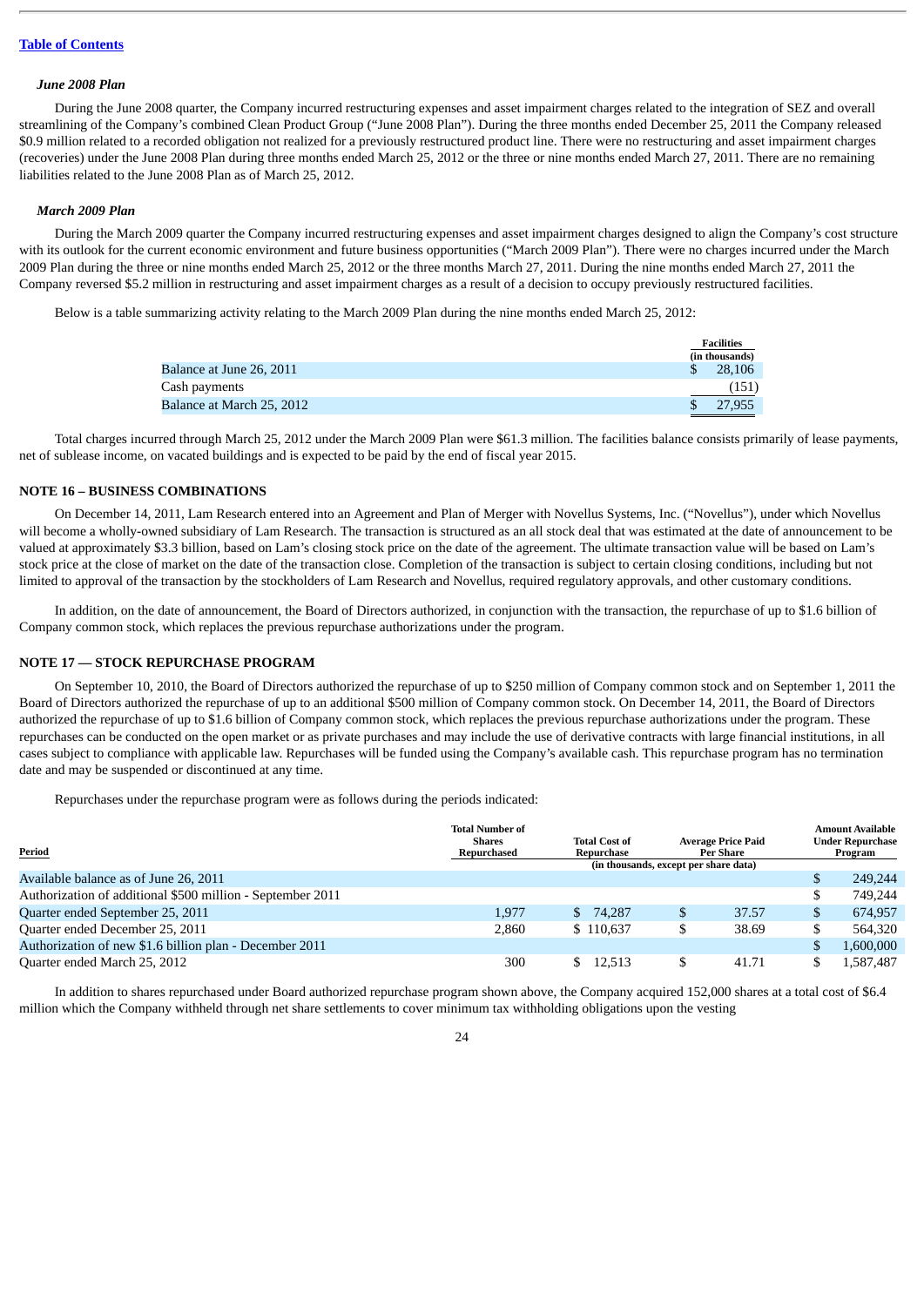*June 2008 Plan*

During the June 2008 quarter, the Company incurred restructuring expenses and asset impairment charges related to the integration of SEZ and overall streamlining of the Company's combined Clean Product Group ("June 2008 Plan"). During the three months ended December 25, 2011 the Company released $0.9 million related to a recorded obligation not realized for a previously restructured product line. There were no restructuring and asset impairment charges (recoveries) under the June 2008 Plan during three months ended March 25, 2012 or the three or nine months ended March 27, 2011. There are no remaining liabilities related to the June 2008 Plan as of March 25, 2012.

*March 2009 Plan*

During the March 2009 quarter the Company incurred restructuring expenses and asset impairment charges designed to align the Company's cost structure with its outlook for the current economic environment and future business opportunities ("March 2009 Plan"). There were no charges incurred under the March 2009 Plan during the three or nine months ended March 25, 2012 or the three months March 27, 2011. During the nine months ended March 27, 2011 the Company reversed $5.2 million in restructuring and asset impairment charges as a result of a decision to occupy previously restructured facilities.

Below is a table summarizing activity relating to the March 2009 Plan during the nine months ended March 25, 2012:

| | Facilities |
|---|---|
| | (in thousands) |
| Balance at June 26, 2011 | $ 28,106 |
| Cash payments | (151) |
| Balance at March 25, 2012 | $ 27,955 |

Total charges incurred through March 25, 2012 under the March 2009 Plan were $61.3 million. The facilities balance consists primarily of lease payments, net of sublease income, on vacated buildings and is expected to be paid by the end of fiscal year 2015.

## NOTE 16 – BUSINESS COMBINATIONS

On December 14, 2011, Lam Research entered into an Agreement and Plan of Merger with Novellus Systems, Inc. ("Novellus"), under which Novellus will become a wholly-owned subsidiary of Lam Research. The transaction is structured as an all stock deal that was estimated at the date of announcement to be valued at approximately $3.3 billion, based on Lam's closing stock price on the date of the agreement. The ultimate transaction value will be based on Lam's stock price at the close of market on the date of the transaction close. Completion of the transaction is subject to certain closing conditions, including but not limited to approval of the transaction by the stockholders of Lam Research and Novellus, required regulatory approvals, and other customary conditions.

In addition, on the date of announcement, the Board of Directors authorized, in conjunction with the transaction, the repurchase of up to $1.6 billion of Company common stock, which replaces the previous repurchase authorizations under the program.

## NOTE 17 — STOCK REPURCHASE PROGRAM

On September 10, 2010, the Board of Directors authorized the repurchase of up to $250 million of Company common stock and on September 1, 2011 the Board of Directors authorized the repurchase of up to an additional $500 million of Company common stock. On December 14, 2011, the Board of Directors authorized the repurchase of up to $1.6 billion of Company common stock, which replaces the previous repurchase authorizations under the program. These repurchases can be conducted on the open market or as private purchases and may include the use of derivative contracts with large financial institutions, in all cases subject to compliance with applicable law. Repurchases will be funded using the Company's available cash. This repurchase program has no termination date and may be suspended or discontinued at any time.

Repurchases under the repurchase program were as follows during the periods indicated:

| Period | Total Number of Shares Repurchased | Total Cost of Repurchase | Average Price Paid Per Share | Amount Available Under Repurchase Program |
|---|---|---|---|---|
| | (in thousands, except per share data) | | | |
| Available balance as of June 26, 2011 | | | | $ 249,244 |
| Authorization of additional $500 million - September 2011 | | | | $ 749,244 |
| Quarter ended September 25, 2011 | 1,977 | $ 74,287 | $ 37.57 | $ 674,957 |
| Quarter ended December 25, 2011 | 2,860 | $ 110,637 | $ 38.69 | $ 564,320 |
| Authorization of new $1.6 billion plan - December 2011 | | | | $ 1,600,000 |
| Quarter ended March 25, 2012 | 300 | $ 12,513 | $ 41.71 | $ 1,587,487 |

In addition to shares repurchased under Board authorized repurchase program shown above, the Company acquired 152,000 shares at a total cost of $6.4 million which the Company withheld through net share settlements to cover minimum tax withholding obligations upon the vesting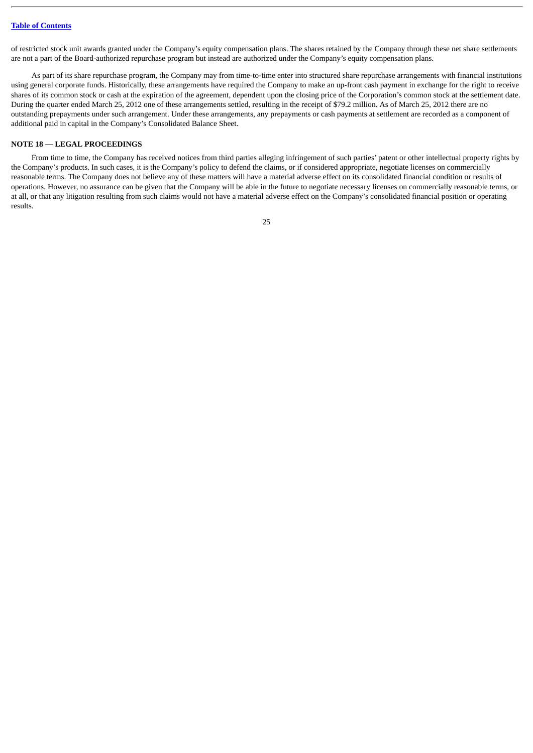of restricted stock unit awards granted under the Company's equity compensation plans. The shares retained by the Company through these net share settlements are not a part of the Board-authorized repurchase program but instead are authorized under the Company's equity compensation plans.

As part of its share repurchase program, the Company may from time-to-time enter into structured share repurchase arrangements with financial institutions using general corporate funds. Historically, these arrangements have required the Company to make an up-front cash payment in exchange for the right to receive shares of its common stock or cash at the expiration of the agreement, dependent upon the closing price of the Corporation's common stock at the settlement date. During the quarter ended March 25, 2012 one of these arrangements settled, resulting in the receipt of $79.2 million. As of March 25, 2012 there are no outstanding prepayments under such arrangement. Under these arrangements, any prepayments or cash payments at settlement are recorded as a component of additional paid in capital in the Company's Consolidated Balance Sheet.

**NOTE 18 — LEGAL PROCEEDINGS**

From time to time, the Company has received notices from third parties alleging infringement of such parties' patent or other intellectual property rights by the Company's products. In such cases, it is the Company's policy to defend the claims, or if considered appropriate, negotiate licenses on commercially reasonable terms. The Company does not believe any of these matters will have a material adverse effect on its consolidated financial condition or results of operations. However, no assurance can be given that the Company will be able in the future to negotiate necessary licenses on commercially reasonable terms, or at all, or that any litigation resulting from such claims would not have a material adverse effect on the Company's consolidated financial position or operating results.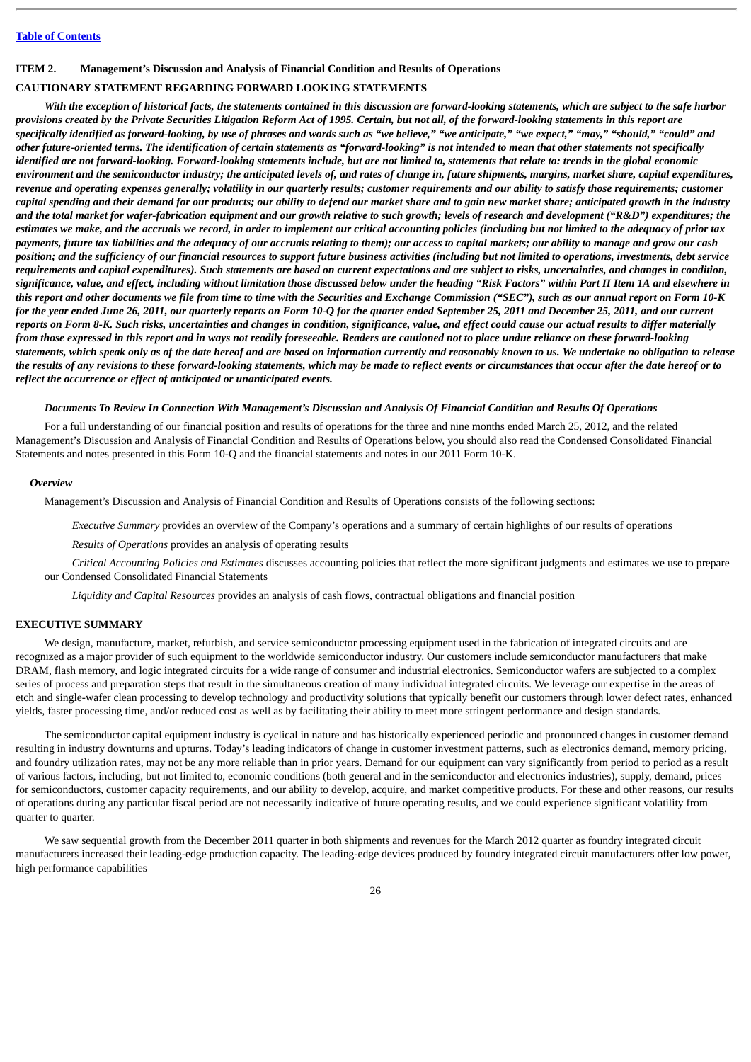[Table of Contents](#)

## ITEM 2. Management's Discussion and Analysis of Financial Condition and Results of Operations

### CAUTIONARY STATEMENT REGARDING FORWARD LOOKING STATEMENTS

*With the exception of historical facts, the statements contained in this discussion are forward-looking statements, which are subject to the safe harbor provisions created by the Private Securities Litigation Reform Act of 1995. Certain, but not all, of the forward-looking statements in this report are specifically identified as forward-looking, by use of phrases and words such as "we believe," "we anticipate," "we expect," "may," "should," "could" and other future-oriented terms. The identification of certain statements as "forward-looking" is not intended to mean that other statements not specifically identified are not forward-looking. Forward-looking statements include, but are not limited to, statements that relate to: trends in the global economic environment and the semiconductor industry; the anticipated levels of, and rates of change in, future shipments, margins, market share, capital expenditures, revenue and operating expenses generally; volatility in our quarterly results; customer requirements and our ability to satisfy those requirements; customer capital spending and their demand for our products; our ability to defend our market share and to gain new market share; anticipated growth in the industry and the total market for wafer-fabrication equipment and our growth relative to such growth; levels of research and development ("R&D") expenditures; the estimates we make, and the accruals we record, in order to implement our critical accounting policies (including but not limited to the adequacy of prior tax payments, future tax liabilities and the adequacy of our accruals relating to them); our access to capital markets; our ability to manage and grow our cash position; and the sufficiency of our financial resources to support future business activities (including but not limited to operations, investments, debt service requirements and capital expenditures). Such statements are based on current expectations and are subject to risks, uncertainties, and changes in condition, significance, value, and effect, including without limitation those discussed below under the heading "Risk Factors" within Part II Item 1A and elsewhere in this report and other documents we file from time to time with the Securities and Exchange Commission ("SEC"), such as our annual report on Form 10-K for the year ended June 26, 2011, our quarterly reports on Form 10-Q for the quarter ended September 25, 2011 and December 25, 2011, and our current reports on Form 8-K. Such risks, uncertainties and changes in condition, significance, value, and effect could cause our actual results to differ materially from those expressed in this report and in ways not readily foreseeable. Readers are cautioned not to place undue reliance on these forward-looking statements, which speak only as of the date hereof and are based on information currently and reasonably known to us. We undertake no obligation to release the results of any revisions to these forward-looking statements, which may be made to reflect events or circumstances that occur after the date hereof or to reflect the occurrence or effect of anticipated or unanticipated events.*

#### *Documents To Review In Connection With Management's Discussion and Analysis Of Financial Condition and Results Of Operations*

For a full understanding of our financial position and results of operations for the three and nine months ended March 25, 2012, and the related Management's Discussion and Analysis of Financial Condition and Results of Operations below, you should also read the Condensed Consolidated Financial Statements and notes presented in this Form 10-Q and the financial statements and notes in our 2011 Form 10-K.

#### *Overview*

Management's Discussion and Analysis of Financial Condition and Results of Operations consists of the following sections:

*Executive Summary* provides an overview of the Company's operations and a summary of certain highlights of our results of operations

*Results of Operations* provides an analysis of operating results

*Critical Accounting Policies and Estimates* discusses accounting policies that reflect the more significant judgments and estimates we use to prepare our Condensed Consolidated Financial Statements

*Liquidity and Capital Resources* provides an analysis of cash flows, contractual obligations and financial position

### EXECUTIVE SUMMARY

We design, manufacture, market, refurbish, and service semiconductor processing equipment used in the fabrication of integrated circuits and are recognized as a major provider of such equipment to the worldwide semiconductor industry. Our customers include semiconductor manufacturers that make DRAM, flash memory, and logic integrated circuits for a wide range of consumer and industrial electronics. Semiconductor wafers are subjected to a complex series of process and preparation steps that result in the simultaneous creation of many individual integrated circuits. We leverage our expertise in the areas of etch and single-wafer clean processing to develop technology and productivity solutions that typically benefit our customers through lower defect rates, enhanced yields, faster processing time, and/or reduced cost as well as by facilitating their ability to meet more stringent performance and design standards.

The semiconductor capital equipment industry is cyclical in nature and has historically experienced periodic and pronounced changes in customer demand resulting in industry downturns and upturns. Today's leading indicators of change in customer investment patterns, such as electronics demand, memory pricing, and foundry utilization rates, may not be any more reliable than in prior years. Demand for our equipment can vary significantly from period to period as a result of various factors, including, but not limited to, economic conditions (both general and in the semiconductor and electronics industries), supply, demand, prices for semiconductors, customer capacity requirements, and our ability to develop, acquire, and market competitive products. For these and other reasons, our results of operations during any particular fiscal period are not necessarily indicative of future operating results, and we could experience significant volatility from quarter to quarter.

We saw sequential growth from the December 2011 quarter in both shipments and revenues for the March 2012 quarter as foundry integrated circuit manufacturers increased their leading-edge production capacity. The leading-edge devices produced by foundry integrated circuit manufacturers offer low power, high performance capabilities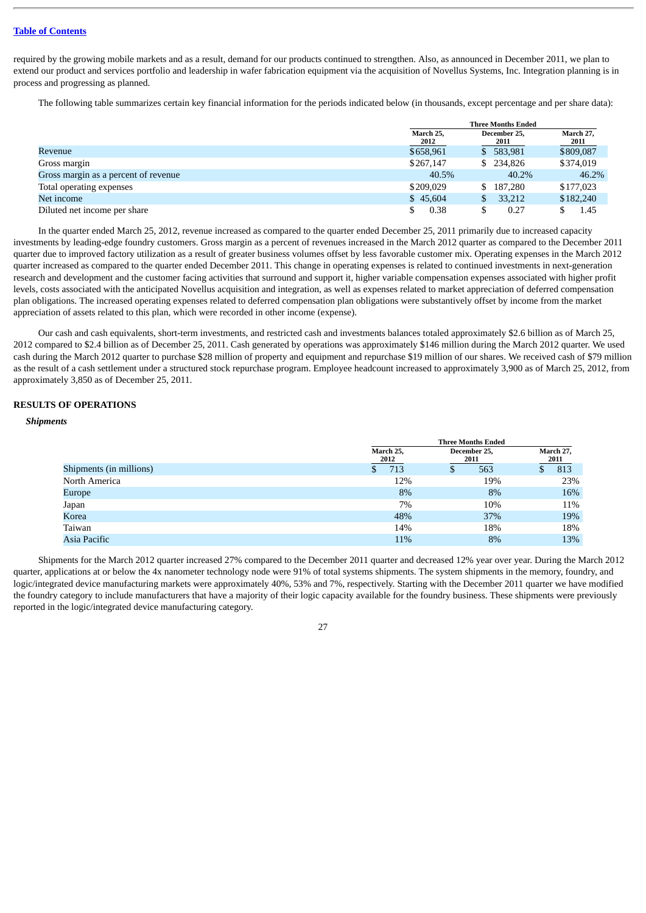required by the growing mobile markets and as a result, demand for our products continued to strengthen. Also, as announced in December 2011, we plan to extend our product and services portfolio and leadership in wafer fabrication equipment via the acquisition of Novellus Systems, Inc. Integration planning is in process and progressing as planned.

The following table summarizes certain key financial information for the periods indicated below (in thousands, except percentage and per share data):

| | Three Months Ended | | |
|---|---|---|---|
| | March 25, 2012 | December 25, 2011 | March 27, 2011 |
| Revenue | $658,961 | $ 583,981 | $809,087 |
| Gross margin | $267,147 | $ 234,826 | $374,019 |
| Gross margin as a percent of revenue | 40.5% | 40.2% | 46.2% |
| Total operating expenses | $209,029 | $ 187,280 | $177,023 |
| Net income | $ 45,604 | $ 33,212 | $182,240 |
| Diluted net income per share | $ 0.38 | $ 0.27 | $ 1.45 |

In the quarter ended March 25, 2012, revenue increased as compared to the quarter ended December 25, 2011 primarily due to increased capacity investments by leading-edge foundry customers. Gross margin as a percent of revenues increased in the March 2012 quarter as compared to the December 2011 quarter due to improved factory utilization as a result of greater business volumes offset by less favorable customer mix. Operating expenses in the March 2012 quarter increased as compared to the quarter ended December 2011. This change in operating expenses is related to continued investments in next-generation research and development and the customer facing activities that surround and support it, higher variable compensation expenses associated with higher profit levels, costs associated with the anticipated Novellus acquisition and integration, as well as expenses related to market appreciation of deferred compensation plan obligations. The increased operating expenses related to deferred compensation plan obligations were substantively offset by income from the market appreciation of assets related to this plan, which were recorded in other income (expense).

Our cash and cash equivalents, short-term investments, and restricted cash and investments balances totaled approximately $2.6 billion as of March 25, 2012 compared to $2.4 billion as of December 25, 2011. Cash generated by operations was approximately $146 million during the March 2012 quarter. We used cash during the March 2012 quarter to purchase $28 million of property and equipment and repurchase $19 million of our shares. We received cash of $79 million as the result of a cash settlement under a structured stock repurchase program. Employee headcount increased to approximately 3,900 as of March 25, 2012, from approximately 3,850 as of December 25, 2011.

## RESULTS OF OPERATIONS

### *Shipments*

| | Three Months Ended | | |
|---|---|---|---|
| | March 25, 2012 | December 25, 2011 | March 27, 2011 |
| Shipments (in millions) | $ 713 | $ 563 | $ 813 |
| North America | 12% | 19% | 23% |
| Europe | 8% | 8% | 16% |
| Japan | 7% | 10% | 11% |
| Korea | 48% | 37% | 19% |
| Taiwan | 14% | 18% | 18% |
| Asia Pacific | 11% | 8% | 13% |

Shipments for the March 2012 quarter increased 27% compared to the December 2011 quarter and decreased 12% year over year. During the March 2012 quarter, applications at or below the 4x nanometer technology node were 91% of total systems shipments. The system shipments in the memory, foundry, and logic/integrated device manufacturing markets were approximately 40%, 53% and 7%, respectively. Starting with the December 2011 quarter we have modified the foundry category to include manufacturers that have a majority of their logic capacity available for the foundry business. These shipments were previously reported in the logic/integrated device manufacturing category.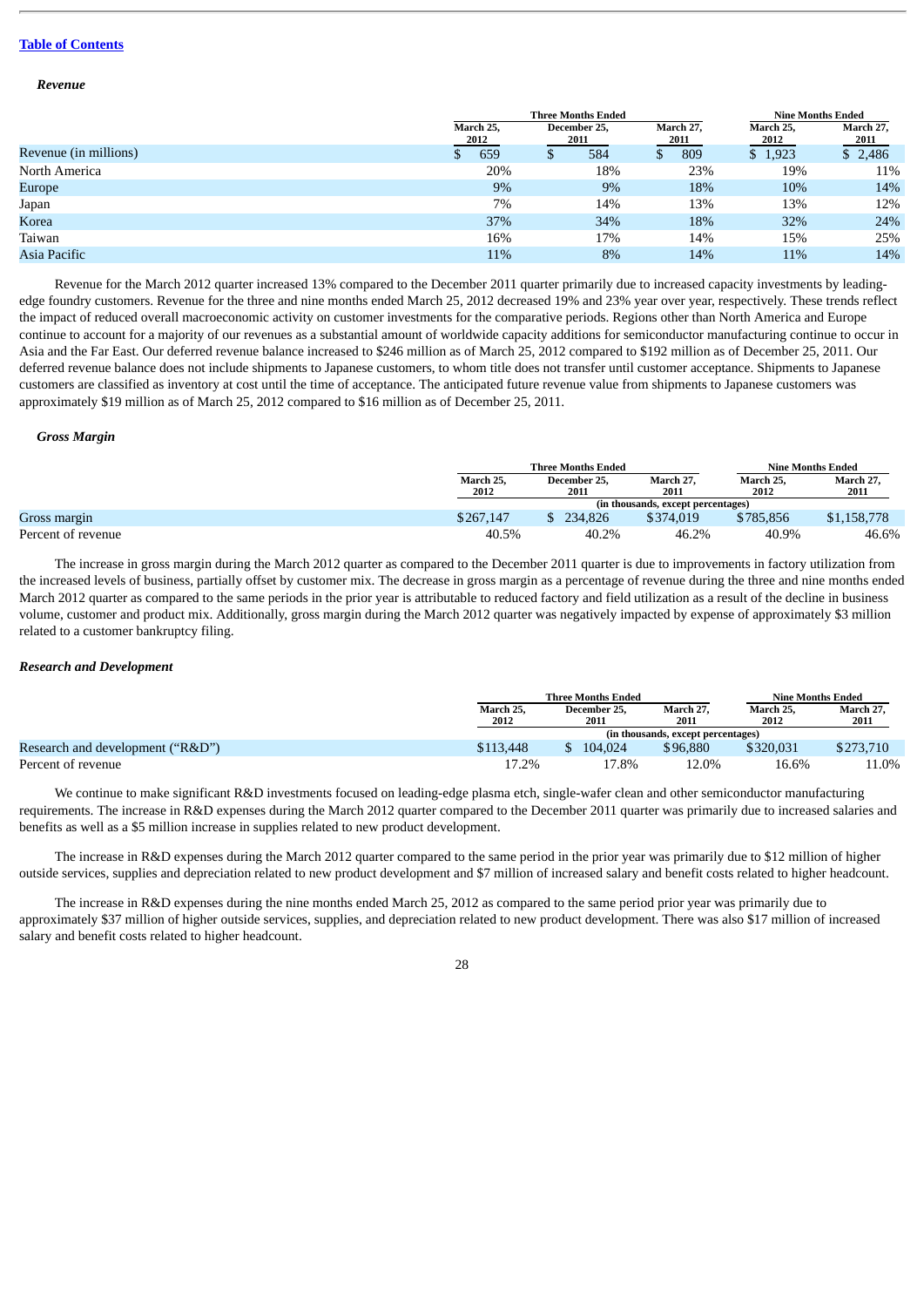[Table of Contents](#)

***Revenue***

| | Three Months Ended | | | Nine Months Ended | |
|---|---|---|---|---|---|
| | March 25, 2012 | December 25, 2011 | March 27, 2011 | March 25, 2012 | March 27, 2011 |
| Revenue (in millions) | $ 659 | $ 584 | $ 809 | $ 1,923 | $ 2,486 |
| North America | 20% | 18% | 23% | 19% | 11% |
| Europe | 9% | 9% | 18% | 10% | 14% |
| Japan | 7% | 14% | 13% | 13% | 12% |
| Korea | 37% | 34% | 18% | 32% | 24% |
| Taiwan | 16% | 17% | 14% | 15% | 25% |
| Asia Pacific | 11% | 8% | 14% | 11% | 14% |

Revenue for the March 2012 quarter increased 13% compared to the December 2011 quarter primarily due to increased capacity investments by leading-edge foundry customers. Revenue for the three and nine months ended March 25, 2012 decreased 19% and 23% year over year, respectively. These trends reflect the impact of reduced overall macroeconomic activity on customer investments for the comparative periods. Regions other than North America and Europe continue to account for a majority of our revenues as a substantial amount of worldwide capacity additions for semiconductor manufacturing continue to occur in Asia and the Far East. Our deferred revenue balance increased to $246 million as of March 25, 2012 compared to $192 million as of December 25, 2011. Our deferred revenue balance does not include shipments to Japanese customers, to whom title does not transfer until customer acceptance. Shipments to Japanese customers are classified as inventory at cost until the time of acceptance. The anticipated future revenue value from shipments to Japanese customers was approximately $19 million as of March 25, 2012 compared to $16 million as of December 25, 2011.

***Gross Margin***

| | Three Months Ended | | | Nine Months Ended | |
|---|---|---|---|---|---|
| | March 25, 2012 | December 25, 2011 | March 27, 2011 | March 25, 2012 | March 27, 2011 |
| | (in thousands, except percentages) | | | | |
| Gross margin | $267,147 | $ 234,826 | $374,019 | $785,856 | $1,158,778 |
| Percent of revenue | 40.5% | 40.2% | 46.2% | 40.9% | 46.6% |

The increase in gross margin during the March 2012 quarter as compared to the December 2011 quarter is due to improvements in factory utilization from the increased levels of business, partially offset by customer mix. The decrease in gross margin as a percentage of revenue during the three and nine months ended March 2012 quarter as compared to the same periods in the prior year is attributable to reduced factory and field utilization as a result of the decline in business volume, customer and product mix. Additionally, gross margin during the March 2012 quarter was negatively impacted by expense of approximately $3 million related to a customer bankruptcy filing.

***Research and Development***

| | Three Months Ended | | | Nine Months Ended | |
|---|---|---|---|---|---|
| | March 25, 2012 | December 25, 2011 | March 27, 2011 | March 25, 2012 | March 27, 2011 |
| | (in thousands, except percentages) | | | | |
| Research and development ("R&D") | $113,448 | $ 104,024 | $96,880 | $320,031 | $273,710 |
| Percent of revenue | 17.2% | 17.8% | 12.0% | 16.6% | 11.0% |

We continue to make significant R&D investments focused on leading-edge plasma etch, single-wafer clean and other semiconductor manufacturing requirements. The increase in R&D expenses during the March 2012 quarter compared to the December 2011 quarter was primarily due to increased salaries and benefits as well as a $5 million increase in supplies related to new product development.

The increase in R&D expenses during the March 2012 quarter compared to the same period in the prior year was primarily due to $12 million of higher outside services, supplies and depreciation related to new product development and $7 million of increased salary and benefit costs related to higher headcount.

The increase in R&D expenses during the nine months ended March 25, 2012 as compared to the same period prior year was primarily due to approximately $37 million of higher outside services, supplies, and depreciation related to new product development. There was also $17 million of increased salary and benefit costs related to higher headcount.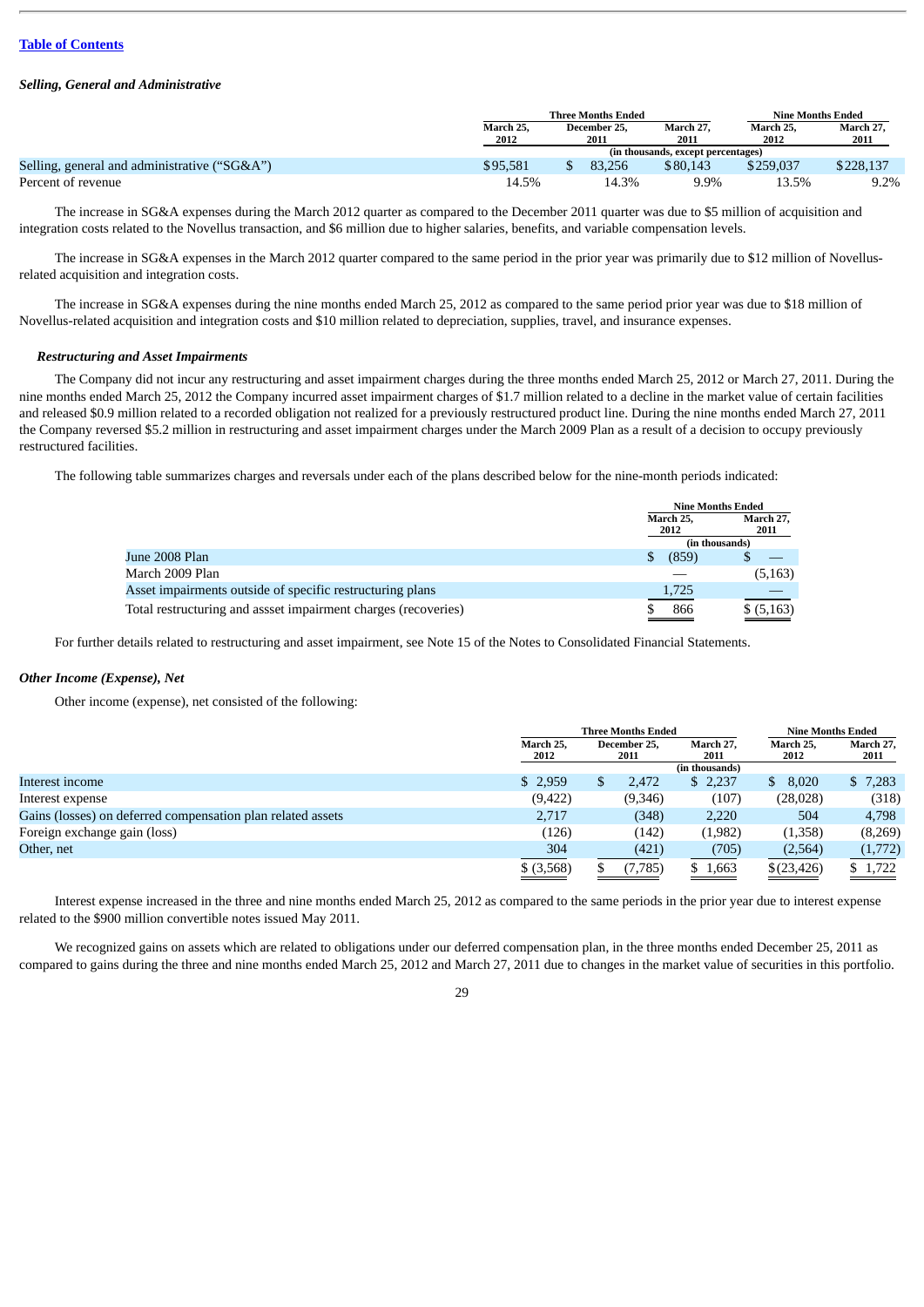[Table of Contents](#)

***Selling, General and Administrative***

| | Three Months Ended | | | Nine Months Ended | |
|---|---|---|---|---|---|
| | March 25, 2012 | December 25, 2011 | March 27, 2011 | March 25, 2012 | March 27, 2011 |
| | (in thousands, except percentages) | | | | |
| Selling, general and administrative ("SG&A") | $95,581 | $ 83,256 | $80,143 | $259,037 | $228,137 |
| Percent of revenue | 14.5% | 14.3% | 9.9% | 13.5% | 9.2% |

The increase in SG&A expenses during the March 2012 quarter as compared to the December 2011 quarter was due to $5 million of acquisition and integration costs related to the Novellus transaction, and $6 million due to higher salaries, benefits, and variable compensation levels.

The increase in SG&A expenses in the March 2012 quarter compared to the same period in the prior year was primarily due to $12 million of Novellus-related acquisition and integration costs.

The increase in SG&A expenses during the nine months ended March 25, 2012 as compared to the same period prior year was due to $18 million of Novellus-related acquisition and integration costs and $10 million related to depreciation, supplies, travel, and insurance expenses.

***Restructuring and Asset Impairments***

The Company did not incur any restructuring and asset impairment charges during the three months ended March 25, 2012 or March 27, 2011. During the nine months ended March 25, 2012 the Company incurred asset impairment charges of $1.7 million related to a decline in the market value of certain facilities and released $0.9 million related to a recorded obligation not realized for a previously restructured product line. During the nine months ended March 27, 2011 the Company reversed $5.2 million in restructuring and asset impairment charges under the March 2009 Plan as a result of a decision to occupy previously restructured facilities.

The following table summarizes charges and reversals under each of the plans described below for the nine-month periods indicated:

| | Nine Months Ended | |
|---|---|---|
| | March 25, 2012 | March 27, 2011 |
| | (in thousands) | |
| June 2008 Plan | $ (859) | $ — |
| March 2009 Plan | — | (5,163) |
| Asset impairments outside of specific restructuring plans | 1,725 | — |
| Total restructuring and assset impairment charges (recoveries) | $ 866 | $ (5,163) |

For further details related to restructuring and asset impairment, see Note 15 of the Notes to Consolidated Financial Statements.

***Other Income (Expense), Net***

Other income (expense), net consisted of the following:

| | Three Months Ended | | | Nine Months Ended | |
|---|---|---|---|---|---|
| | March 25, 2012 | December 25, 2011 | March 27, 2011 | March 25, 2012 | March 27, 2011 |
| | (in thousands) | | | | |
| Interest income | $ 2,959 | $ 2,472 | $ 2,237 | $ 8,020 | $ 7,283 |
| Interest expense | (9,422) | (9,346) | (107) | (28,028) | (318) |
| Gains (losses) on deferred compensation plan related assets | 2,717 | (348) | 2,220 | 504 | 4,798 |
| Foreign exchange gain (loss) | (126) | (142) | (1,982) | (1,358) | (8,269) |
| Other, net | 304 | (421) | (705) | (2,564) | (1,772) |
| | $ (3,568) | $ (7,785) | $ 1,663 | $(23,426) | $ 1,722 |

Interest expense increased in the three and nine months ended March 25, 2012 as compared to the same periods in the prior year due to interest expense related to the $900 million convertible notes issued May 2011.

We recognized gains on assets which are related to obligations under our deferred compensation plan, in the three months ended December 25, 2011 as compared to gains during the three and nine months ended March 25, 2012 and March 27, 2011 due to changes in the market value of securities in this portfolio.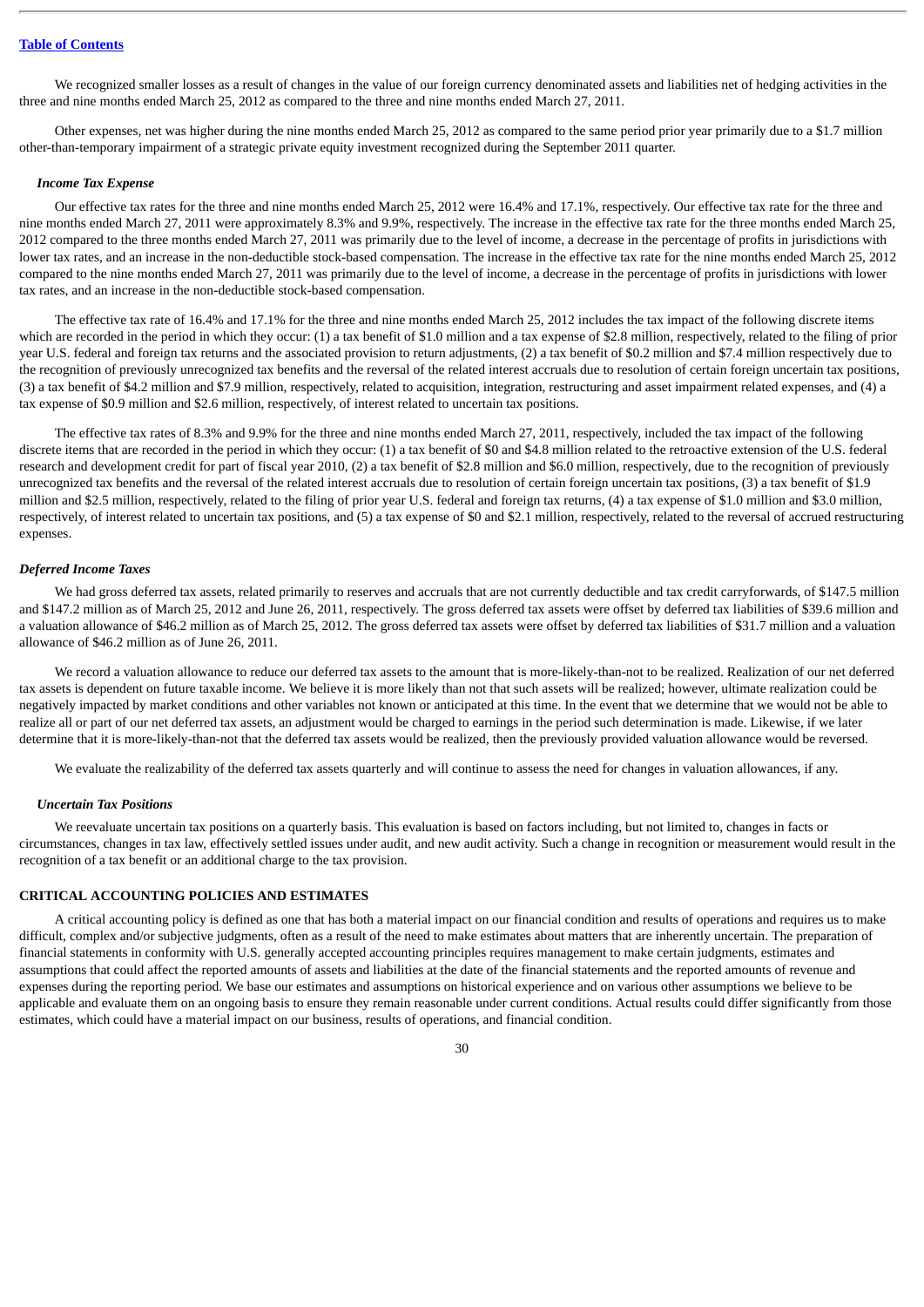We recognized smaller losses as a result of changes in the value of our foreign currency denominated assets and liabilities net of hedging activities in the three and nine months ended March 25, 2012 as compared to the three and nine months ended March 27, 2011.

Other expenses, net was higher during the nine months ended March 25, 2012 as compared to the same period prior year primarily due to a $1.7 million other-than-temporary impairment of a strategic private equity investment recognized during the September 2011 quarter.

***Income Tax Expense***

Our effective tax rates for the three and nine months ended March 25, 2012 were 16.4% and 17.1%, respectively. Our effective tax rate for the three and nine months ended March 27, 2011 were approximately 8.3% and 9.9%, respectively. The increase in the effective tax rate for the three months ended March 25, 2012 compared to the three months ended March 27, 2011 was primarily due to the level of income, a decrease in the percentage of profits in jurisdictions with lower tax rates, and an increase in the non-deductible stock-based compensation. The increase in the effective tax rate for the nine months ended March 25, 2012 compared to the nine months ended March 27, 2011 was primarily due to the level of income, a decrease in the percentage of profits in jurisdictions with lower tax rates, and an increase in the non-deductible stock-based compensation.

The effective tax rate of 16.4% and 17.1% for the three and nine months ended March 25, 2012 includes the tax impact of the following discrete items which are recorded in the period in which they occur: (1) a tax benefit of $1.0 million and a tax expense of $2.8 million, respectively, related to the filing of prior year U.S. federal and foreign tax returns and the associated provision to return adjustments, (2) a tax benefit of $0.2 million and $7.4 million respectively due to the recognition of previously unrecognized tax benefits and the reversal of the related interest accruals due to resolution of certain foreign uncertain tax positions, (3) a tax benefit of $4.2 million and $7.9 million, respectively, related to acquisition, integration, restructuring and asset impairment related expenses, and (4) a tax expense of $0.9 million and $2.6 million, respectively, of interest related to uncertain tax positions.

The effective tax rates of 8.3% and 9.9% for the three and nine months ended March 27, 2011, respectively, included the tax impact of the following discrete items that are recorded in the period in which they occur: (1) a tax benefit of $0 and $4.8 million related to the retroactive extension of the U.S. federal research and development credit for part of fiscal year 2010, (2) a tax benefit of $2.8 million and $6.0 million, respectively, due to the recognition of previously unrecognized tax benefits and the reversal of the related interest accruals due to resolution of certain foreign uncertain tax positions, (3) a tax benefit of $1.9 million and $2.5 million, respectively, related to the filing of prior year U.S. federal and foreign tax returns, (4) a tax expense of $1.0 million and $3.0 million, respectively, of interest related to uncertain tax positions, and (5) a tax expense of $0 and $2.1 million, respectively, related to the reversal of accrued restructuring expenses.

***Deferred Income Taxes***

We had gross deferred tax assets, related primarily to reserves and accruals that are not currently deductible and tax credit carryforwards, of $147.5 million and $147.2 million as of March 25, 2012 and June 26, 2011, respectively. The gross deferred tax assets were offset by deferred tax liabilities of $39.6 million and a valuation allowance of $46.2 million as of March 25, 2012. The gross deferred tax assets were offset by deferred tax liabilities of $31.7 million and a valuation allowance of $46.2 million as of June 26, 2011.

We record a valuation allowance to reduce our deferred tax assets to the amount that is more-likely-than-not to be realized. Realization of our net deferred tax assets is dependent on future taxable income. We believe it is more likely than not that such assets will be realized; however, ultimate realization could be negatively impacted by market conditions and other variables not known or anticipated at this time. In the event that we determine that we would not be able to realize all or part of our net deferred tax assets, an adjustment would be charged to earnings in the period such determination is made. Likewise, if we later determine that it is more-likely-than-not that the deferred tax assets would be realized, then the previously provided valuation allowance would be reversed.

We evaluate the realizability of the deferred tax assets quarterly and will continue to assess the need for changes in valuation allowances, if any.

***Uncertain Tax Positions***

We reevaluate uncertain tax positions on a quarterly basis. This evaluation is based on factors including, but not limited to, changes in facts or circumstances, changes in tax law, effectively settled issues under audit, and new audit activity. Such a change in recognition or measurement would result in the recognition of a tax benefit or an additional charge to the tax provision.

## CRITICAL ACCOUNTING POLICIES AND ESTIMATES

A critical accounting policy is defined as one that has both a material impact on our financial condition and results of operations and requires us to make difficult, complex and/or subjective judgments, often as a result of the need to make estimates about matters that are inherently uncertain. The preparation of financial statements in conformity with U.S. generally accepted accounting principles requires management to make certain judgments, estimates and assumptions that could affect the reported amounts of assets and liabilities at the date of the financial statements and the reported amounts of revenue and expenses during the reporting period. We base our estimates and assumptions on historical experience and on various other assumptions we believe to be applicable and evaluate them on an ongoing basis to ensure they remain reasonable under current conditions. Actual results could differ significantly from those estimates, which could have a material impact on our business, results of operations, and financial condition.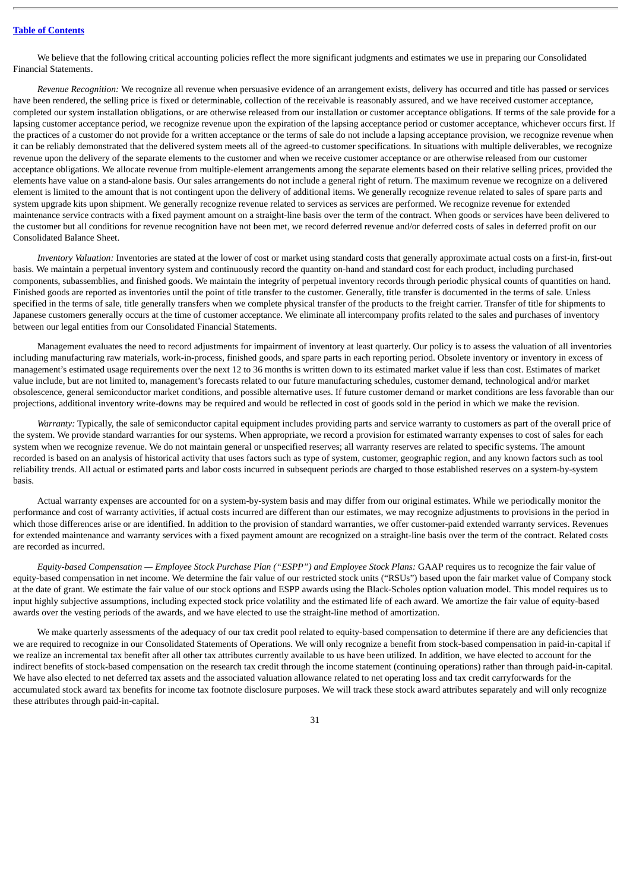[Table of Contents](#)

We believe that the following critical accounting policies reflect the more significant judgments and estimates we use in preparing our Consolidated Financial Statements.

*Revenue Recognition:* We recognize all revenue when persuasive evidence of an arrangement exists, delivery has occurred and title has passed or services have been rendered, the selling price is fixed or determinable, collection of the receivable is reasonably assured, and we have received customer acceptance, completed our system installation obligations, or are otherwise released from our installation or customer acceptance obligations. If terms of the sale provide for a lapsing customer acceptance period, we recognize revenue upon the expiration of the lapsing acceptance period or customer acceptance, whichever occurs first. If the practices of a customer do not provide for a written acceptance or the terms of sale do not include a lapsing acceptance provision, we recognize revenue when it can be reliably demonstrated that the delivered system meets all of the agreed-to customer specifications. In situations with multiple deliverables, we recognize revenue upon the delivery of the separate elements to the customer and when we receive customer acceptance or are otherwise released from our customer acceptance obligations. We allocate revenue from multiple-element arrangements among the separate elements based on their relative selling prices, provided the elements have value on a stand-alone basis. Our sales arrangements do not include a general right of return. The maximum revenue we recognize on a delivered element is limited to the amount that is not contingent upon the delivery of additional items. We generally recognize revenue related to sales of spare parts and system upgrade kits upon shipment. We generally recognize revenue related to services as services are performed. We recognize revenue for extended maintenance service contracts with a fixed payment amount on a straight-line basis over the term of the contract. When goods or services have been delivered to the customer but all conditions for revenue recognition have not been met, we record deferred revenue and/or deferred costs of sales in deferred profit on our Consolidated Balance Sheet.

*Inventory Valuation:* Inventories are stated at the lower of cost or market using standard costs that generally approximate actual costs on a first-in, first-out basis. We maintain a perpetual inventory system and continuously record the quantity on-hand and standard cost for each product, including purchased components, subassemblies, and finished goods. We maintain the integrity of perpetual inventory records through periodic physical counts of quantities on hand. Finished goods are reported as inventories until the point of title transfer to the customer. Generally, title transfer is documented in the terms of sale. Unless specified in the terms of sale, title generally transfers when we complete physical transfer of the products to the freight carrier. Transfer of title for shipments to Japanese customers generally occurs at the time of customer acceptance. We eliminate all intercompany profits related to the sales and purchases of inventory between our legal entities from our Consolidated Financial Statements.

Management evaluates the need to record adjustments for impairment of inventory at least quarterly. Our policy is to assess the valuation of all inventories including manufacturing raw materials, work-in-process, finished goods, and spare parts in each reporting period. Obsolete inventory or inventory in excess of management's estimated usage requirements over the next 12 to 36 months is written down to its estimated market value if less than cost. Estimates of market value include, but are not limited to, management's forecasts related to our future manufacturing schedules, customer demand, technological and/or market obsolescence, general semiconductor market conditions, and possible alternative uses. If future customer demand or market conditions are less favorable than our projections, additional inventory write-downs may be required and would be reflected in cost of goods sold in the period in which we make the revision.

*Warranty:* Typically, the sale of semiconductor capital equipment includes providing parts and service warranty to customers as part of the overall price of the system. We provide standard warranties for our systems. When appropriate, we record a provision for estimated warranty expenses to cost of sales for each system when we recognize revenue. We do not maintain general or unspecified reserves; all warranty reserves are related to specific systems. The amount recorded is based on an analysis of historical activity that uses factors such as type of system, customer, geographic region, and any known factors such as tool reliability trends. All actual or estimated parts and labor costs incurred in subsequent periods are charged to those established reserves on a system-by-system basis.

Actual warranty expenses are accounted for on a system-by-system basis and may differ from our original estimates. While we periodically monitor the performance and cost of warranty activities, if actual costs incurred are different than our estimates, we may recognize adjustments to provisions in the period in which those differences arise or are identified. In addition to the provision of standard warranties, we offer customer-paid extended warranty services. Revenues for extended maintenance and warranty services with a fixed payment amount are recognized on a straight-line basis over the term of the contract. Related costs are recorded as incurred.

*Equity-based Compensation — Employee Stock Purchase Plan ("ESPP") and Employee Stock Plans:* GAAP requires us to recognize the fair value of equity-based compensation in net income. We determine the fair value of our restricted stock units ("RSUs") based upon the fair market value of Company stock at the date of grant. We estimate the fair value of our stock options and ESPP awards using the Black-Scholes option valuation model. This model requires us to input highly subjective assumptions, including expected stock price volatility and the estimated life of each award. We amortize the fair value of equity-based awards over the vesting periods of the awards, and we have elected to use the straight-line method of amortization.

We make quarterly assessments of the adequacy of our tax credit pool related to equity-based compensation to determine if there are any deficiencies that we are required to recognize in our Consolidated Statements of Operations. We will only recognize a benefit from stock-based compensation in paid-in-capital if we realize an incremental tax benefit after all other tax attributes currently available to us have been utilized. In addition, we have elected to account for the indirect benefits of stock-based compensation on the research tax credit through the income statement (continuing operations) rather than through paid-in-capital. We have also elected to net deferred tax assets and the associated valuation allowance related to net operating loss and tax credit carryforwards for the accumulated stock award tax benefits for income tax footnote disclosure purposes. We will track these stock award attributes separately and will only recognize these attributes through paid-in-capital.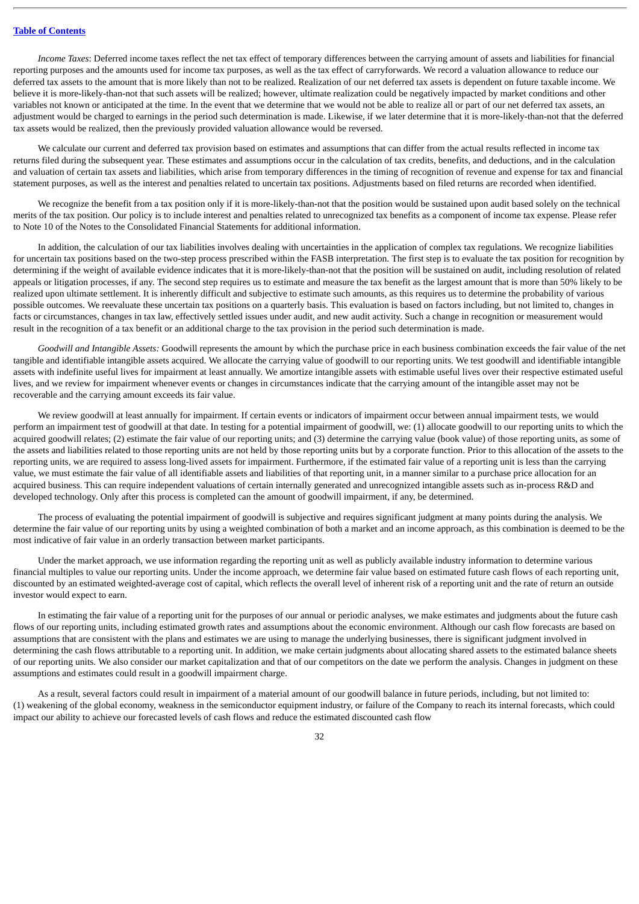[Table of Contents](#)

*Income Taxes*: Deferred income taxes reflect the net tax effect of temporary differences between the carrying amount of assets and liabilities for financial reporting purposes and the amounts used for income tax purposes, as well as the tax effect of carryforwards. We record a valuation allowance to reduce our deferred tax assets to the amount that is more likely than not to be realized. Realization of our net deferred tax assets is dependent on future taxable income. We believe it is more-likely-than-not that such assets will be realized; however, ultimate realization could be negatively impacted by market conditions and other variables not known or anticipated at the time. In the event that we determine that we would not be able to realize all or part of our net deferred tax assets, an adjustment would be charged to earnings in the period such determination is made. Likewise, if we later determine that it is more-likely-than-not that the deferred tax assets would be realized, then the previously provided valuation allowance would be reversed.

We calculate our current and deferred tax provision based on estimates and assumptions that can differ from the actual results reflected in income tax returns filed during the subsequent year. These estimates and assumptions occur in the calculation of tax credits, benefits, and deductions, and in the calculation and valuation of certain tax assets and liabilities, which arise from temporary differences in the timing of recognition of revenue and expense for tax and financial statement purposes, as well as the interest and penalties related to uncertain tax positions. Adjustments based on filed returns are recorded when identified.

We recognize the benefit from a tax position only if it is more-likely-than-not that the position would be sustained upon audit based solely on the technical merits of the tax position. Our policy is to include interest and penalties related to unrecognized tax benefits as a component of income tax expense. Please refer to Note 10 of the Notes to the Consolidated Financial Statements for additional information.

In addition, the calculation of our tax liabilities involves dealing with uncertainties in the application of complex tax regulations. We recognize liabilities for uncertain tax positions based on the two-step process prescribed within the FASB interpretation. The first step is to evaluate the tax position for recognition by determining if the weight of available evidence indicates that it is more-likely-than-not that the position will be sustained on audit, including resolution of related appeals or litigation processes, if any. The second step requires us to estimate and measure the tax benefit as the largest amount that is more than 50% likely to be realized upon ultimate settlement. It is inherently difficult and subjective to estimate such amounts, as this requires us to determine the probability of various possible outcomes. We reevaluate these uncertain tax positions on a quarterly basis. This evaluation is based on factors including, but not limited to, changes in facts or circumstances, changes in tax law, effectively settled issues under audit, and new audit activity. Such a change in recognition or measurement would result in the recognition of a tax benefit or an additional charge to the tax provision in the period such determination is made.

*Goodwill and Intangible Assets:* Goodwill represents the amount by which the purchase price in each business combination exceeds the fair value of the net tangible and identifiable intangible assets acquired. We allocate the carrying value of goodwill to our reporting units. We test goodwill and identifiable intangible assets with indefinite useful lives for impairment at least annually. We amortize intangible assets with estimable useful lives over their respective estimated useful lives, and we review for impairment whenever events or changes in circumstances indicate that the carrying amount of the intangible asset may not be recoverable and the carrying amount exceeds its fair value.

We review goodwill at least annually for impairment. If certain events or indicators of impairment occur between annual impairment tests, we would perform an impairment test of goodwill at that date. In testing for a potential impairment of goodwill, we: (1) allocate goodwill to our reporting units to which the acquired goodwill relates; (2) estimate the fair value of our reporting units; and (3) determine the carrying value (book value) of those reporting units, as some of the assets and liabilities related to those reporting units are not held by those reporting units but by a corporate function. Prior to this allocation of the assets to the reporting units, we are required to assess long-lived assets for impairment. Furthermore, if the estimated fair value of a reporting unit is less than the carrying value, we must estimate the fair value of all identifiable assets and liabilities of that reporting unit, in a manner similar to a purchase price allocation for an acquired business. This can require independent valuations of certain internally generated and unrecognized intangible assets such as in-process R&D and developed technology. Only after this process is completed can the amount of goodwill impairment, if any, be determined.

The process of evaluating the potential impairment of goodwill is subjective and requires significant judgment at many points during the analysis. We determine the fair value of our reporting units by using a weighted combination of both a market and an income approach, as this combination is deemed to be the most indicative of fair value in an orderly transaction between market participants.

Under the market approach, we use information regarding the reporting unit as well as publicly available industry information to determine various financial multiples to value our reporting units. Under the income approach, we determine fair value based on estimated future cash flows of each reporting unit, discounted by an estimated weighted-average cost of capital, which reflects the overall level of inherent risk of a reporting unit and the rate of return an outside investor would expect to earn.

In estimating the fair value of a reporting unit for the purposes of our annual or periodic analyses, we make estimates and judgments about the future cash flows of our reporting units, including estimated growth rates and assumptions about the economic environment. Although our cash flow forecasts are based on assumptions that are consistent with the plans and estimates we are using to manage the underlying businesses, there is significant judgment involved in determining the cash flows attributable to a reporting unit. In addition, we make certain judgments about allocating shared assets to the estimated balance sheets of our reporting units. We also consider our market capitalization and that of our competitors on the date we perform the analysis. Changes in judgment on these assumptions and estimates could result in a goodwill impairment charge.

As a result, several factors could result in impairment of a material amount of our goodwill balance in future periods, including, but not limited to: (1) weakening of the global economy, weakness in the semiconductor equipment industry, or failure of the Company to reach its internal forecasts, which could impact our ability to achieve our forecasted levels of cash flows and reduce the estimated discounted cash flow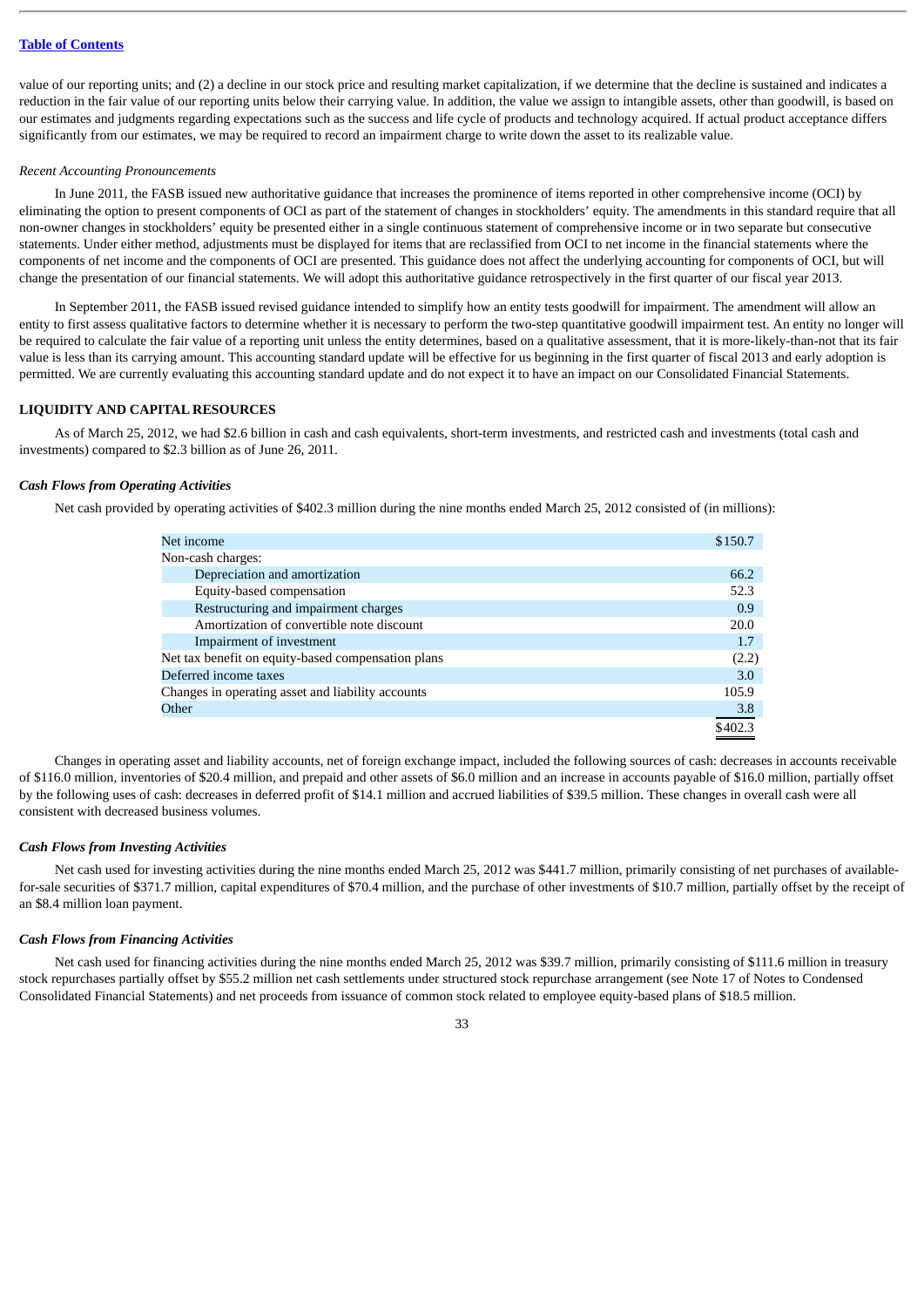value of our reporting units; and (2) a decline in our stock price and resulting market capitalization, if we determine that the decline is sustained and indicates a reduction in the fair value of our reporting units below their carrying value. In addition, the value we assign to intangible assets, other than goodwill, is based on our estimates and judgments regarding expectations such as the success and life cycle of products and technology acquired. If actual product acceptance differs significantly from our estimates, we may be required to record an impairment charge to write down the asset to its realizable value.

*Recent Accounting Pronouncements*

In June 2011, the FASB issued new authoritative guidance that increases the prominence of items reported in other comprehensive income (OCI) by eliminating the option to present components of OCI as part of the statement of changes in stockholders' equity. The amendments in this standard require that all non-owner changes in stockholders' equity be presented either in a single continuous statement of comprehensive income or in two separate but consecutive statements. Under either method, adjustments must be displayed for items that are reclassified from OCI to net income in the financial statements where the components of net income and the components of OCI are presented. This guidance does not affect the underlying accounting for components of OCI, but will change the presentation of our financial statements. We will adopt this authoritative guidance retrospectively in the first quarter of our fiscal year 2013.

In September 2011, the FASB issued revised guidance intended to simplify how an entity tests goodwill for impairment. The amendment will allow an entity to first assess qualitative factors to determine whether it is necessary to perform the two-step quantitative goodwill impairment test. An entity no longer will be required to calculate the fair value of a reporting unit unless the entity determines, based on a qualitative assessment, that it is more-likely-than-not that its fair value is less than its carrying amount. This accounting standard update will be effective for us beginning in the first quarter of fiscal 2013 and early adoption is permitted. We are currently evaluating this accounting standard update and do not expect it to have an impact on our Consolidated Financial Statements.

## LIQUIDITY AND CAPITAL RESOURCES

As of March 25, 2012, we had $2.6 billion in cash and cash equivalents, short-term investments, and restricted cash and investments (total cash and investments) compared to $2.3 billion as of June 26, 2011.

***Cash Flows from Operating Activities***

Net cash provided by operating activities of $402.3 million during the nine months ended March 25, 2012 consisted of (in millions):

| | |
|---|---|
| Net income | $150.7 |
| Non-cash charges: | |
| Depreciation and amortization | 66.2 |
| Equity-based compensation | 52.3 |
| Restructuring and impairment charges | 0.9 |
| Amortization of convertible note discount | 20.0 |
| Impairment of investment | 1.7 |
| Net tax benefit on equity-based compensation plans | (2.2) |
| Deferred income taxes | 3.0 |
| Changes in operating asset and liability accounts | 105.9 |
| Other | 3.8 |
| | $402.3 |

Changes in operating asset and liability accounts, net of foreign exchange impact, included the following sources of cash: decreases in accounts receivable of $116.0 million, inventories of $20.4 million, and prepaid and other assets of $6.0 million and an increase in accounts payable of $16.0 million, partially offset by the following uses of cash: decreases in deferred profit of $14.1 million and accrued liabilities of $39.5 million. These changes in overall cash were all consistent with decreased business volumes.

***Cash Flows from Investing Activities***

Net cash used for investing activities during the nine months ended March 25, 2012 was $441.7 million, primarily consisting of net purchases of available-for-sale securities of $371.7 million, capital expenditures of $70.4 million, and the purchase of other investments of $10.7 million, partially offset by the receipt of an $8.4 million loan payment.

***Cash Flows from Financing Activities***

Net cash used for financing activities during the nine months ended March 25, 2012 was $39.7 million, primarily consisting of $111.6 million in treasury stock repurchases partially offset by $55.2 million net cash settlements under structured stock repurchase arrangement (see Note 17 of Notes to Condensed Consolidated Financial Statements) and net proceeds from issuance of common stock related to employee equity-based plans of $18.5 million.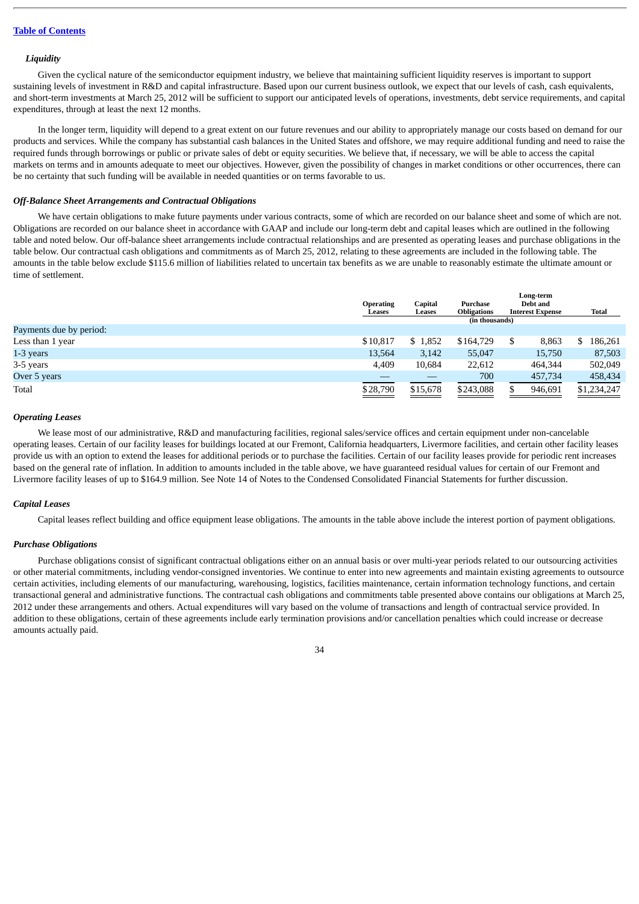[Table of Contents](#)

### *Liquidity*

Given the cyclical nature of the semiconductor equipment industry, we believe that maintaining sufficient liquidity reserves is important to support sustaining levels of investment in R&D and capital infrastructure. Based upon our current business outlook, we expect that our levels of cash, cash equivalents, and short-term investments at March 25, 2012 will be sufficient to support our anticipated levels of operations, investments, debt service requirements, and capital expenditures, through at least the next 12 months.

In the longer term, liquidity will depend to a great extent on our future revenues and our ability to appropriately manage our costs based on demand for our products and services. While the company has substantial cash balances in the United States and offshore, we may require additional funding and need to raise the required funds through borrowings or public or private sales of debt or equity securities. We believe that, if necessary, we will be able to access the capital markets on terms and in amounts adequate to meet our objectives. However, given the possibility of changes in market conditions or other occurrences, there can be no certainty that such funding will be available in needed quantities or on terms favorable to us.

### *Off-Balance Sheet Arrangements and Contractual Obligations*

We have certain obligations to make future payments under various contracts, some of which are recorded on our balance sheet and some of which are not. Obligations are recorded on our balance sheet in accordance with GAAP and include our long-term debt and capital leases which are outlined in the following table and noted below. Our off-balance sheet arrangements include contractual relationships and are presented as operating leases and purchase obligations in the table below. Our contractual cash obligations and commitments as of March 25, 2012, relating to these agreements are included in the following table. The amounts in the table below exclude $115.6 million of liabilities related to uncertain tax benefits as we are unable to reasonably estimate the ultimate amount or time of settlement.

| | Operating Leases | Capital Leases | Purchase Obligations | Long-term Debt and Interest Expense | Total |
|---|---|---|---|---|---|
| | | | (in thousands) | | |
| Payments due by period: | | | | | |
| Less than 1 year | $10,817 | $ 1,852 | $164,729 | $ 8,863 | $ 186,261 |
| 1-3 years | 13,564 | 3,142 | 55,047 | 15,750 | 87,503 |
| 3-5 years | 4,409 | 10,684 | 22,612 | 464,344 | 502,049 |
| Over 5 years | — | — | 700 | 457,734 | 458,434 |
| Total | $28,790 | $15,678 | $243,088 | $ 946,691 | $1,234,247 |

### *Operating Leases*

We lease most of our administrative, R&D and manufacturing facilities, regional sales/service offices and certain equipment under non-cancelable operating leases. Certain of our facility leases for buildings located at our Fremont, California headquarters, Livermore facilities, and certain other facility leases provide us with an option to extend the leases for additional periods or to purchase the facilities. Certain of our facility leases provide for periodic rent increases based on the general rate of inflation. In addition to amounts included in the table above, we have guaranteed residual values for certain of our Fremont and Livermore facility leases of up to $164.9 million. See Note 14 of Notes to the Condensed Consolidated Financial Statements for further discussion.

### *Capital Leases*

Capital leases reflect building and office equipment lease obligations. The amounts in the table above include the interest portion of payment obligations.

### *Purchase Obligations*

Purchase obligations consist of significant contractual obligations either on an annual basis or over multi-year periods related to our outsourcing activities or other material commitments, including vendor-consigned inventories. We continue to enter into new agreements and maintain existing agreements to outsource certain activities, including elements of our manufacturing, warehousing, logistics, facilities maintenance, certain information technology functions, and certain transactional general and administrative functions. The contractual cash obligations and commitments table presented above contains our obligations at March 25, 2012 under these arrangements and others. Actual expenditures will vary based on the volume of transactions and length of contractual service provided. In addition to these obligations, certain of these agreements include early termination provisions and/or cancellation penalties which could increase or decrease amounts actually paid.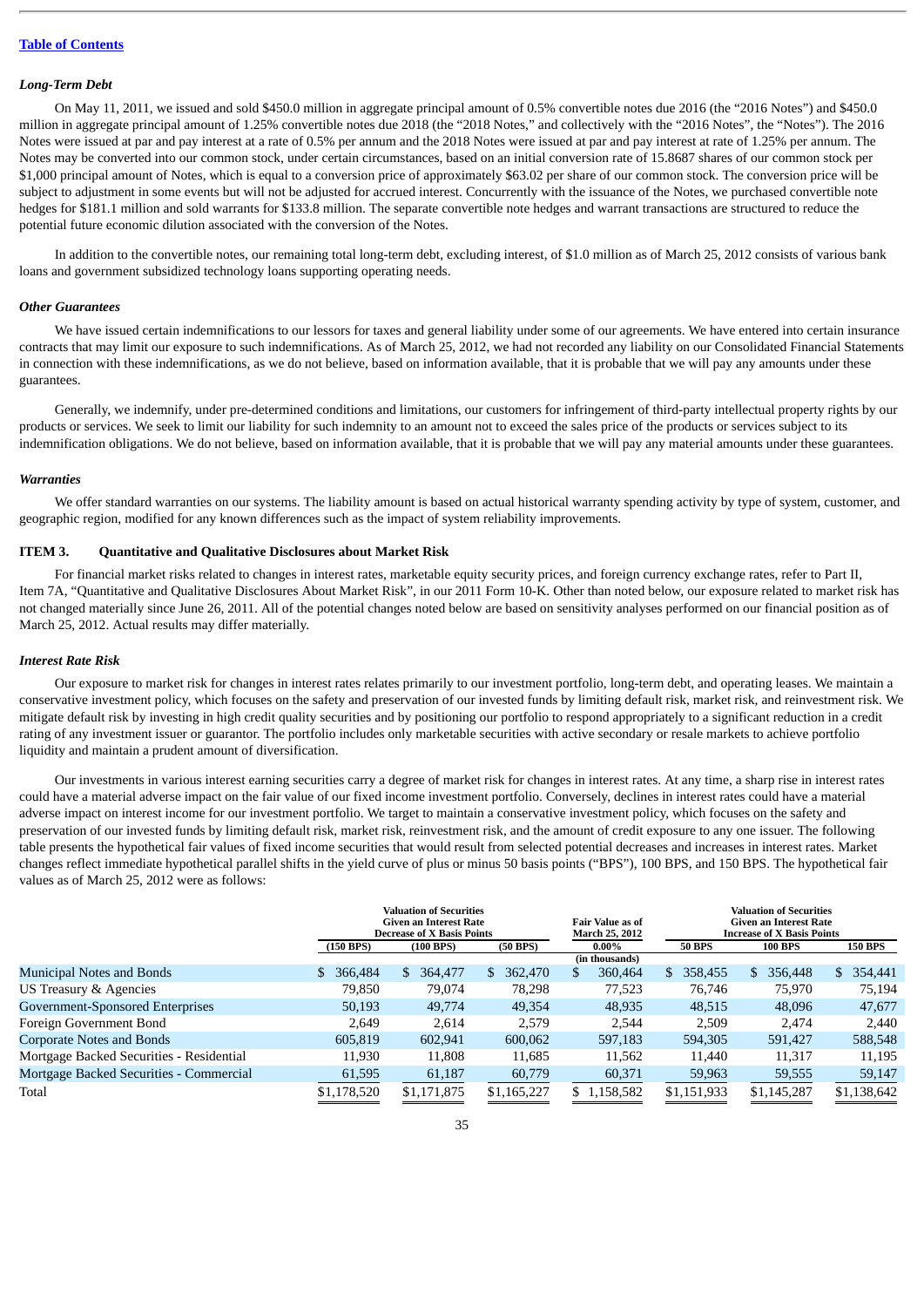[Table of Contents](#)

### *Long-Term Debt*

On May 11, 2011, we issued and sold $450.0 million in aggregate principal amount of 0.5% convertible notes due 2016 (the "2016 Notes") and $450.0 million in aggregate principal amount of 1.25% convertible notes due 2018 (the "2018 Notes," and collectively with the "2016 Notes", the "Notes"). The 2016 Notes were issued at par and pay interest at a rate of 0.5% per annum and the 2018 Notes were issued at par and pay interest at rate of 1.25% per annum. The Notes may be converted into our common stock, under certain circumstances, based on an initial conversion rate of 15.8687 shares of our common stock per $1,000 principal amount of Notes, which is equal to a conversion price of approximately $63.02 per share of our common stock. The conversion price will be subject to adjustment in some events but will not be adjusted for accrued interest. Concurrently with the issuance of the Notes, we purchased convertible note hedges for $181.1 million and sold warrants for $133.8 million. The separate convertible note hedges and warrant transactions are structured to reduce the potential future economic dilution associated with the conversion of the Notes.

In addition to the convertible notes, our remaining total long-term debt, excluding interest, of $1.0 million as of March 25, 2012 consists of various bank loans and government subsidized technology loans supporting operating needs.

### *Other Guarantees*

We have issued certain indemnifications to our lessors for taxes and general liability under some of our agreements. We have entered into certain insurance contracts that may limit our exposure to such indemnifications. As of March 25, 2012, we had not recorded any liability on our Consolidated Financial Statements in connection with these indemnifications, as we do not believe, based on information available, that it is probable that we will pay any amounts under these guarantees.

Generally, we indemnify, under pre-determined conditions and limitations, our customers for infringement of third-party intellectual property rights by our products or services. We seek to limit our liability for such indemnity to an amount not to exceed the sales price of the products or services subject to its indemnification obligations. We do not believe, based on information available, that it is probable that we will pay any material amounts under these guarantees.

### *Warranties*

We offer standard warranties on our systems. The liability amount is based on actual historical warranty spending activity by type of system, customer, and geographic region, modified for any known differences such as the impact of system reliability improvements.

## ITEM 3. Quantitative and Qualitative Disclosures about Market Risk

For financial market risks related to changes in interest rates, marketable equity security prices, and foreign currency exchange rates, refer to Part II, Item 7A, "Quantitative and Qualitative Disclosures About Market Risk", in our 2011 Form 10-K. Other than noted below, our exposure related to market risk has not changed materially since June 26, 2011. All of the potential changes noted below are based on sensitivity analyses performed on our financial position as of March 25, 2012. Actual results may differ materially.

### *Interest Rate Risk*

Our exposure to market risk for changes in interest rates relates primarily to our investment portfolio, long-term debt, and operating leases. We maintain a conservative investment policy, which focuses on the safety and preservation of our invested funds by limiting default risk, market risk, and reinvestment risk. We mitigate default risk by investing in high credit quality securities and by positioning our portfolio to respond appropriately to a significant reduction in a credit rating of any investment issuer or guarantor. The portfolio includes only marketable securities with active secondary or resale markets to achieve portfolio liquidity and maintain a prudent amount of diversification.

Our investments in various interest earning securities carry a degree of market risk for changes in interest rates. At any time, a sharp rise in interest rates could have a material adverse impact on the fair value of our fixed income investment portfolio. Conversely, declines in interest rates could have a material adverse impact on interest income for our investment portfolio. We target to maintain a conservative investment policy, which focuses on the safety and preservation of our invested funds by limiting default risk, market risk, reinvestment risk, and the amount of credit exposure to any one issuer. The following table presents the hypothetical fair values of fixed income securities that would result from selected potential decreases and increases in interest rates. Market changes reflect immediate hypothetical parallel shifts in the yield curve of plus or minus 50 basis points ("BPS"), 100 BPS, and 150 BPS. The hypothetical fair values as of March 25, 2012 were as follows:

| | Valuation of Securities Given an Interest Rate Decrease of X Basis Points | | | Fair Value as of March 25, 2012 | Valuation of Securities Given an Interest Rate Increase of X Basis Points | | |
|---|---|---|---|---|---|---|---|
| | (150 BPS) | (100 BPS) | (50 BPS) | 0.00% | 50 BPS | 100 BPS | 150 BPS |
| | | | | (in thousands) | | | |
| Municipal Notes and Bonds | $ 366,484 | $ 364,477 | $ 362,470 | $ 360,464 | $ 358,455 | $ 356,448 | $ 354,441 |
| US Treasury & Agencies | 79,850 | 79,074 | 78,298 | 77,523 | 76,746 | 75,970 | 75,194 |
| Government-Sponsored Enterprises | 50,193 | 49,774 | 49,354 | 48,935 | 48,515 | 48,096 | 47,677 |
| Foreign Government Bond | 2,649 | 2,614 | 2,579 | 2,544 | 2,509 | 2,474 | 2,440 |
| Corporate Notes and Bonds | 605,819 | 602,941 | 600,062 | 597,183 | 594,305 | 591,427 | 588,548 |
| Mortgage Backed Securities - Residential | 11,930 | 11,808 | 11,685 | 11,562 | 11,440 | 11,317 | 11,195 |
| Mortgage Backed Securities - Commercial | 61,595 | 61,187 | 60,779 | 60,371 | 59,963 | 59,555 | 59,147 |
| Total | $1,178,520 | $1,171,875 | $1,165,227 | $ 1,158,582 | $1,151,933 | $1,145,287 | $1,138,642 |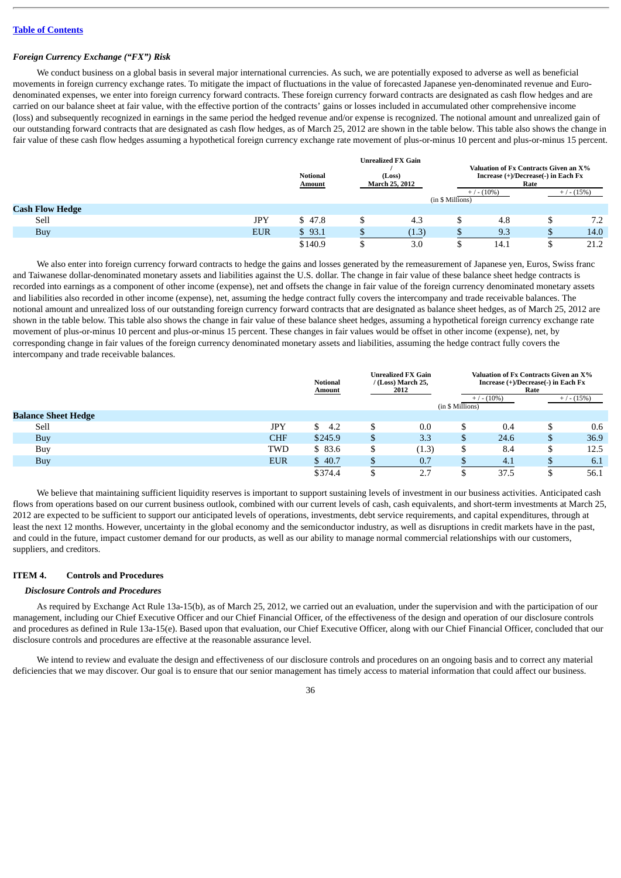[Table of Contents](#)

### *Foreign Currency Exchange ("FX") Risk*

We conduct business on a global basis in several major international currencies. As such, we are potentially exposed to adverse as well as beneficial movements in foreign currency exchange rates. To mitigate the impact of fluctuations in the value of forecasted Japanese yen-denominated revenue and Euro-denominated expenses, we enter into foreign currency forward contracts. These foreign currency forward contracts are designated as cash flow hedges and are carried on our balance sheet at fair value, with the effective portion of the contracts' gains or losses included in accumulated other comprehensive income (loss) and subsequently recognized in earnings in the same period the hedged revenue and/or expense is recognized. The notional amount and unrealized gain of our outstanding forward contracts that are designated as cash flow hedges, as of March 25, 2012 are shown in the table below. This table also shows the change in fair value of these cash flow hedges assuming a hypothetical foreign currency exchange rate movement of plus-or-minus 10 percent and plus-or-minus 15 percent.

| | | Notional Amount | Unrealized FX Gain / (Loss) March 25, 2012 | Valuation of Fx Contracts Given an X% Increase (+)/Decrease(-) in Each Fx Rate | |
|---|---|---|---|---|---|
| | | | | + / - (10%) | + / - (15%) |
| | | | (in $ Millions) | | |
| **Cash Flow Hedge** | | | | | |
| Sell | JPY | $ 47.8 | $ 4.3 | $ 4.8 | $ 7.2 |
| Buy | EUR | $ 93.1 | $ (1.3) | $ 9.3 | $ 14.0 |
| | | $140.9 | $ 3.0 | $ 14.1 | $ 21.2 |

We also enter into foreign currency forward contracts to hedge the gains and losses generated by the remeasurement of Japanese yen, Euros, Swiss franc and Taiwanese dollar-denominated monetary assets and liabilities against the U.S. dollar. The change in fair value of these balance sheet hedge contracts is recorded into earnings as a component of other income (expense), net and offsets the change in fair value of the foreign currency denominated monetary assets and liabilities also recorded in other income (expense), net, assuming the hedge contract fully covers the intercompany and trade receivable balances. The notional amount and unrealized loss of our outstanding foreign currency forward contracts that are designated as balance sheet hedges, as of March 25, 2012 are shown in the table below. This table also shows the change in fair value of these balance sheet hedges, assuming a hypothetical foreign currency exchange rate movement of plus-or-minus 10 percent and plus-or-minus 15 percent. These changes in fair values would be offset in other income (expense), net, by corresponding change in fair values of the foreign currency denominated monetary assets and liabilities, assuming the hedge contract fully covers the intercompany and trade receivable balances.

| | | Notional Amount | Unrealized FX Gain / (Loss) March 25, 2012 | Valuation of Fx Contracts Given an X% Increase (+)/Decrease(-) in Each Fx Rate | |
|---|---|---|---|---|---|
| | | | | + / - (10%) | + / - (15%) |
| | | | (in $ Millions) | | |
| **Balance Sheet Hedge** | | | | | |
| Sell | JPY | $ 4.2 | $ 0.0 | $ 0.4 | $ 0.6 |
| Buy | CHF | $245.9 | $ 3.3 | $ 24.6 | $ 36.9 |
| Buy | TWD | $ 83.6 | $ (1.3) | $ 8.4 | $ 12.5 |
| Buy | EUR | $ 40.7 | $ 0.7 | $ 4.1 | $ 6.1 |
| | | $374.4 | $ 2.7 | $ 37.5 | $ 56.1 |

We believe that maintaining sufficient liquidity reserves is important to support sustaining levels of investment in our business activities. Anticipated cash flows from operations based on our current business outlook, combined with our current levels of cash, cash equivalents, and short-term investments at March 25, 2012 are expected to be sufficient to support our anticipated levels of operations, investments, debt service requirements, and capital expenditures, through at least the next 12 months. However, uncertainty in the global economy and the semiconductor industry, as well as disruptions in credit markets have in the past, and could in the future, impact customer demand for our products, as well as our ability to manage normal commercial relationships with our customers, suppliers, and creditors.

## ITEM 4. Controls and Procedures

### *Disclosure Controls and Procedures*

As required by Exchange Act Rule 13a-15(b), as of March 25, 2012, we carried out an evaluation, under the supervision and with the participation of our management, including our Chief Executive Officer and our Chief Financial Officer, of the effectiveness of the design and operation of our disclosure controls and procedures as defined in Rule 13a-15(e). Based upon that evaluation, our Chief Executive Officer, along with our Chief Financial Officer, concluded that our disclosure controls and procedures are effective at the reasonable assurance level.

We intend to review and evaluate the design and effectiveness of our disclosure controls and procedures on an ongoing basis and to correct any material deficiencies that we may discover. Our goal is to ensure that our senior management has timely access to material information that could affect our business.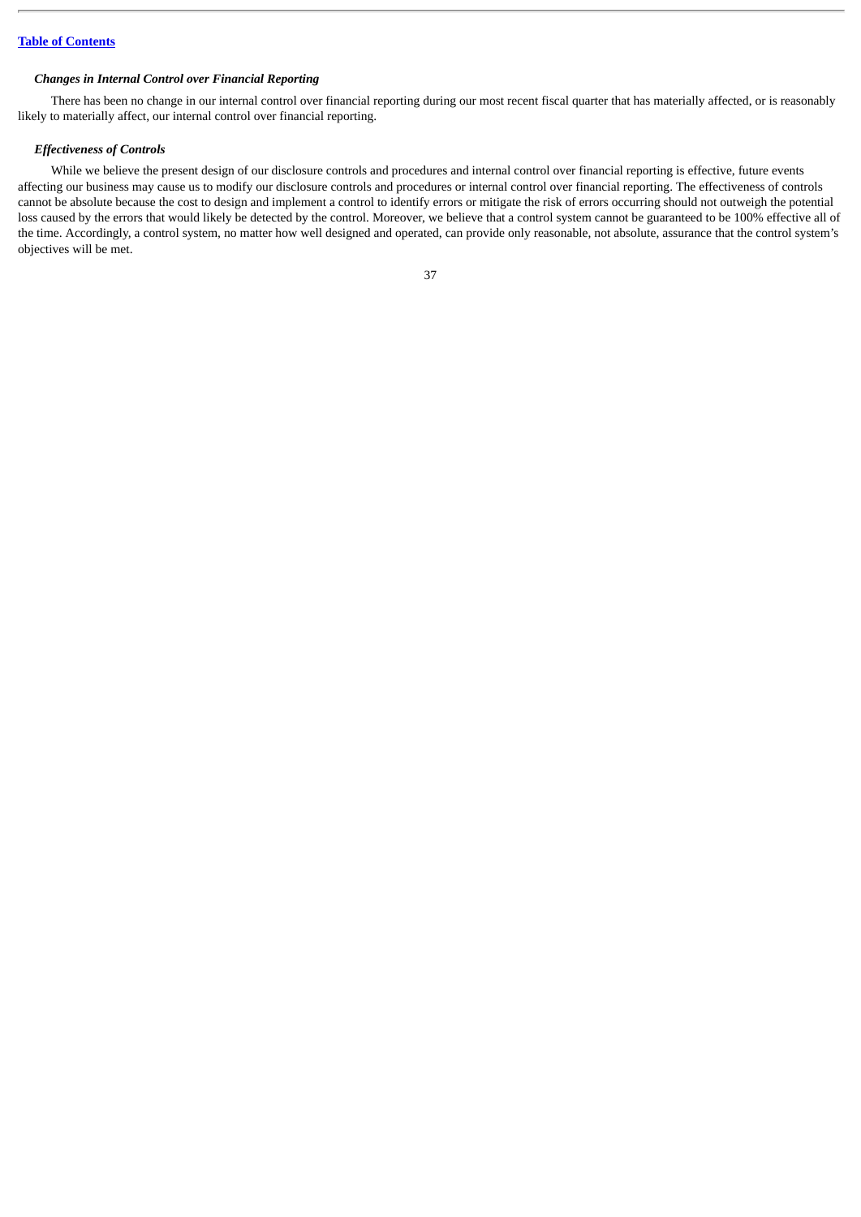### *Changes in Internal Control over Financial Reporting*

There has been no change in our internal control over financial reporting during our most recent fiscal quarter that has materially affected, or is reasonably likely to materially affect, our internal control over financial reporting.

### *Effectiveness of Controls*

While we believe the present design of our disclosure controls and procedures and internal control over financial reporting is effective, future events affecting our business may cause us to modify our disclosure controls and procedures or internal control over financial reporting. The effectiveness of controls cannot be absolute because the cost to design and implement a control to identify errors or mitigate the risk of errors occurring should not outweigh the potential loss caused by the errors that would likely be detected by the control. Moreover, we believe that a control system cannot be guaranteed to be 100% effective all of the time. Accordingly, a control system, no matter how well designed and operated, can provide only reasonable, not absolute, assurance that the control system's objectives will be met.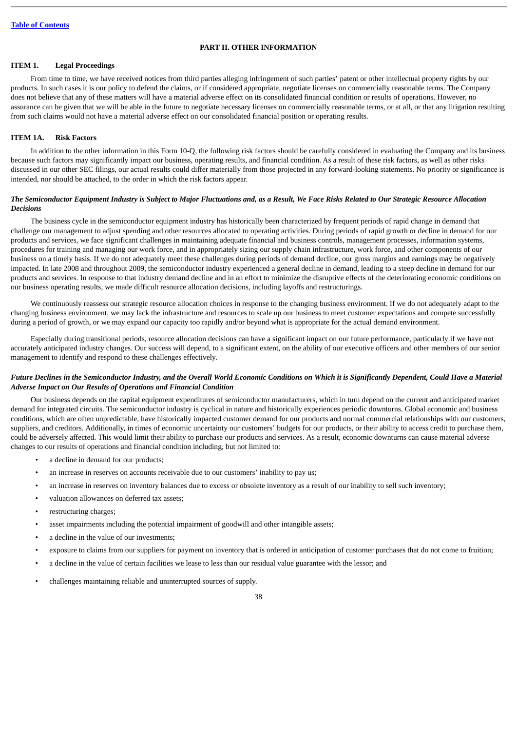[Table of Contents](#)

## PART II. OTHER INFORMATION

### ITEM 1. Legal Proceedings

From time to time, we have received notices from third parties alleging infringement of such parties' patent or other intellectual property rights by our products. In such cases it is our policy to defend the claims, or if considered appropriate, negotiate licenses on commercially reasonable terms. The Company does not believe that any of these matters will have a material adverse effect on its consolidated financial condition or results of operations. However, no assurance can be given that we will be able in the future to negotiate necessary licenses on commercially reasonable terms, or at all, or that any litigation resulting from such claims would not have a material adverse effect on our consolidated financial position or operating results.

### ITEM 1A. Risk Factors

In addition to the other information in this Form 10-Q, the following risk factors should be carefully considered in evaluating the Company and its business because such factors may significantly impact our business, operating results, and financial condition. As a result of these risk factors, as well as other risks discussed in our other SEC filings, our actual results could differ materially from those projected in any forward-looking statements. No priority or significance is intended, nor should be attached, to the order in which the risk factors appear.

***The Semiconductor Equipment Industry is Subject to Major Fluctuations and, as a Result, We Face Risks Related to Our Strategic Resource Allocation Decisions***

The business cycle in the semiconductor equipment industry has historically been characterized by frequent periods of rapid change in demand that challenge our management to adjust spending and other resources allocated to operating activities. During periods of rapid growth or decline in demand for our products and services, we face significant challenges in maintaining adequate financial and business controls, management processes, information systems, procedures for training and managing our work force, and in appropriately sizing our supply chain infrastructure, work force, and other components of our business on a timely basis. If we do not adequately meet these challenges during periods of demand decline, our gross margins and earnings may be negatively impacted. In late 2008 and throughout 2009, the semiconductor industry experienced a general decline in demand, leading to a steep decline in demand for our products and services. In response to that industry demand decline and in an effort to minimize the disruptive effects of the deteriorating economic conditions on our business operating results, we made difficult resource allocation decisions, including layoffs and restructurings.

We continuously reassess our strategic resource allocation choices in response to the changing business environment. If we do not adequately adapt to the changing business environment, we may lack the infrastructure and resources to scale up our business to meet customer expectations and compete successfully during a period of growth, or we may expand our capacity too rapidly and/or beyond what is appropriate for the actual demand environment.

Especially during transitional periods, resource allocation decisions can have a significant impact on our future performance, particularly if we have not accurately anticipated industry changes. Our success will depend, to a significant extent, on the ability of our executive officers and other members of our senior management to identify and respond to these challenges effectively.

***Future Declines in the Semiconductor Industry, and the Overall World Economic Conditions on Which it is Significantly Dependent, Could Have a Material Adverse Impact on Our Results of Operations and Financial Condition***

Our business depends on the capital equipment expenditures of semiconductor manufacturers, which in turn depend on the current and anticipated market demand for integrated circuits. The semiconductor industry is cyclical in nature and historically experiences periodic downturns. Global economic and business conditions, which are often unpredictable, have historically impacted customer demand for our products and normal commercial relationships with our customers, suppliers, and creditors. Additionally, in times of economic uncertainty our customers' budgets for our products, or their ability to access credit to purchase them, could be adversely affected. This would limit their ability to purchase our products and services. As a result, economic downturns can cause material adverse changes to our results of operations and financial condition including, but not limited to:

- a decline in demand for our products;
- an increase in reserves on accounts receivable due to our customers' inability to pay us;
- an increase in reserves on inventory balances due to excess or obsolete inventory as a result of our inability to sell such inventory;
- valuation allowances on deferred tax assets;
- restructuring charges;
- asset impairments including the potential impairment of goodwill and other intangible assets;
- a decline in the value of our investments;
- exposure to claims from our suppliers for payment on inventory that is ordered in anticipation of customer purchases that do not come to fruition;
- a decline in the value of certain facilities we lease to less than our residual value guarantee with the lessor; and
- challenges maintaining reliable and uninterrupted sources of supply.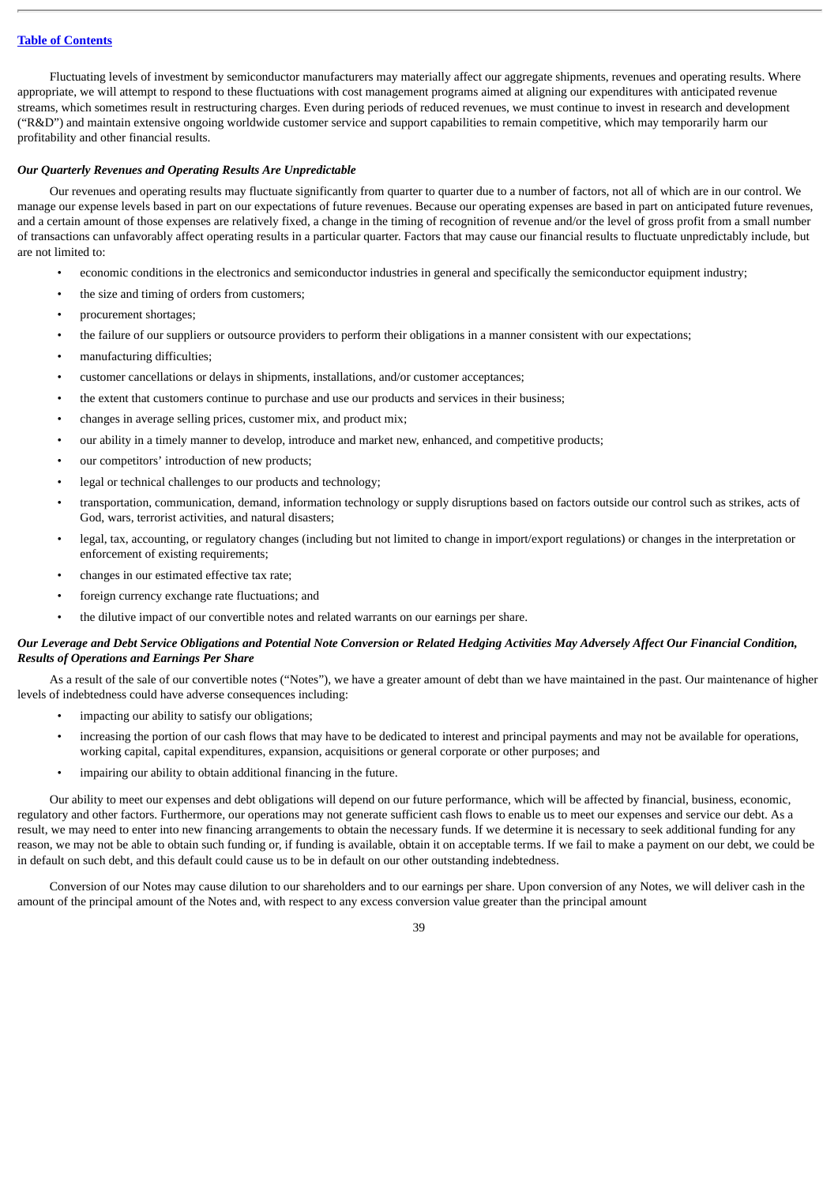Fluctuating levels of investment by semiconductor manufacturers may materially affect our aggregate shipments, revenues and operating results. Where appropriate, we will attempt to respond to these fluctuations with cost management programs aimed at aligning our expenditures with anticipated revenue streams, which sometimes result in restructuring charges. Even during periods of reduced revenues, we must continue to invest in research and development ("R&D") and maintain extensive ongoing worldwide customer service and support capabilities to remain competitive, which may temporarily harm our profitability and other financial results.

***Our Quarterly Revenues and Operating Results Are Unpredictable***

Our revenues and operating results may fluctuate significantly from quarter to quarter due to a number of factors, not all of which are in our control. We manage our expense levels based in part on our expectations of future revenues. Because our operating expenses are based in part on anticipated future revenues, and a certain amount of those expenses are relatively fixed, a change in the timing of recognition of revenue and/or the level of gross profit from a small number of transactions can unfavorably affect operating results in a particular quarter. Factors that may cause our financial results to fluctuate unpredictably include, but are not limited to:

- economic conditions in the electronics and semiconductor industries in general and specifically the semiconductor equipment industry;
- the size and timing of orders from customers;
- procurement shortages;
- the failure of our suppliers or outsource providers to perform their obligations in a manner consistent with our expectations;
- manufacturing difficulties;
- customer cancellations or delays in shipments, installations, and/or customer acceptances;
- the extent that customers continue to purchase and use our products and services in their business;
- changes in average selling prices, customer mix, and product mix;
- our ability in a timely manner to develop, introduce and market new, enhanced, and competitive products;
- our competitors' introduction of new products;
- legal or technical challenges to our products and technology;
- transportation, communication, demand, information technology or supply disruptions based on factors outside our control such as strikes, acts of God, wars, terrorist activities, and natural disasters;
- legal, tax, accounting, or regulatory changes (including but not limited to change in import/export regulations) or changes in the interpretation or enforcement of existing requirements;
- changes in our estimated effective tax rate;
- foreign currency exchange rate fluctuations; and
- the dilutive impact of our convertible notes and related warrants on our earnings per share.

***Our Leverage and Debt Service Obligations and Potential Note Conversion or Related Hedging Activities May Adversely Affect Our Financial Condition, Results of Operations and Earnings Per Share***

As a result of the sale of our convertible notes ("Notes"), we have a greater amount of debt than we have maintained in the past. Our maintenance of higher levels of indebtedness could have adverse consequences including:

- impacting our ability to satisfy our obligations;
- increasing the portion of our cash flows that may have to be dedicated to interest and principal payments and may not be available for operations, working capital, capital expenditures, expansion, acquisitions or general corporate or other purposes; and
- impairing our ability to obtain additional financing in the future.

Our ability to meet our expenses and debt obligations will depend on our future performance, which will be affected by financial, business, economic, regulatory and other factors. Furthermore, our operations may not generate sufficient cash flows to enable us to meet our expenses and service our debt. As a result, we may need to enter into new financing arrangements to obtain the necessary funds. If we determine it is necessary to seek additional funding for any reason, we may not be able to obtain such funding or, if funding is available, obtain it on acceptable terms. If we fail to make a payment on our debt, we could be in default on such debt, and this default could cause us to be in default on our other outstanding indebtedness.

Conversion of our Notes may cause dilution to our shareholders and to our earnings per share. Upon conversion of any Notes, we will deliver cash in the amount of the principal amount of the Notes and, with respect to any excess conversion value greater than the principal amount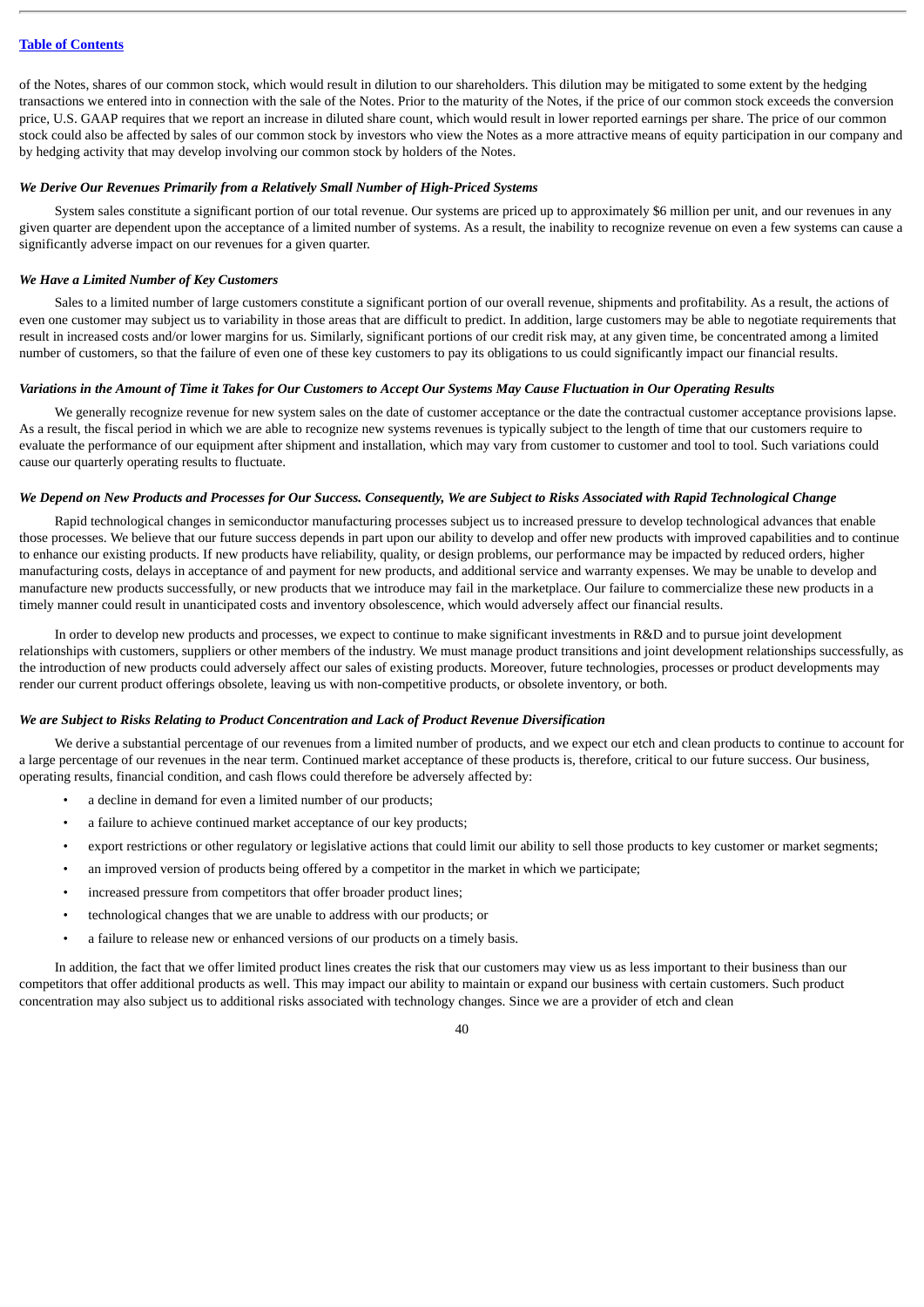of the Notes, shares of our common stock, which would result in dilution to our shareholders. This dilution may be mitigated to some extent by the hedging transactions we entered into in connection with the sale of the Notes. Prior to the maturity of the Notes, if the price of our common stock exceeds the conversion price, U.S. GAAP requires that we report an increase in diluted share count, which would result in lower reported earnings per share. The price of our common stock could also be affected by sales of our common stock by investors who view the Notes as a more attractive means of equity participation in our company and by hedging activity that may develop involving our common stock by holders of the Notes.

***We Derive Our Revenues Primarily from a Relatively Small Number of High-Priced Systems***

System sales constitute a significant portion of our total revenue. Our systems are priced up to approximately $6 million per unit, and our revenues in any given quarter are dependent upon the acceptance of a limited number of systems. As a result, the inability to recognize revenue on even a few systems can cause a significantly adverse impact on our revenues for a given quarter.

***We Have a Limited Number of Key Customers***

Sales to a limited number of large customers constitute a significant portion of our overall revenue, shipments and profitability. As a result, the actions of even one customer may subject us to variability in those areas that are difficult to predict. In addition, large customers may be able to negotiate requirements that result in increased costs and/or lower margins for us. Similarly, significant portions of our credit risk may, at any given time, be concentrated among a limited number of customers, so that the failure of even one of these key customers to pay its obligations to us could significantly impact our financial results.

***Variations in the Amount of Time it Takes for Our Customers to Accept Our Systems May Cause Fluctuation in Our Operating Results***

We generally recognize revenue for new system sales on the date of customer acceptance or the date the contractual customer acceptance provisions lapse. As a result, the fiscal period in which we are able to recognize new systems revenues is typically subject to the length of time that our customers require to evaluate the performance of our equipment after shipment and installation, which may vary from customer to customer and tool to tool. Such variations could cause our quarterly operating results to fluctuate.

***We Depend on New Products and Processes for Our Success. Consequently, We are Subject to Risks Associated with Rapid Technological Change***

Rapid technological changes in semiconductor manufacturing processes subject us to increased pressure to develop technological advances that enable those processes. We believe that our future success depends in part upon our ability to develop and offer new products with improved capabilities and to continue to enhance our existing products. If new products have reliability, quality, or design problems, our performance may be impacted by reduced orders, higher manufacturing costs, delays in acceptance of and payment for new products, and additional service and warranty expenses. We may be unable to develop and manufacture new products successfully, or new products that we introduce may fail in the marketplace. Our failure to commercialize these new products in a timely manner could result in unanticipated costs and inventory obsolescence, which would adversely affect our financial results.

In order to develop new products and processes, we expect to continue to make significant investments in R&D and to pursue joint development relationships with customers, suppliers or other members of the industry. We must manage product transitions and joint development relationships successfully, as the introduction of new products could adversely affect our sales of existing products. Moreover, future technologies, processes or product developments may render our current product offerings obsolete, leaving us with non-competitive products, or obsolete inventory, or both.

***We are Subject to Risks Relating to Product Concentration and Lack of Product Revenue Diversification***

We derive a substantial percentage of our revenues from a limited number of products, and we expect our etch and clean products to continue to account for a large percentage of our revenues in the near term. Continued market acceptance of these products is, therefore, critical to our future success. Our business, operating results, financial condition, and cash flows could therefore be adversely affected by:

- a decline in demand for even a limited number of our products;
- a failure to achieve continued market acceptance of our key products;
- export restrictions or other regulatory or legislative actions that could limit our ability to sell those products to key customer or market segments;
- an improved version of products being offered by a competitor in the market in which we participate;
- increased pressure from competitors that offer broader product lines;
- technological changes that we are unable to address with our products; or
- a failure to release new or enhanced versions of our products on a timely basis.

In addition, the fact that we offer limited product lines creates the risk that our customers may view us as less important to their business than our competitors that offer additional products as well. This may impact our ability to maintain or expand our business with certain customers. Such product concentration may also subject us to additional risks associated with technology changes. Since we are a provider of etch and clean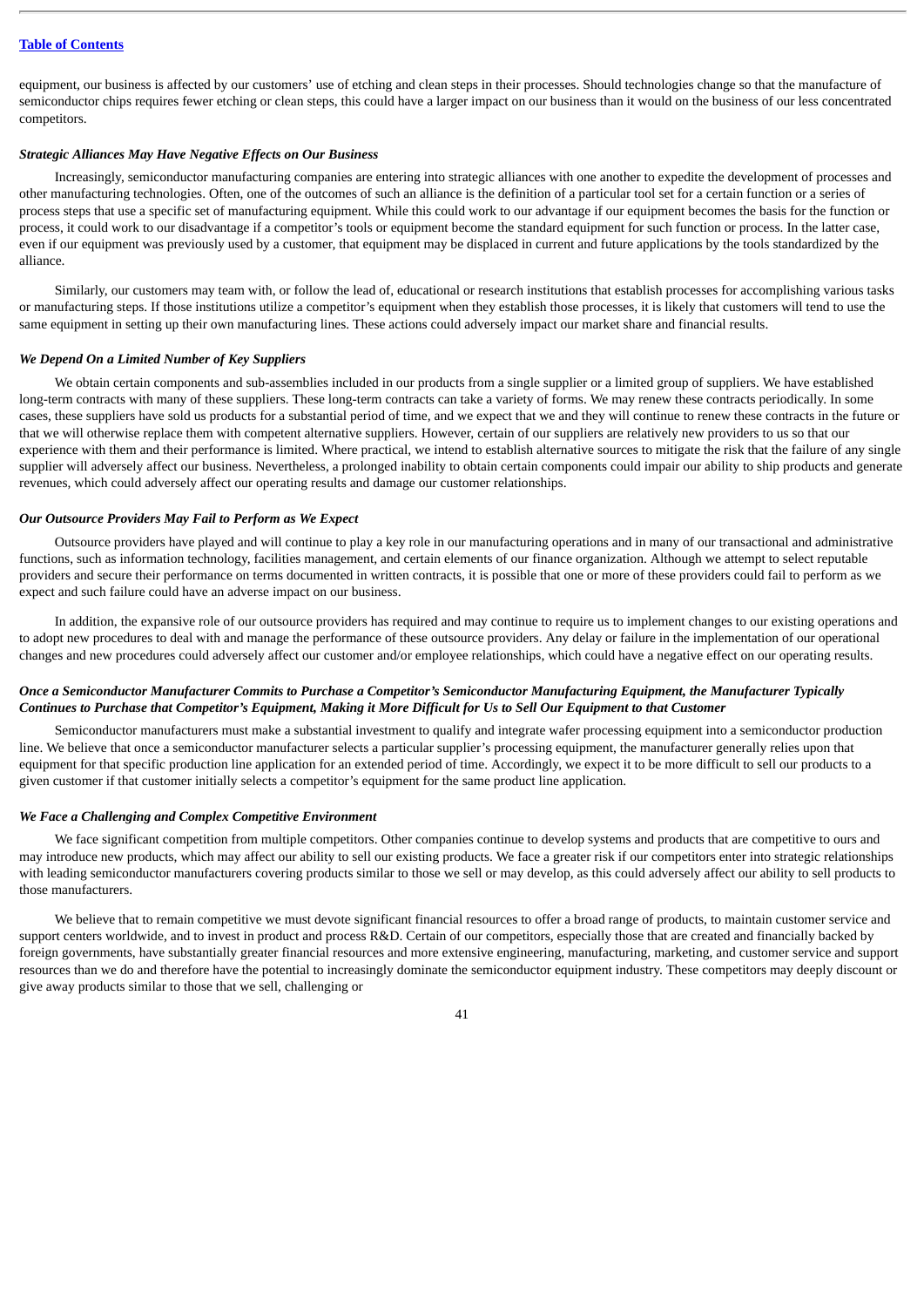equipment, our business is affected by our customers' use of etching and clean steps in their processes. Should technologies change so that the manufacture of semiconductor chips requires fewer etching or clean steps, this could have a larger impact on our business than it would on the business of our less concentrated competitors.

***Strategic Alliances May Have Negative Effects on Our Business***

Increasingly, semiconductor manufacturing companies are entering into strategic alliances with one another to expedite the development of processes and other manufacturing technologies. Often, one of the outcomes of such an alliance is the definition of a particular tool set for a certain function or a series of process steps that use a specific set of manufacturing equipment. While this could work to our advantage if our equipment becomes the basis for the function or process, it could work to our disadvantage if a competitor's tools or equipment become the standard equipment for such function or process. In the latter case, even if our equipment was previously used by a customer, that equipment may be displaced in current and future applications by the tools standardized by the alliance.

Similarly, our customers may team with, or follow the lead of, educational or research institutions that establish processes for accomplishing various tasks or manufacturing steps. If those institutions utilize a competitor's equipment when they establish those processes, it is likely that customers will tend to use the same equipment in setting up their own manufacturing lines. These actions could adversely impact our market share and financial results.

***We Depend On a Limited Number of Key Suppliers***

We obtain certain components and sub-assemblies included in our products from a single supplier or a limited group of suppliers. We have established long-term contracts with many of these suppliers. These long-term contracts can take a variety of forms. We may renew these contracts periodically. In some cases, these suppliers have sold us products for a substantial period of time, and we expect that we and they will continue to renew these contracts in the future or that we will otherwise replace them with competent alternative suppliers. However, certain of our suppliers are relatively new providers to us so that our experience with them and their performance is limited. Where practical, we intend to establish alternative sources to mitigate the risk that the failure of any single supplier will adversely affect our business. Nevertheless, a prolonged inability to obtain certain components could impair our ability to ship products and generate revenues, which could adversely affect our operating results and damage our customer relationships.

***Our Outsource Providers May Fail to Perform as We Expect***

Outsource providers have played and will continue to play a key role in our manufacturing operations and in many of our transactional and administrative functions, such as information technology, facilities management, and certain elements of our finance organization. Although we attempt to select reputable providers and secure their performance on terms documented in written contracts, it is possible that one or more of these providers could fail to perform as we expect and such failure could have an adverse impact on our business.

In addition, the expansive role of our outsource providers has required and may continue to require us to implement changes to our existing operations and to adopt new procedures to deal with and manage the performance of these outsource providers. Any delay or failure in the implementation of our operational changes and new procedures could adversely affect our customer and/or employee relationships, which could have a negative effect on our operating results.

***Once a Semiconductor Manufacturer Commits to Purchase a Competitor's Semiconductor Manufacturing Equipment, the Manufacturer Typically Continues to Purchase that Competitor's Equipment, Making it More Difficult for Us to Sell Our Equipment to that Customer***

Semiconductor manufacturers must make a substantial investment to qualify and integrate wafer processing equipment into a semiconductor production line. We believe that once a semiconductor manufacturer selects a particular supplier's processing equipment, the manufacturer generally relies upon that equipment for that specific production line application for an extended period of time. Accordingly, we expect it to be more difficult to sell our products to a given customer if that customer initially selects a competitor's equipment for the same product line application.

***We Face a Challenging and Complex Competitive Environment***

We face significant competition from multiple competitors. Other companies continue to develop systems and products that are competitive to ours and may introduce new products, which may affect our ability to sell our existing products. We face a greater risk if our competitors enter into strategic relationships with leading semiconductor manufacturers covering products similar to those we sell or may develop, as this could adversely affect our ability to sell products to those manufacturers.

We believe that to remain competitive we must devote significant financial resources to offer a broad range of products, to maintain customer service and support centers worldwide, and to invest in product and process R&D. Certain of our competitors, especially those that are created and financially backed by foreign governments, have substantially greater financial resources and more extensive engineering, manufacturing, marketing, and customer service and support resources than we do and therefore have the potential to increasingly dominate the semiconductor equipment industry. These competitors may deeply discount or give away products similar to those that we sell, challenging or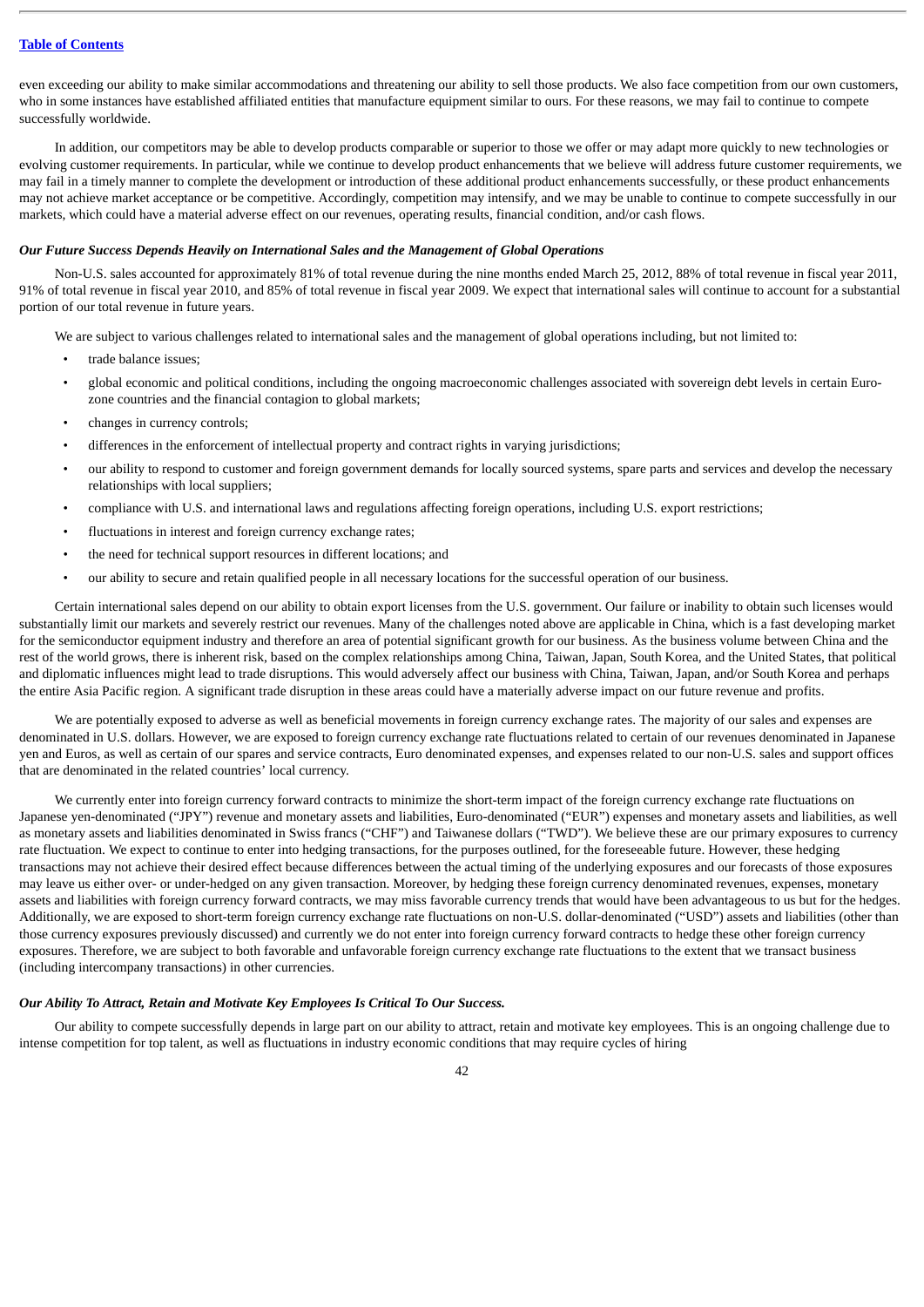even exceeding our ability to make similar accommodations and threatening our ability to sell those products. We also face competition from our own customers, who in some instances have established affiliated entities that manufacture equipment similar to ours. For these reasons, we may fail to continue to compete successfully worldwide.

In addition, our competitors may be able to develop products comparable or superior to those we offer or may adapt more quickly to new technologies or evolving customer requirements. In particular, while we continue to develop product enhancements that we believe will address future customer requirements, we may fail in a timely manner to complete the development or introduction of these additional product enhancements successfully, or these product enhancements may not achieve market acceptance or be competitive. Accordingly, competition may intensify, and we may be unable to continue to compete successfully in our markets, which could have a material adverse effect on our revenues, operating results, financial condition, and/or cash flows.

***Our Future Success Depends Heavily on International Sales and the Management of Global Operations***

Non-U.S. sales accounted for approximately 81% of total revenue during the nine months ended March 25, 2012, 88% of total revenue in fiscal year 2011, 91% of total revenue in fiscal year 2010, and 85% of total revenue in fiscal year 2009. We expect that international sales will continue to account for a substantial portion of our total revenue in future years.

We are subject to various challenges related to international sales and the management of global operations including, but not limited to:

- trade balance issues;
- global economic and political conditions, including the ongoing macroeconomic challenges associated with sovereign debt levels in certain Euro-zone countries and the financial contagion to global markets;
- changes in currency controls;
- differences in the enforcement of intellectual property and contract rights in varying jurisdictions;
- our ability to respond to customer and foreign government demands for locally sourced systems, spare parts and services and develop the necessary relationships with local suppliers;
- compliance with U.S. and international laws and regulations affecting foreign operations, including U.S. export restrictions;
- fluctuations in interest and foreign currency exchange rates;
- the need for technical support resources in different locations; and
- our ability to secure and retain qualified people in all necessary locations for the successful operation of our business.

Certain international sales depend on our ability to obtain export licenses from the U.S. government. Our failure or inability to obtain such licenses would substantially limit our markets and severely restrict our revenues. Many of the challenges noted above are applicable in China, which is a fast developing market for the semiconductor equipment industry and therefore an area of potential significant growth for our business. As the business volume between China and the rest of the world grows, there is inherent risk, based on the complex relationships among China, Taiwan, Japan, South Korea, and the United States, that political and diplomatic influences might lead to trade disruptions. This would adversely affect our business with China, Taiwan, Japan, and/or South Korea and perhaps the entire Asia Pacific region. A significant trade disruption in these areas could have a materially adverse impact on our future revenue and profits.

We are potentially exposed to adverse as well as beneficial movements in foreign currency exchange rates. The majority of our sales and expenses are denominated in U.S. dollars. However, we are exposed to foreign currency exchange rate fluctuations related to certain of our revenues denominated in Japanese yen and Euros, as well as certain of our spares and service contracts, Euro denominated expenses, and expenses related to our non-U.S. sales and support offices that are denominated in the related countries' local currency.

We currently enter into foreign currency forward contracts to minimize the short-term impact of the foreign currency exchange rate fluctuations on Japanese yen-denominated ("JPY") revenue and monetary assets and liabilities, Euro-denominated ("EUR") expenses and monetary assets and liabilities, as well as monetary assets and liabilities denominated in Swiss francs ("CHF") and Taiwanese dollars ("TWD"). We believe these are our primary exposures to currency rate fluctuation. We expect to continue to enter into hedging transactions, for the purposes outlined, for the foreseeable future. However, these hedging transactions may not achieve their desired effect because differences between the actual timing of the underlying exposures and our forecasts of those exposures may leave us either over- or under-hedged on any given transaction. Moreover, by hedging these foreign currency denominated revenues, expenses, monetary assets and liabilities with foreign currency forward contracts, we may miss favorable currency trends that would have been advantageous to us but for the hedges. Additionally, we are exposed to short-term foreign currency exchange rate fluctuations on non-U.S. dollar-denominated ("USD") assets and liabilities (other than those currency exposures previously discussed) and currently we do not enter into foreign currency forward contracts to hedge these other foreign currency exposures. Therefore, we are subject to both favorable and unfavorable foreign currency exchange rate fluctuations to the extent that we transact business (including intercompany transactions) in other currencies.

***Our Ability To Attract, Retain and Motivate Key Employees Is Critical To Our Success.***

Our ability to compete successfully depends in large part on our ability to attract, retain and motivate key employees. This is an ongoing challenge due to intense competition for top talent, as well as fluctuations in industry economic conditions that may require cycles of hiring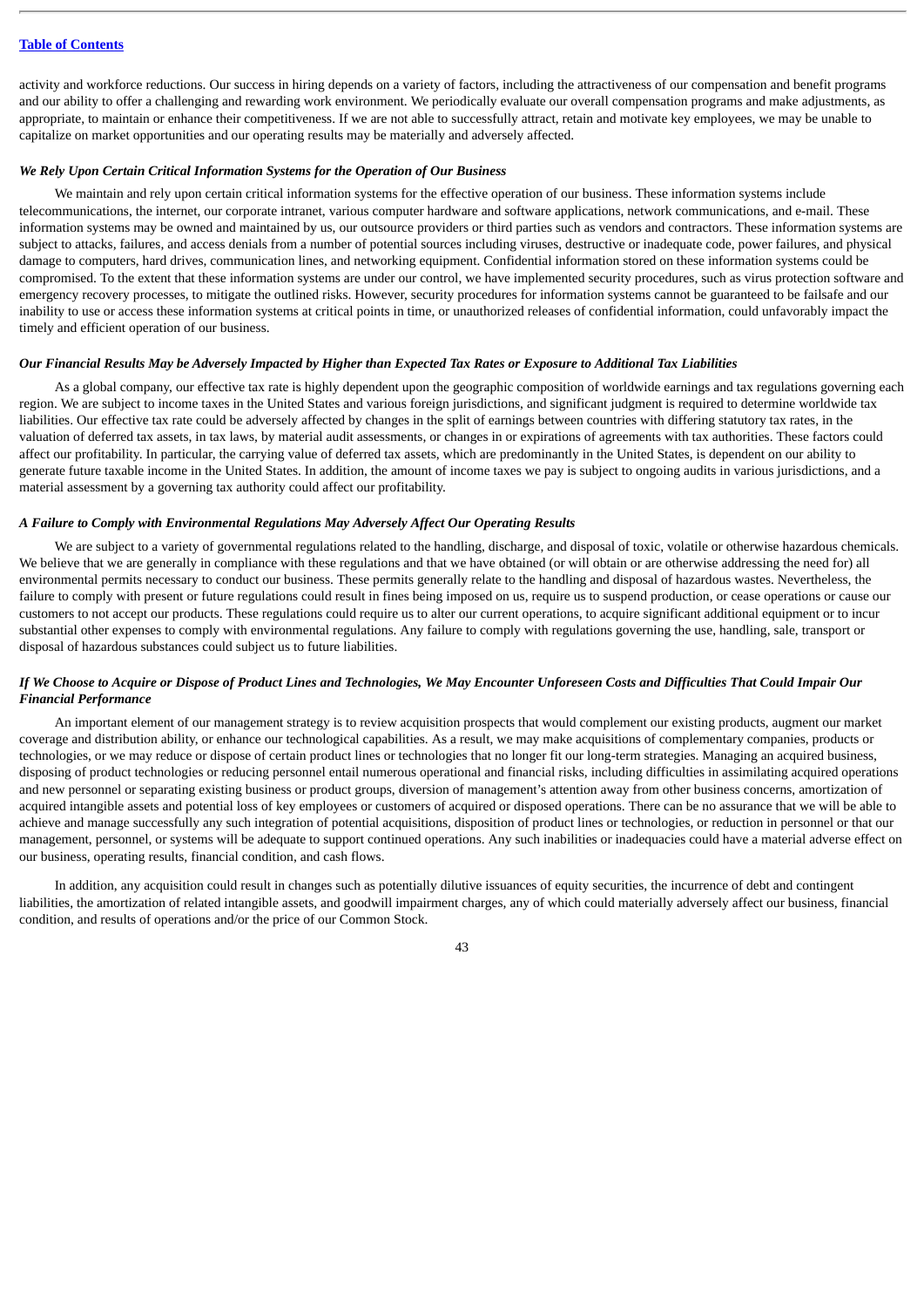activity and workforce reductions. Our success in hiring depends on a variety of factors, including the attractiveness of our compensation and benefit programs and our ability to offer a challenging and rewarding work environment. We periodically evaluate our overall compensation programs and make adjustments, as appropriate, to maintain or enhance their competitiveness. If we are not able to successfully attract, retain and motivate key employees, we may be unable to capitalize on market opportunities and our operating results may be materially and adversely affected.

***We Rely Upon Certain Critical Information Systems for the Operation of Our Business***

We maintain and rely upon certain critical information systems for the effective operation of our business. These information systems include telecommunications, the internet, our corporate intranet, various computer hardware and software applications, network communications, and e-mail. These information systems may be owned and maintained by us, our outsource providers or third parties such as vendors and contractors. These information systems are subject to attacks, failures, and access denials from a number of potential sources including viruses, destructive or inadequate code, power failures, and physical damage to computers, hard drives, communication lines, and networking equipment. Confidential information stored on these information systems could be compromised. To the extent that these information systems are under our control, we have implemented security procedures, such as virus protection software and emergency recovery processes, to mitigate the outlined risks. However, security procedures for information systems cannot be guaranteed to be failsafe and our inability to use or access these information systems at critical points in time, or unauthorized releases of confidential information, could unfavorably impact the timely and efficient operation of our business.

***Our Financial Results May be Adversely Impacted by Higher than Expected Tax Rates or Exposure to Additional Tax Liabilities***

As a global company, our effective tax rate is highly dependent upon the geographic composition of worldwide earnings and tax regulations governing each region. We are subject to income taxes in the United States and various foreign jurisdictions, and significant judgment is required to determine worldwide tax liabilities. Our effective tax rate could be adversely affected by changes in the split of earnings between countries with differing statutory tax rates, in the valuation of deferred tax assets, in tax laws, by material audit assessments, or changes in or expirations of agreements with tax authorities. These factors could affect our profitability. In particular, the carrying value of deferred tax assets, which are predominantly in the United States, is dependent on our ability to generate future taxable income in the United States. In addition, the amount of income taxes we pay is subject to ongoing audits in various jurisdictions, and a material assessment by a governing tax authority could affect our profitability.

***A Failure to Comply with Environmental Regulations May Adversely Affect Our Operating Results***

We are subject to a variety of governmental regulations related to the handling, discharge, and disposal of toxic, volatile or otherwise hazardous chemicals. We believe that we are generally in compliance with these regulations and that we have obtained (or will obtain or are otherwise addressing the need for) all environmental permits necessary to conduct our business. These permits generally relate to the handling and disposal of hazardous wastes. Nevertheless, the failure to comply with present or future regulations could result in fines being imposed on us, require us to suspend production, or cease operations or cause our customers to not accept our products. These regulations could require us to alter our current operations, to acquire significant additional equipment or to incur substantial other expenses to comply with environmental regulations. Any failure to comply with regulations governing the use, handling, sale, transport or disposal of hazardous substances could subject us to future liabilities.

***If We Choose to Acquire or Dispose of Product Lines and Technologies, We May Encounter Unforeseen Costs and Difficulties That Could Impair Our Financial Performance***

An important element of our management strategy is to review acquisition prospects that would complement our existing products, augment our market coverage and distribution ability, or enhance our technological capabilities. As a result, we may make acquisitions of complementary companies, products or technologies, or we may reduce or dispose of certain product lines or technologies that no longer fit our long-term strategies. Managing an acquired business, disposing of product technologies or reducing personnel entail numerous operational and financial risks, including difficulties in assimilating acquired operations and new personnel or separating existing business or product groups, diversion of management's attention away from other business concerns, amortization of acquired intangible assets and potential loss of key employees or customers of acquired or disposed operations. There can be no assurance that we will be able to achieve and manage successfully any such integration of potential acquisitions, disposition of product lines or technologies, or reduction in personnel or that our management, personnel, or systems will be adequate to support continued operations. Any such inabilities or inadequacies could have a material adverse effect on our business, operating results, financial condition, and cash flows.

In addition, any acquisition could result in changes such as potentially dilutive issuances of equity securities, the incurrence of debt and contingent liabilities, the amortization of related intangible assets, and goodwill impairment charges, any of which could materially adversely affect our business, financial condition, and results of operations and/or the price of our Common Stock.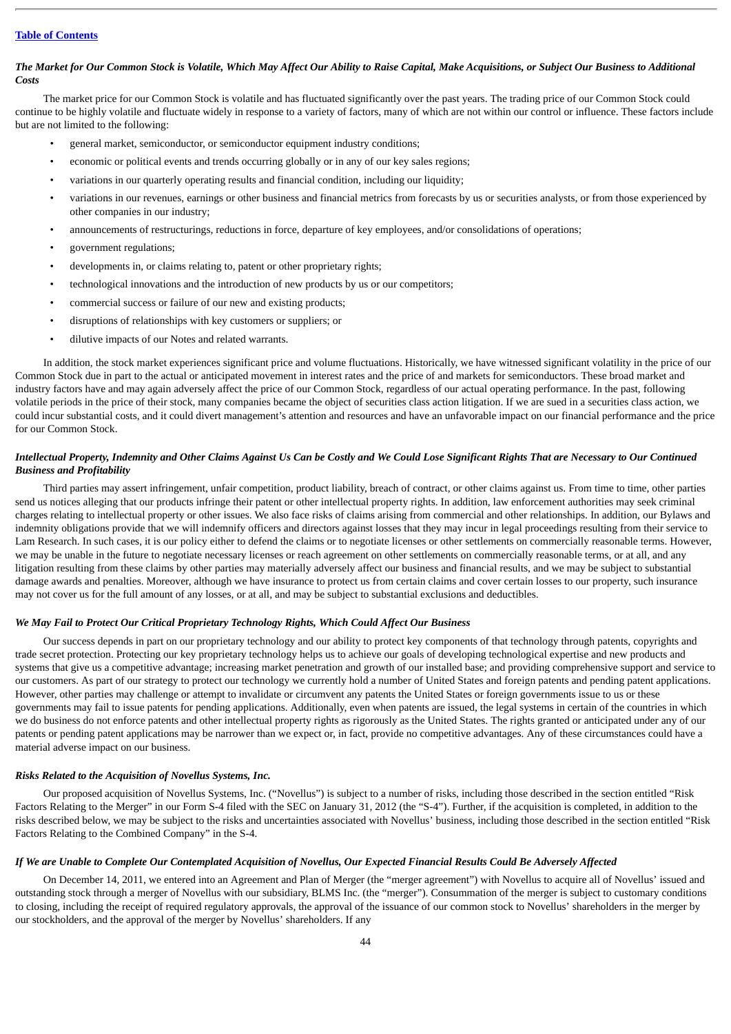[Table of Contents](#)

***The Market for Our Common Stock is Volatile, Which May Affect Our Ability to Raise Capital, Make Acquisitions, or Subject Our Business to Additional Costs***

The market price for our Common Stock is volatile and has fluctuated significantly over the past years. The trading price of our Common Stock could continue to be highly volatile and fluctuate widely in response to a variety of factors, many of which are not within our control or influence. These factors include but are not limited to the following:

- general market, semiconductor, or semiconductor equipment industry conditions;
- economic or political events and trends occurring globally or in any of our key sales regions;
- variations in our quarterly operating results and financial condition, including our liquidity;
- variations in our revenues, earnings or other business and financial metrics from forecasts by us or securities analysts, or from those experienced by other companies in our industry;
- announcements of restructurings, reductions in force, departure of key employees, and/or consolidations of operations;
- government regulations;
- developments in, or claims relating to, patent or other proprietary rights;
- technological innovations and the introduction of new products by us or our competitors;
- commercial success or failure of our new and existing products;
- disruptions of relationships with key customers or suppliers; or
- dilutive impacts of our Notes and related warrants.

In addition, the stock market experiences significant price and volume fluctuations. Historically, we have witnessed significant volatility in the price of our Common Stock due in part to the actual or anticipated movement in interest rates and the price of and markets for semiconductors. These broad market and industry factors have and may again adversely affect the price of our Common Stock, regardless of our actual operating performance. In the past, following volatile periods in the price of their stock, many companies became the object of securities class action litigation. If we are sued in a securities class action, we could incur substantial costs, and it could divert management's attention and resources and have an unfavorable impact on our financial performance and the price for our Common Stock.

***Intellectual Property, Indemnity and Other Claims Against Us Can be Costly and We Could Lose Significant Rights That are Necessary to Our Continued Business and Profitability***

Third parties may assert infringement, unfair competition, product liability, breach of contract, or other claims against us. From time to time, other parties send us notices alleging that our products infringe their patent or other intellectual property rights. In addition, law enforcement authorities may seek criminal charges relating to intellectual property or other issues. We also face risks of claims arising from commercial and other relationships. In addition, our Bylaws and indemnity obligations provide that we will indemnify officers and directors against losses that they may incur in legal proceedings resulting from their service to Lam Research. In such cases, it is our policy either to defend the claims or to negotiate licenses or other settlements on commercially reasonable terms. However, we may be unable in the future to negotiate necessary licenses or reach agreement on other settlements on commercially reasonable terms, or at all, and any litigation resulting from these claims by other parties may materially adversely affect our business and financial results, and we may be subject to substantial damage awards and penalties. Moreover, although we have insurance to protect us from certain claims and cover certain losses to our property, such insurance may not cover us for the full amount of any losses, or at all, and may be subject to substantial exclusions and deductibles.

***We May Fail to Protect Our Critical Proprietary Technology Rights, Which Could Affect Our Business***

Our success depends in part on our proprietary technology and our ability to protect key components of that technology through patents, copyrights and trade secret protection. Protecting our key proprietary technology helps us to achieve our goals of developing technological expertise and new products and systems that give us a competitive advantage; increasing market penetration and growth of our installed base; and providing comprehensive support and service to our customers. As part of our strategy to protect our technology we currently hold a number of United States and foreign patents and pending patent applications. However, other parties may challenge or attempt to invalidate or circumvent any patents the United States or foreign governments issue to us or these governments may fail to issue patents for pending applications. Additionally, even when patents are issued, the legal systems in certain of the countries in which we do business do not enforce patents and other intellectual property rights as rigorously as the United States. The rights granted or anticipated under any of our patents or pending patent applications may be narrower than we expect or, in fact, provide no competitive advantages. Any of these circumstances could have a material adverse impact on our business.

***Risks Related to the Acquisition of Novellus Systems, Inc.***

Our proposed acquisition of Novellus Systems, Inc. ("Novellus") is subject to a number of risks, including those described in the section entitled "Risk Factors Relating to the Merger" in our Form S-4 filed with the SEC on January 31, 2012 (the "S-4"). Further, if the acquisition is completed, in addition to the risks described below, we may be subject to the risks and uncertainties associated with Novellus' business, including those described in the section entitled "Risk Factors Relating to the Combined Company" in the S-4.

***If We are Unable to Complete Our Contemplated Acquisition of Novellus, Our Expected Financial Results Could Be Adversely Affected***

On December 14, 2011, we entered into an Agreement and Plan of Merger (the "merger agreement") with Novellus to acquire all of Novellus' issued and outstanding stock through a merger of Novellus with our subsidiary, BLMS Inc. (the "merger"). Consummation of the merger is subject to customary conditions to closing, including the receipt of required regulatory approvals, the approval of the issuance of our common stock to Novellus' shareholders in the merger by our stockholders, and the approval of the merger by Novellus' shareholders. If any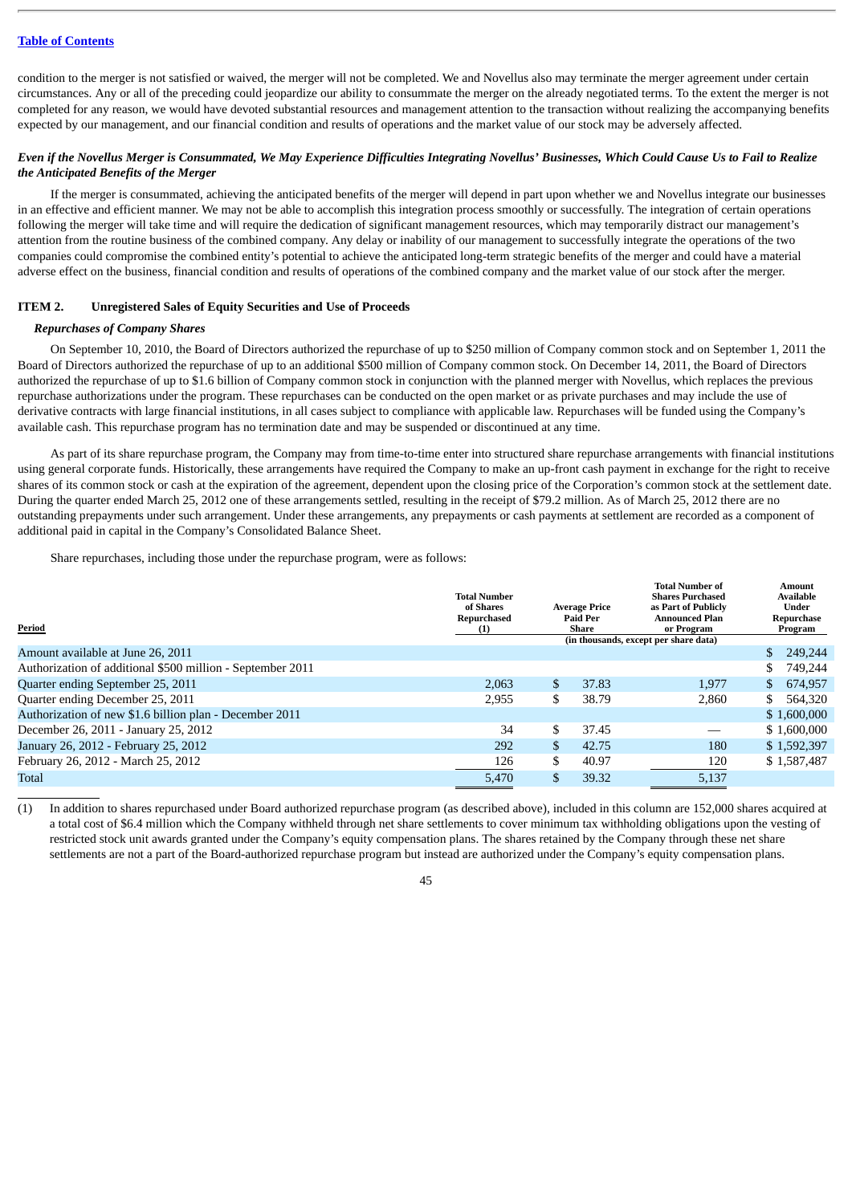condition to the merger is not satisfied or waived, the merger will not be completed. We and Novellus also may terminate the merger agreement under certain circumstances. Any or all of the preceding could jeopardize our ability to consummate the merger on the already negotiated terms. To the extent the merger is not completed for any reason, we would have devoted substantial resources and management attention to the transaction without realizing the accompanying benefits expected by our management, and our financial condition and results of operations and the market value of our stock may be adversely affected.

***Even if the Novellus Merger is Consummated, We May Experience Difficulties Integrating Novellus' Businesses, Which Could Cause Us to Fail to Realize the Anticipated Benefits of the Merger***

If the merger is consummated, achieving the anticipated benefits of the merger will depend in part upon whether we and Novellus integrate our businesses in an effective and efficient manner. We may not be able to accomplish this integration process smoothly or successfully. The integration of certain operations following the merger will take time and will require the dedication of significant management resources, which may temporarily distract our management's attention from the routine business of the combined company. Any delay or inability of our management to successfully integrate the operations of the two companies could compromise the combined entity's potential to achieve the anticipated long-term strategic benefits of the merger and could have a material adverse effect on the business, financial condition and results of operations of the combined company and the market value of our stock after the merger.

## ITEM 2. Unregistered Sales of Equity Securities and Use of Proceeds

***Repurchases of Company Shares***

On September 10, 2010, the Board of Directors authorized the repurchase of up to $250 million of Company common stock and on September 1, 2011 the Board of Directors authorized the repurchase of up to an additional $500 million of Company common stock. On December 14, 2011, the Board of Directors authorized the repurchase of up to $1.6 billion of Company common stock in conjunction with the planned merger with Novellus, which replaces the previous repurchase authorizations under the program. These repurchases can be conducted on the open market or as private purchases and may include the use of derivative contracts with large financial institutions, in all cases subject to compliance with applicable law. Repurchases will be funded using the Company's available cash. This repurchase program has no termination date and may be suspended or discontinued at any time.

As part of its share repurchase program, the Company may from time-to-time enter into structured share repurchase arrangements with financial institutions using general corporate funds. Historically, these arrangements have required the Company to make an up-front cash payment in exchange for the right to receive shares of its common stock or cash at the expiration of the agreement, dependent upon the closing price of the Corporation's common stock at the settlement date. During the quarter ended March 25, 2012 one of these arrangements settled, resulting in the receipt of $79.2 million. As of March 25, 2012 there are no outstanding prepayments under such arrangement. Under these arrangements, any prepayments or cash payments at settlement are recorded as a component of additional paid in capital in the Company's Consolidated Balance Sheet.

Share repurchases, including those under the repurchase program, were as follows:

| Period | Total Number of Shares Repurchased (1) | Average Price Paid Per Share | Total Number of Shares Purchased as Part of Publicly Announced Plan or Program | Amount Available Under Repurchase Program |
|---|---|---|---|---|
| | (in thousands, except per share data) | | | |
| Amount available at June 26, 2011 | | | | $ 249,244 |
| Authorization of additional $500 million - September 2011 | | | | $ 749,244 |
| Quarter ending September 25, 2011 | 2,063 | $ 37.83 | 1,977 | $ 674,957 |
| Quarter ending December 25, 2011 | 2,955 | $ 38.79 | 2,860 | $ 564,320 |
| Authorization of new $1.6 billion plan - December 2011 | | | | $ 1,600,000 |
| December 26, 2011 - January 25, 2012 | 34 | $ 37.45 | — | $ 1,600,000 |
| January 26, 2012 - February 25, 2012 | 292 | $ 42.75 | 180 | $ 1,592,397 |
| February 26, 2012 - March 25, 2012 | 126 | $ 40.97 | 120 | $ 1,587,487 |
| Total | 5,470 | $ 39.32 | 5,137 | |

(1) In addition to shares repurchased under Board authorized repurchase program (as described above), included in this column are 152,000 shares acquired at a total cost of $6.4 million which the Company withheld through net share settlements to cover minimum tax withholding obligations upon the vesting of restricted stock unit awards granted under the Company's equity compensation plans. The shares retained by the Company through these net share settlements are not a part of the Board-authorized repurchase program but instead are authorized under the Company's equity compensation plans.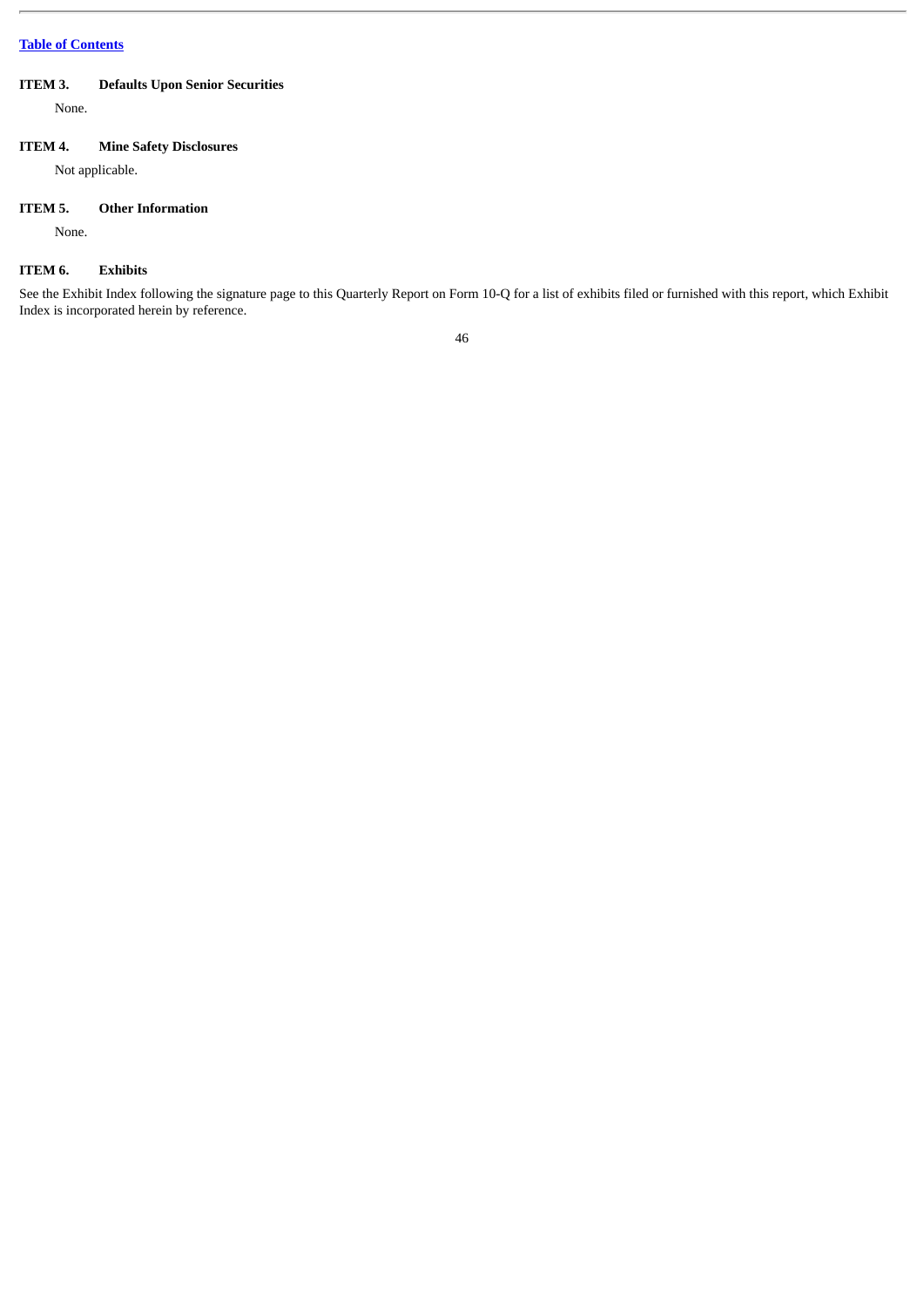### ITEM 3. Defaults Upon Senior Securities

None.

### ITEM 4. Mine Safety Disclosures

Not applicable.

### ITEM 5. Other Information

None.

### ITEM 6. Exhibits

See the Exhibit Index following the signature page to this Quarterly Report on Form 10-Q for a list of exhibits filed or furnished with this report, which Exhibit Index is incorporated herein by reference.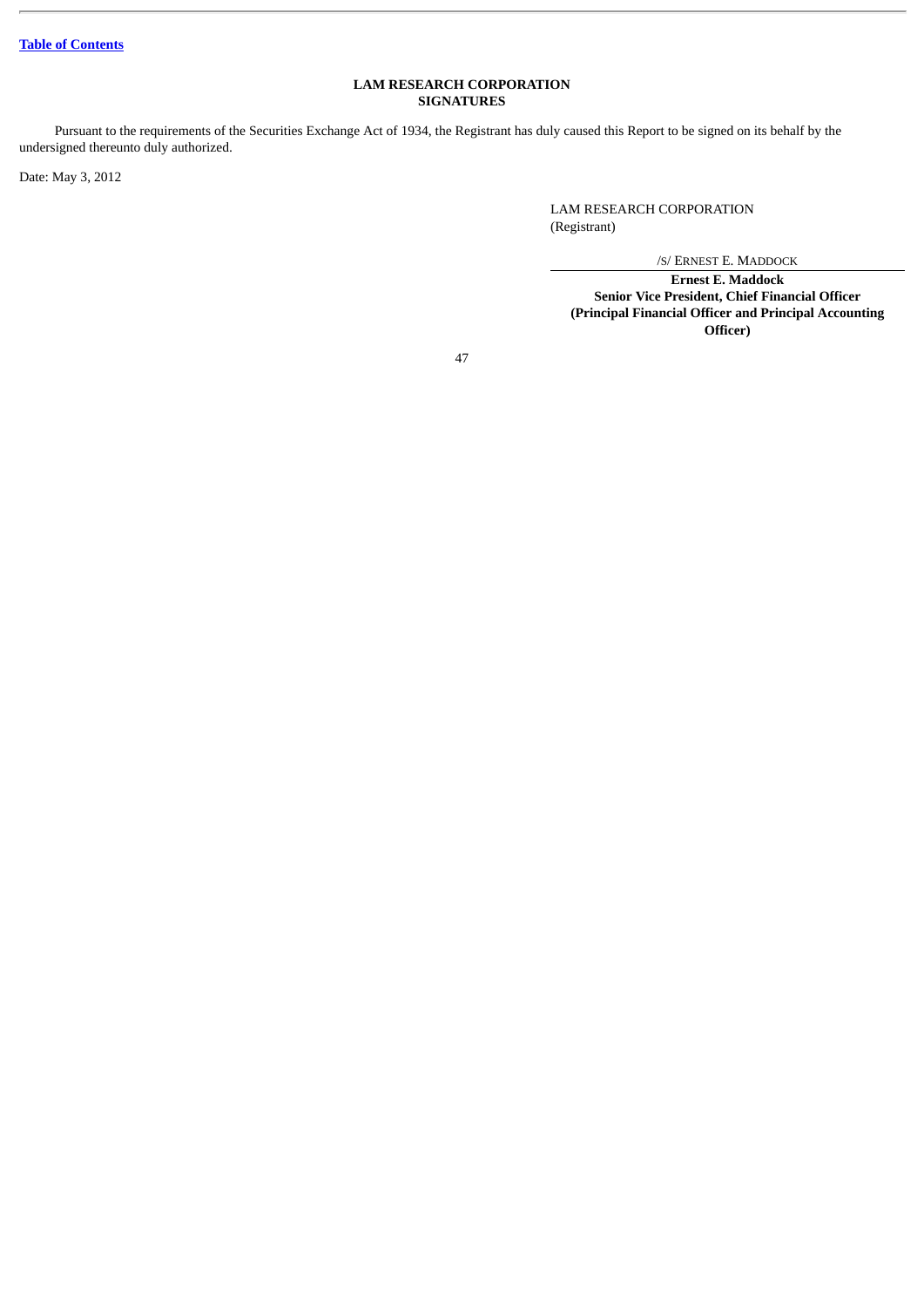[Table of Contents]

**LAM RESEARCH CORPORATION**
**SIGNATURES**

Pursuant to the requirements of the Securities Exchange Act of 1934, the Registrant has duly caused this Report to be signed on its behalf by the undersigned thereunto duly authorized.

Date: May 3, 2012

LAM RESEARCH CORPORATION
(Registrant)

/S/ ERNEST E. MADDOCK

**Ernest E. Maddock**
**Senior Vice President, Chief Financial Officer**
**(Principal Financial Officer and Principal Accounting Officer)**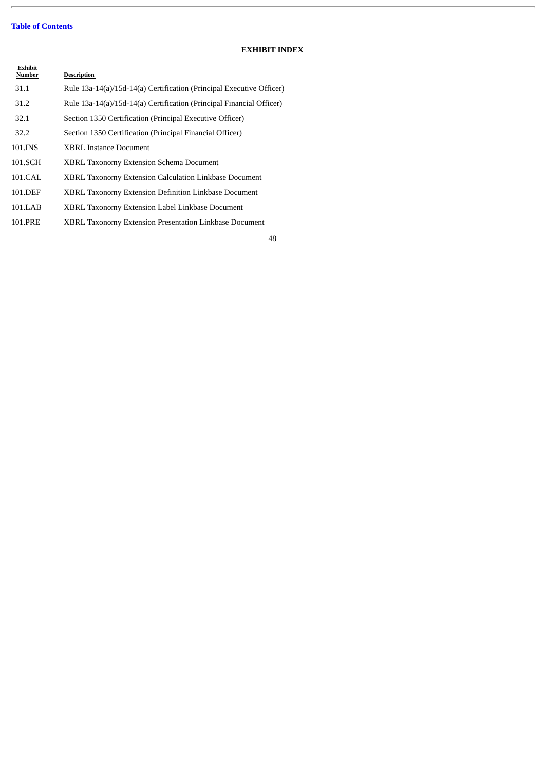[Table of Contents]

## EXHIBIT INDEX

| Exhibit Number | Description |
| --- | --- |
| 31.1 | Rule 13a-14(a)/15d-14(a) Certification (Principal Executive Officer) |
| 31.2 | Rule 13a-14(a)/15d-14(a) Certification (Principal Financial Officer) |
| 32.1 | Section 1350 Certification (Principal Executive Officer) |
| 32.2 | Section 1350 Certification (Principal Financial Officer) |
| 101.INS | XBRL Instance Document |
| 101.SCH | XBRL Taxonomy Extension Schema Document |
| 101.CAL | XBRL Taxonomy Extension Calculation Linkbase Document |
| 101.DEF | XBRL Taxonomy Extension Definition Linkbase Document |
| 101.LAB | XBRL Taxonomy Extension Label Linkbase Document |
| 101.PRE | XBRL Taxonomy Extension Presentation Linkbase Document |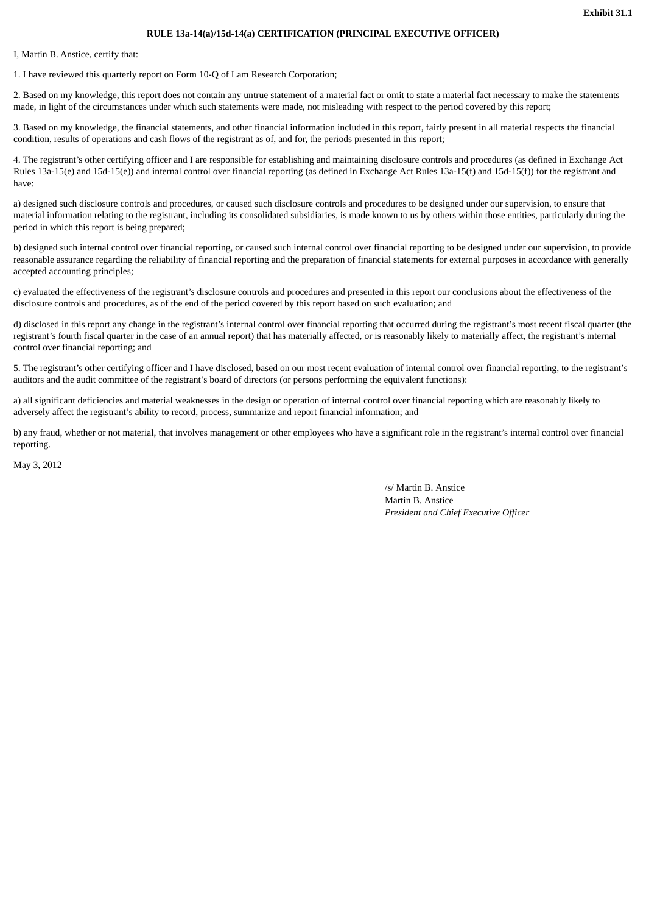**Exhibit 31.1**

**RULE 13a-14(a)/15d-14(a) CERTIFICATION (PRINCIPAL EXECUTIVE OFFICER)**

I, Martin B. Anstice, certify that:

1. I have reviewed this quarterly report on Form 10-Q of Lam Research Corporation;

2. Based on my knowledge, this report does not contain any untrue statement of a material fact or omit to state a material fact necessary to make the statements made, in light of the circumstances under which such statements were made, not misleading with respect to the period covered by this report;

3. Based on my knowledge, the financial statements, and other financial information included in this report, fairly present in all material respects the financial condition, results of operations and cash flows of the registrant as of, and for, the periods presented in this report;

4. The registrant's other certifying officer and I are responsible for establishing and maintaining disclosure controls and procedures (as defined in Exchange Act Rules 13a-15(e) and 15d-15(e)) and internal control over financial reporting (as defined in Exchange Act Rules 13a-15(f) and 15d-15(f)) for the registrant and have:

a) designed such disclosure controls and procedures, or caused such disclosure controls and procedures to be designed under our supervision, to ensure that material information relating to the registrant, including its consolidated subsidiaries, is made known to us by others within those entities, particularly during the period in which this report is being prepared;

b) designed such internal control over financial reporting, or caused such internal control over financial reporting to be designed under our supervision, to provide reasonable assurance regarding the reliability of financial reporting and the preparation of financial statements for external purposes in accordance with generally accepted accounting principles;

c) evaluated the effectiveness of the registrant's disclosure controls and procedures and presented in this report our conclusions about the effectiveness of the disclosure controls and procedures, as of the end of the period covered by this report based on such evaluation; and

d) disclosed in this report any change in the registrant's internal control over financial reporting that occurred during the registrant's most recent fiscal quarter (the registrant's fourth fiscal quarter in the case of an annual report) that has materially affected, or is reasonably likely to materially affect, the registrant's internal control over financial reporting; and

5. The registrant's other certifying officer and I have disclosed, based on our most recent evaluation of internal control over financial reporting, to the registrant's auditors and the audit committee of the registrant's board of directors (or persons performing the equivalent functions):

a) all significant deficiencies and material weaknesses in the design or operation of internal control over financial reporting which are reasonably likely to adversely affect the registrant's ability to record, process, summarize and report financial information; and

b) any fraud, whether or not material, that involves management or other employees who have a significant role in the registrant's internal control over financial reporting.

May 3, 2012

/s/ Martin B. Anstice

Martin B. Anstice

*President and Chief Executive Officer*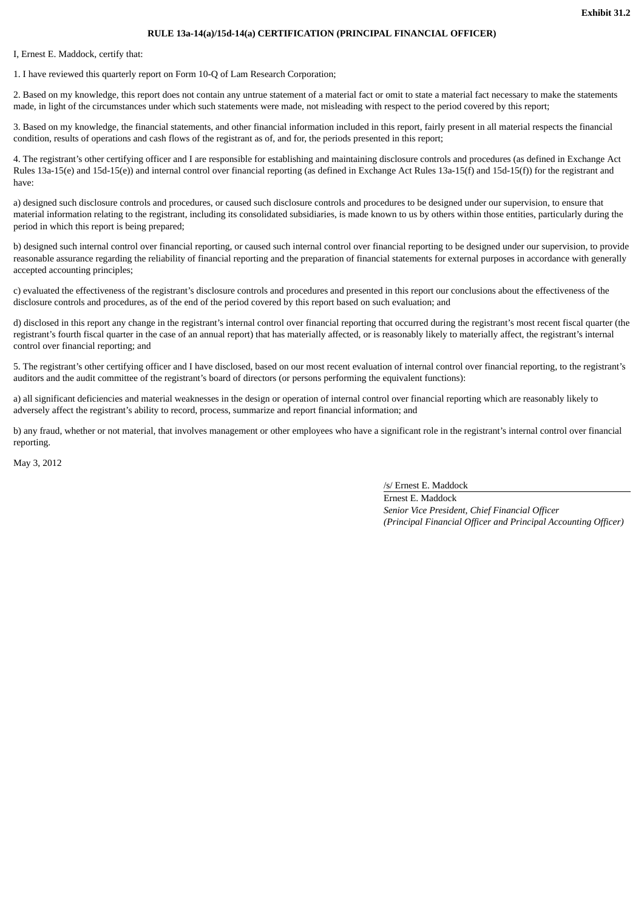**Exhibit 31.2**

**RULE 13a-14(a)/15d-14(a) CERTIFICATION (PRINCIPAL FINANCIAL OFFICER)**

I, Ernest E. Maddock, certify that:

1. I have reviewed this quarterly report on Form 10-Q of Lam Research Corporation;

2. Based on my knowledge, this report does not contain any untrue statement of a material fact or omit to state a material fact necessary to make the statements made, in light of the circumstances under which such statements were made, not misleading with respect to the period covered by this report;

3. Based on my knowledge, the financial statements, and other financial information included in this report, fairly present in all material respects the financial condition, results of operations and cash flows of the registrant as of, and for, the periods presented in this report;

4. The registrant’s other certifying officer and I are responsible for establishing and maintaining disclosure controls and procedures (as defined in Exchange Act Rules 13a-15(e) and 15d-15(e)) and internal control over financial reporting (as defined in Exchange Act Rules 13a-15(f) and 15d-15(f)) for the registrant and have:

a) designed such disclosure controls and procedures, or caused such disclosure controls and procedures to be designed under our supervision, to ensure that material information relating to the registrant, including its consolidated subsidiaries, is made known to us by others within those entities, particularly during the period in which this report is being prepared;

b) designed such internal control over financial reporting, or caused such internal control over financial reporting to be designed under our supervision, to provide reasonable assurance regarding the reliability of financial reporting and the preparation of financial statements for external purposes in accordance with generally accepted accounting principles;

c) evaluated the effectiveness of the registrant’s disclosure controls and procedures and presented in this report our conclusions about the effectiveness of the disclosure controls and procedures, as of the end of the period covered by this report based on such evaluation; and

d) disclosed in this report any change in the registrant’s internal control over financial reporting that occurred during the registrant’s most recent fiscal quarter (the registrant’s fourth fiscal quarter in the case of an annual report) that has materially affected, or is reasonably likely to materially affect, the registrant’s internal control over financial reporting; and

5. The registrant’s other certifying officer and I have disclosed, based on our most recent evaluation of internal control over financial reporting, to the registrant’s auditors and the audit committee of the registrant’s board of directors (or persons performing the equivalent functions):

a) all significant deficiencies and material weaknesses in the design or operation of internal control over financial reporting which are reasonably likely to adversely affect the registrant’s ability to record, process, summarize and report financial information; and

b) any fraud, whether or not material, that involves management or other employees who have a significant role in the registrant’s internal control over financial reporting.

May 3, 2012

/s/ Ernest E. Maddock
Ernest E. Maddock
*Senior Vice President, Chief Financial Officer*
*(Principal Financial Officer and Principal Accounting Officer)*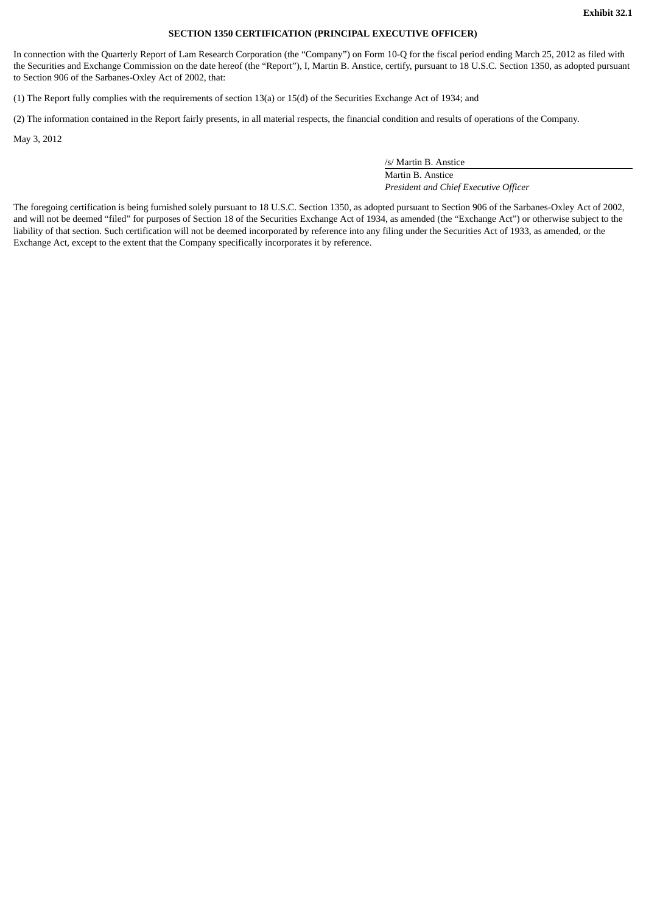**Exhibit 32.1**

**SECTION 1350 CERTIFICATION (PRINCIPAL EXECUTIVE OFFICER)**

In connection with the Quarterly Report of Lam Research Corporation (the "Company") on Form 10-Q for the fiscal period ending March 25, 2012 as filed with the Securities and Exchange Commission on the date hereof (the "Report"), I, Martin B. Anstice, certify, pursuant to 18 U.S.C. Section 1350, as adopted pursuant to Section 906 of the Sarbanes-Oxley Act of 2002, that:

(1) The Report fully complies with the requirements of section 13(a) or 15(d) of the Securities Exchange Act of 1934; and

(2) The information contained in the Report fairly presents, in all material respects, the financial condition and results of operations of the Company.

May 3, 2012

/s/ Martin B. Anstice

Martin B. Anstice

*President and Chief Executive Officer*

The foregoing certification is being furnished solely pursuant to 18 U.S.C. Section 1350, as adopted pursuant to Section 906 of the Sarbanes-Oxley Act of 2002, and will not be deemed "filed" for purposes of Section 18 of the Securities Exchange Act of 1934, as amended (the "Exchange Act") or otherwise subject to the liability of that section. Such certification will not be deemed incorporated by reference into any filing under the Securities Act of 1933, as amended, or the Exchange Act, except to the extent that the Company specifically incorporates it by reference.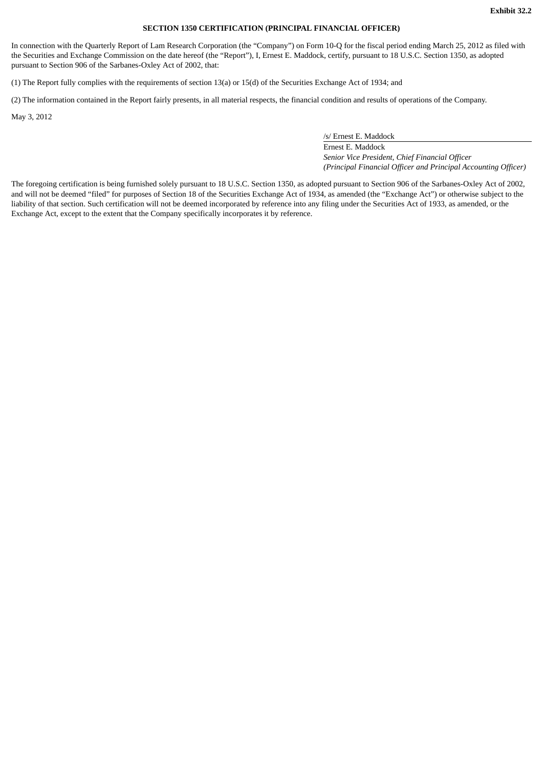**Exhibit 32.2**

**SECTION 1350 CERTIFICATION (PRINCIPAL FINANCIAL OFFICER)**

In connection with the Quarterly Report of Lam Research Corporation (the "Company") on Form 10-Q for the fiscal period ending March 25, 2012 as filed with the Securities and Exchange Commission on the date hereof (the "Report"), I, Ernest E. Maddock, certify, pursuant to 18 U.S.C. Section 1350, as adopted pursuant to Section 906 of the Sarbanes-Oxley Act of 2002, that:

(1) The Report fully complies with the requirements of section 13(a) or 15(d) of the Securities Exchange Act of 1934; and

(2) The information contained in the Report fairly presents, in all material respects, the financial condition and results of operations of the Company.

May 3, 2012

/s/ Ernest E. Maddock

Ernest E. Maddock

*Senior Vice President, Chief Financial Officer*

*(Principal Financial Officer and Principal Accounting Officer)*

The foregoing certification is being furnished solely pursuant to 18 U.S.C. Section 1350, as adopted pursuant to Section 906 of the Sarbanes-Oxley Act of 2002, and will not be deemed "filed" for purposes of Section 18 of the Securities Exchange Act of 1934, as amended (the "Exchange Act") or otherwise subject to the liability of that section. Such certification will not be deemed incorporated by reference into any filing under the Securities Act of 1933, as amended, or the Exchange Act, except to the extent that the Company specifically incorporates it by reference.